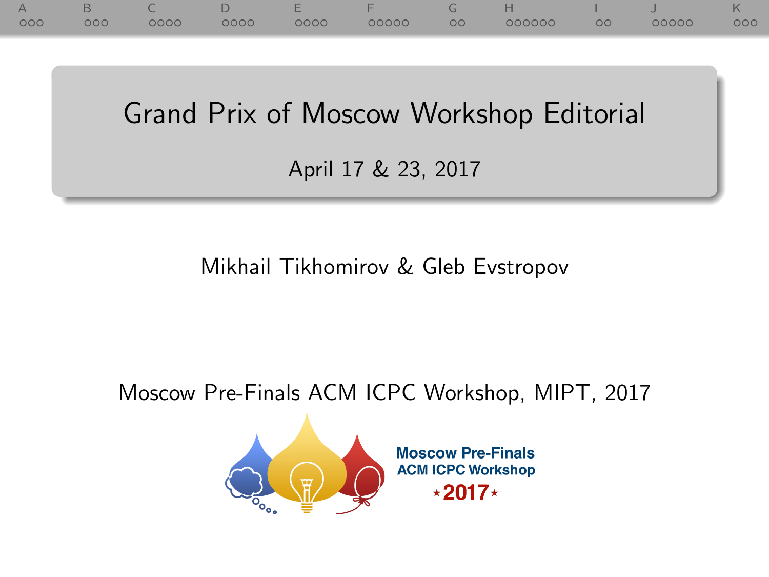# Grand Prix of Moscow Workshop Editorial

April 17 & 23, 2017

Mikhail Tikhomirov & Gleb Evstropov

Moscow Pre-Finals ACM ICPC Workshop, MIPT, 2017

Moscow Pre-Finals ACM ICPC Workshop ★2017★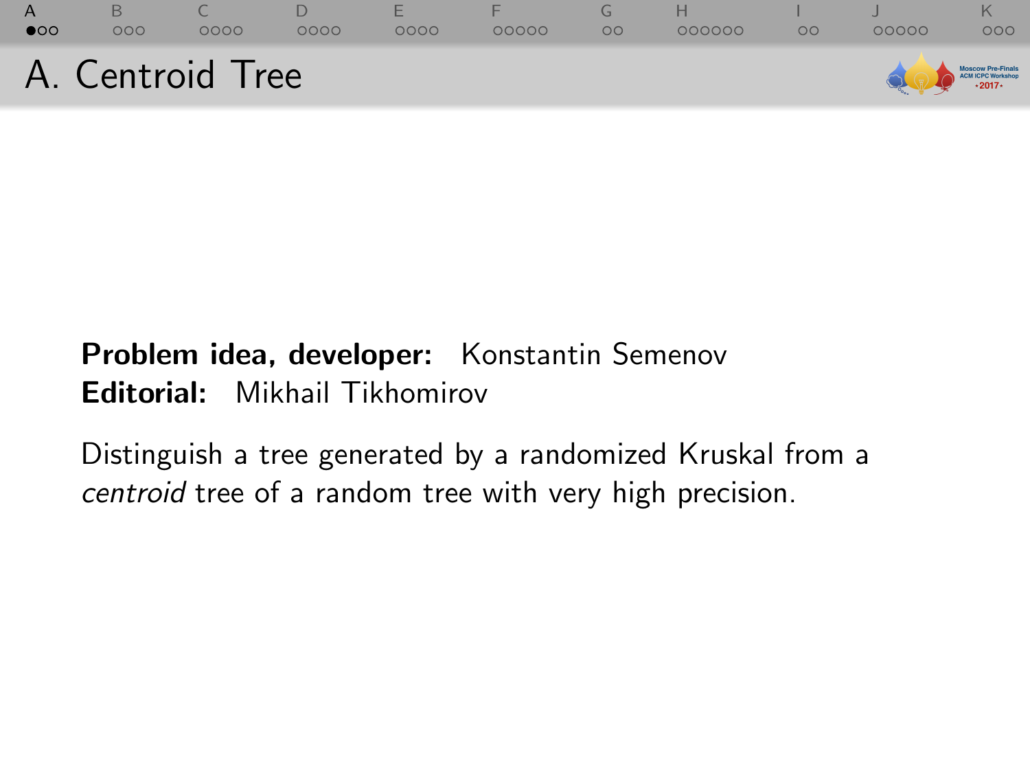# A. Centroid Tree

**Problem idea, developer:** Konstantin Semenov
**Editorial:** Mikhail Tikhomirov

Distinguish a tree generated by a randomized Kruskal from a *centroid* tree of a random tree with very high precision.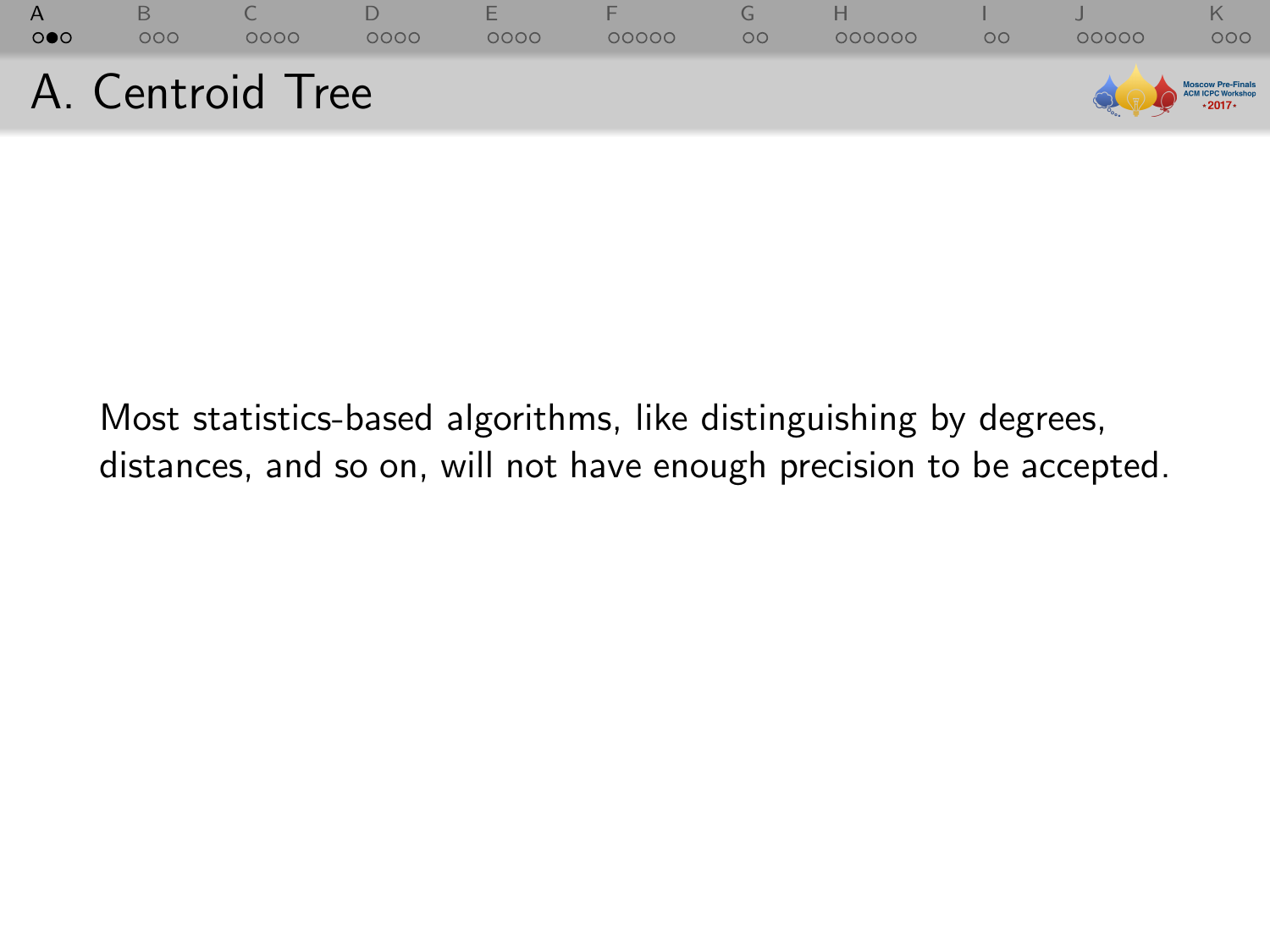# A. Centroid Tree

Most statistics-based algorithms, like distinguishing by degrees, distances, and so on, will not have enough precision to be accepted.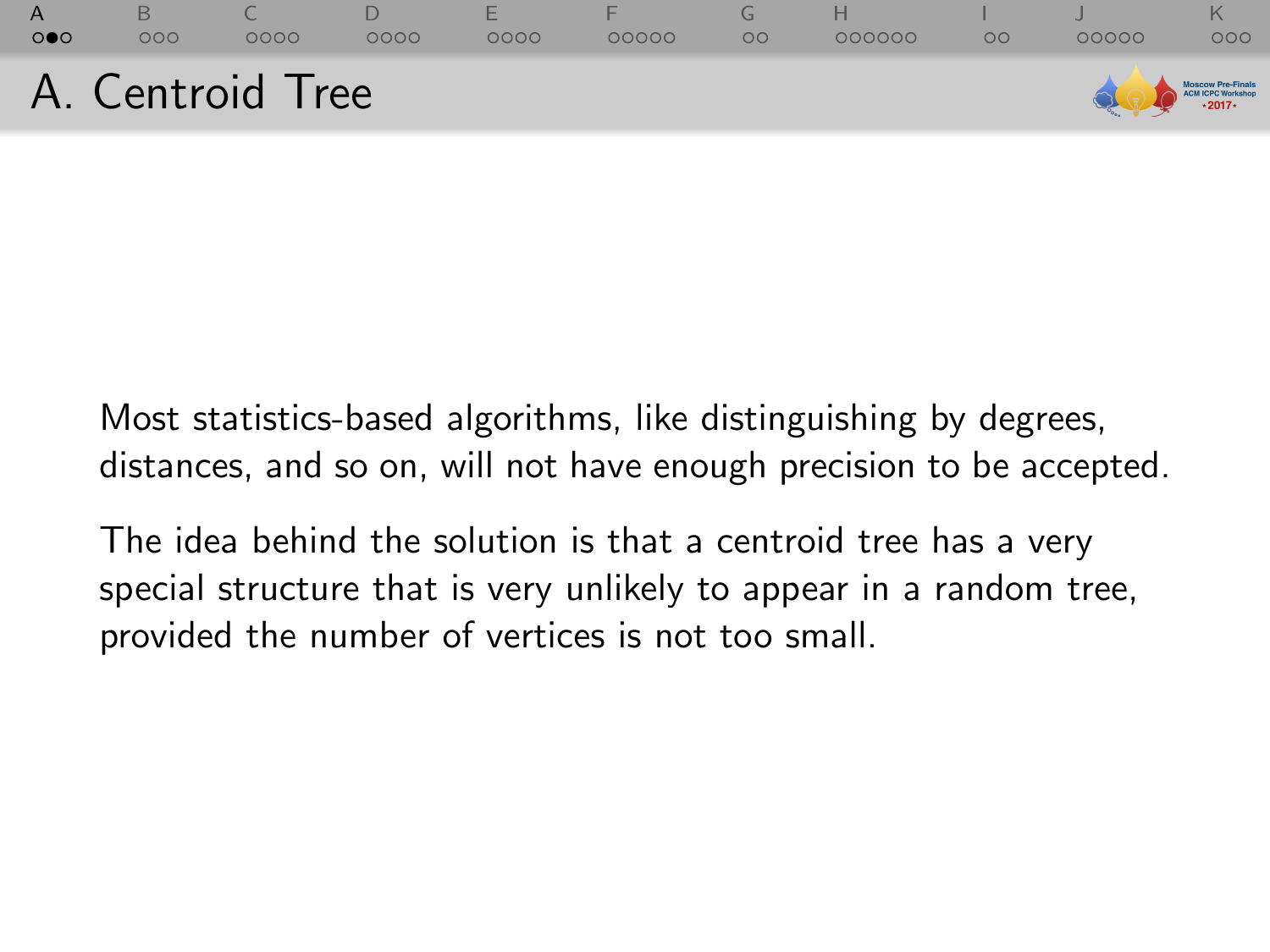# A. Centroid Tree

Most statistics-based algorithms, like distinguishing by degrees, distances, and so on, will not have enough precision to be accepted.

The idea behind the solution is that a centroid tree has a very special structure that is very unlikely to appear in a random tree, provided the number of vertices is not too small.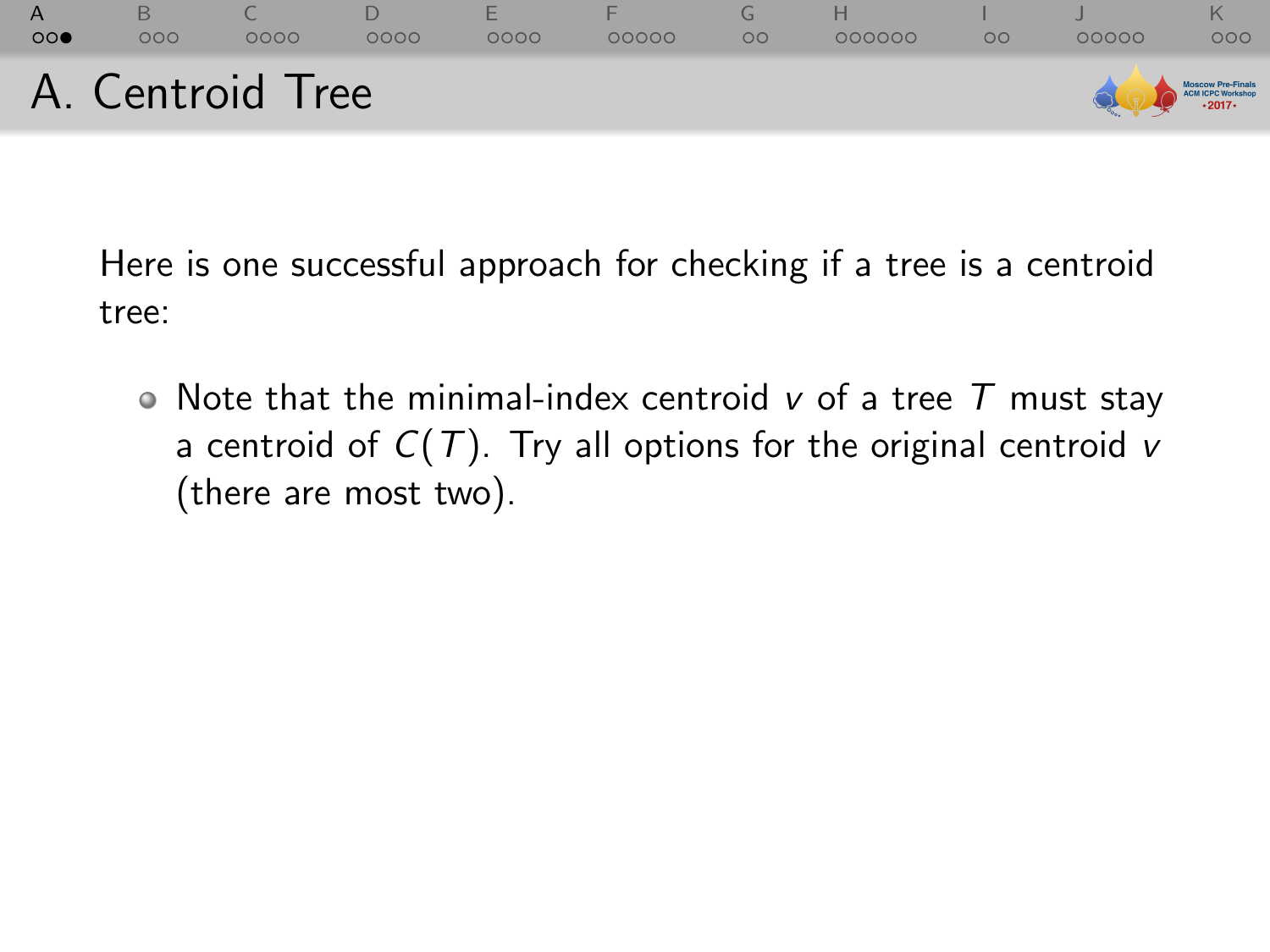# A. Centroid Tree

Here is one successful approach for checking if a tree is a centroid tree:

- Note that the minimal-index centroid $v$ of a tree $T$ must stay a centroid of $C(T)$. Try all options for the original centroid $v$ (there are most two).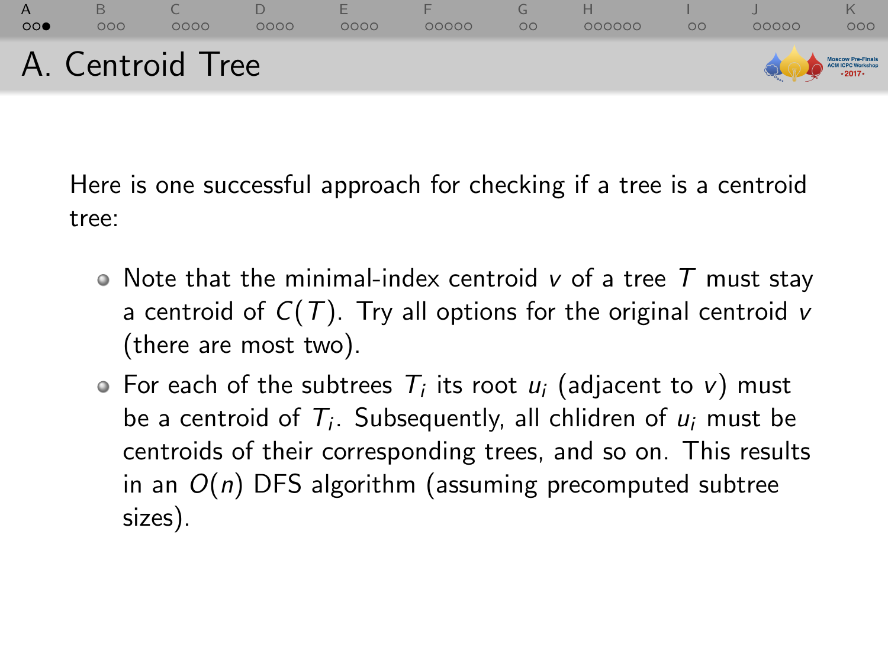# A. Centroid Tree

Here is one successful approach for checking if a tree is a centroid tree:

- Note that the minimal-index centroid $v$ of a tree $T$ must stay a centroid of $C(T)$. Try all options for the original centroid $v$ (there are most two).
- For each of the subtrees $T_i$ its root $u_i$ (adjacent to $v$) must be a centroid of $T_i$. Subsequently, all chlidren of $u_i$ must be centroids of their corresponding trees, and so on. This results in an $O(n)$ DFS algorithm (assuming precomputed subtree sizes).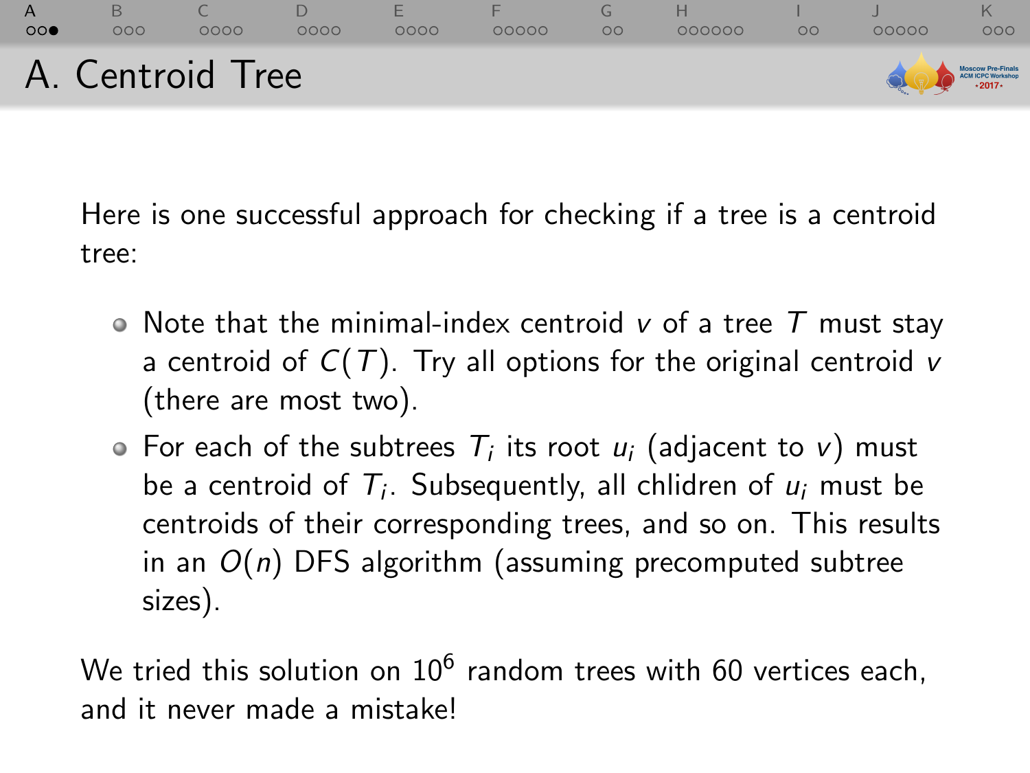# A. Centroid Tree

Here is one successful approach for checking if a tree is a centroid tree:

- Note that the minimal-index centroid $v$ of a tree $T$ must stay a centroid of $C(T)$. Try all options for the original centroid $v$ (there are most two).
- For each of the subtrees $T_i$ its root $u_i$ (adjacent to $v$) must be a centroid of $T_i$. Subsequently, all chlidren of $u_i$ must be centroids of their corresponding trees, and so on. This results in an $O(n)$ DFS algorithm (assuming precomputed subtree sizes).

We tried this solution on $10^6$ random trees with 60 vertices each, and it never made a mistake!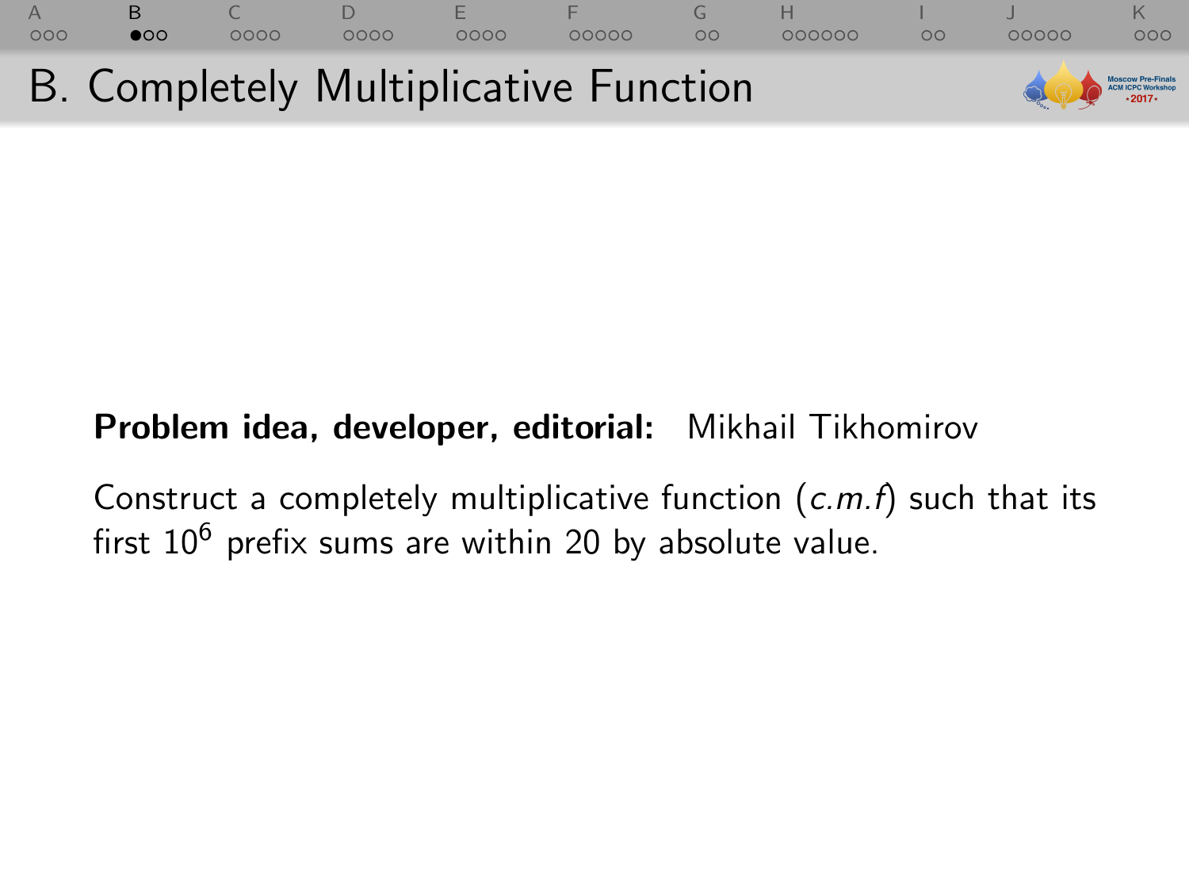# B. Completely Multiplicative Function

**Problem idea, developer, editorial:** Mikhail Tikhomirov

Construct a completely multiplicative function (*c.m.f*) such that its first $10^6$ prefix sums are within 20 by absolute value.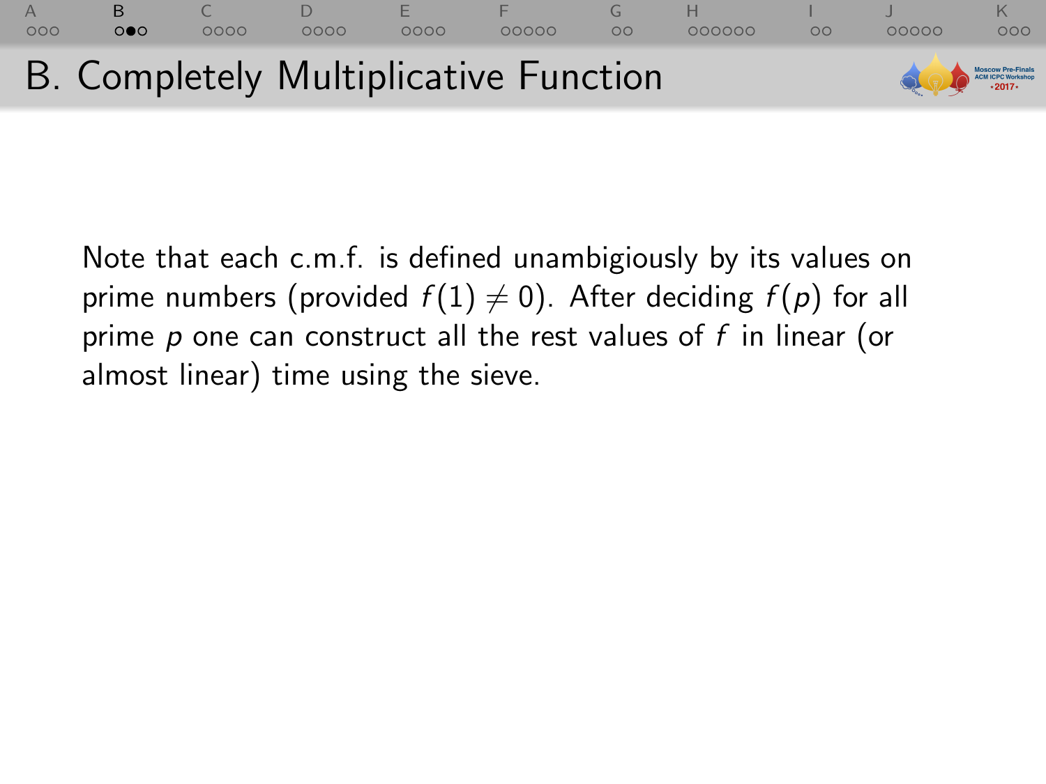# B. Completely Multiplicative Function

Note that each c.m.f. is defined unambigiously by its values on prime numbers (provided $f(1) \neq 0$). After deciding $f(p)$ for all prime $p$ one can construct all the rest values of $f$ in linear (or almost linear) time using the sieve.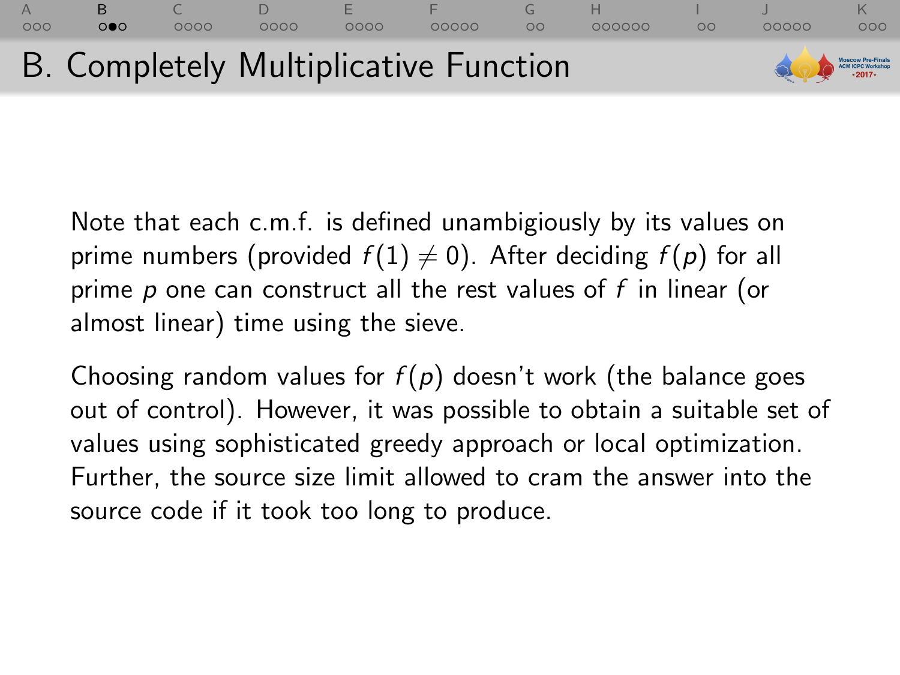# B. Completely Multiplicative Function

Note that each c.m.f. is defined unambigiously by its values on prime numbers (provided $f(1) \neq 0$). After deciding $f(p)$ for all prime $p$ one can construct all the rest values of $f$ in linear (or almost linear) time using the sieve.

Choosing random values for $f(p)$ doesn't work (the balance goes out of control). However, it was possible to obtain a suitable set of values using sophisticated greedy approach or local optimization. Further, the source size limit allowed to cram the answer into the source code if it took too long to produce.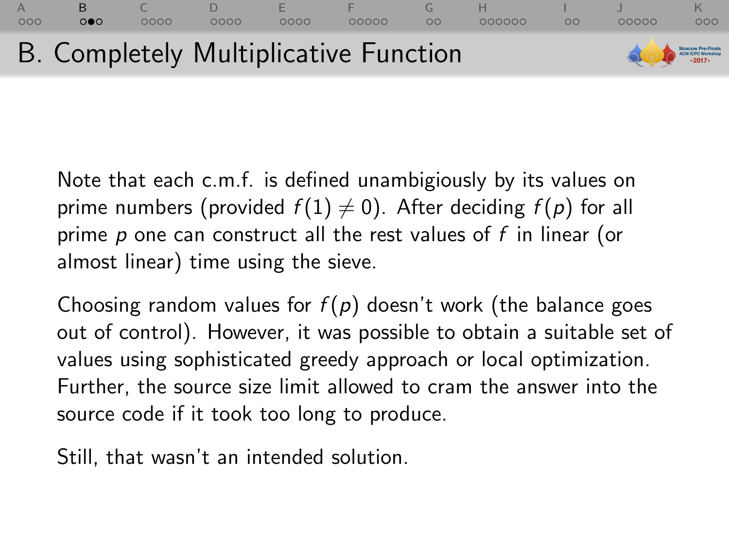# B. Completely Multiplicative Function

Note that each c.m.f. is defined unambigiously by its values on prime numbers (provided $f(1) \neq 0$). After deciding $f(p)$ for all prime $p$ one can construct all the rest values of $f$ in linear (or almost linear) time using the sieve.

Choosing random values for $f(p)$ doesn't work (the balance goes out of control). However, it was possible to obtain a suitable set of values using sophisticated greedy approach or local optimization. Further, the source size limit allowed to cram the answer into the source code if it took too long to produce.

Still, that wasn't an intended solution.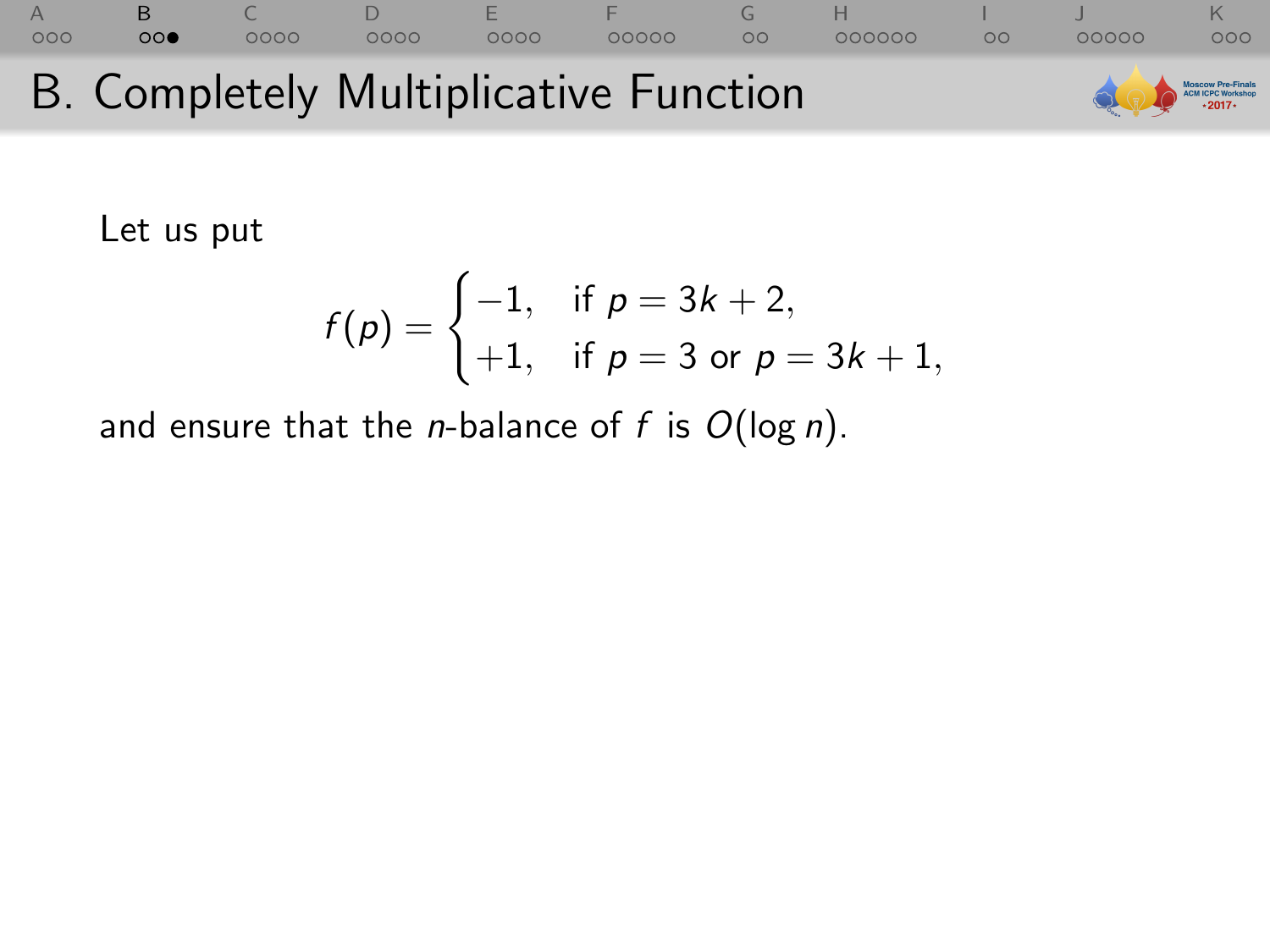# B. Completely Multiplicative Function

Let us put

$$f(p) = \begin{cases} -1, & \text{if } p = 3k + 2, \\ +1, & \text{if } p = 3 \text{ or } p = 3k + 1, \end{cases}$$

and ensure that the $n$-balance of $f$ is $O(\log n)$.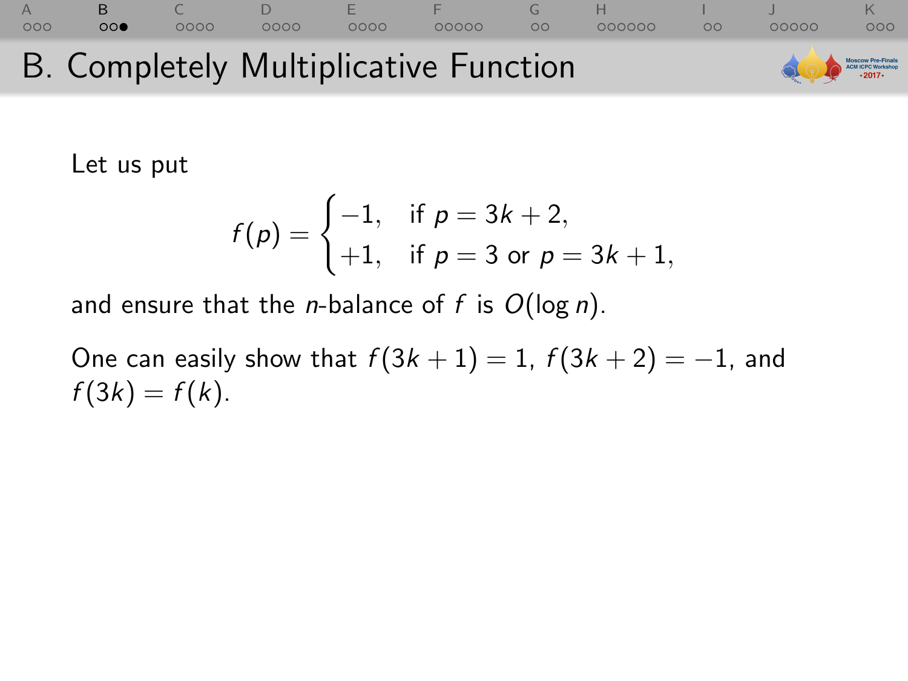# B. Completely Multiplicative Function

Let us put

$$f(p) = \begin{cases} -1, & \text{if } p = 3k + 2, \\ +1, & \text{if } p = 3 \text{ or } p = 3k + 1, \end{cases}$$

and ensure that the $n$-balance of $f$ is $O(\log n)$.

One can easily show that $f(3k + 1) = 1$, $f(3k + 2) = -1$, and $f(3k) = f(k)$.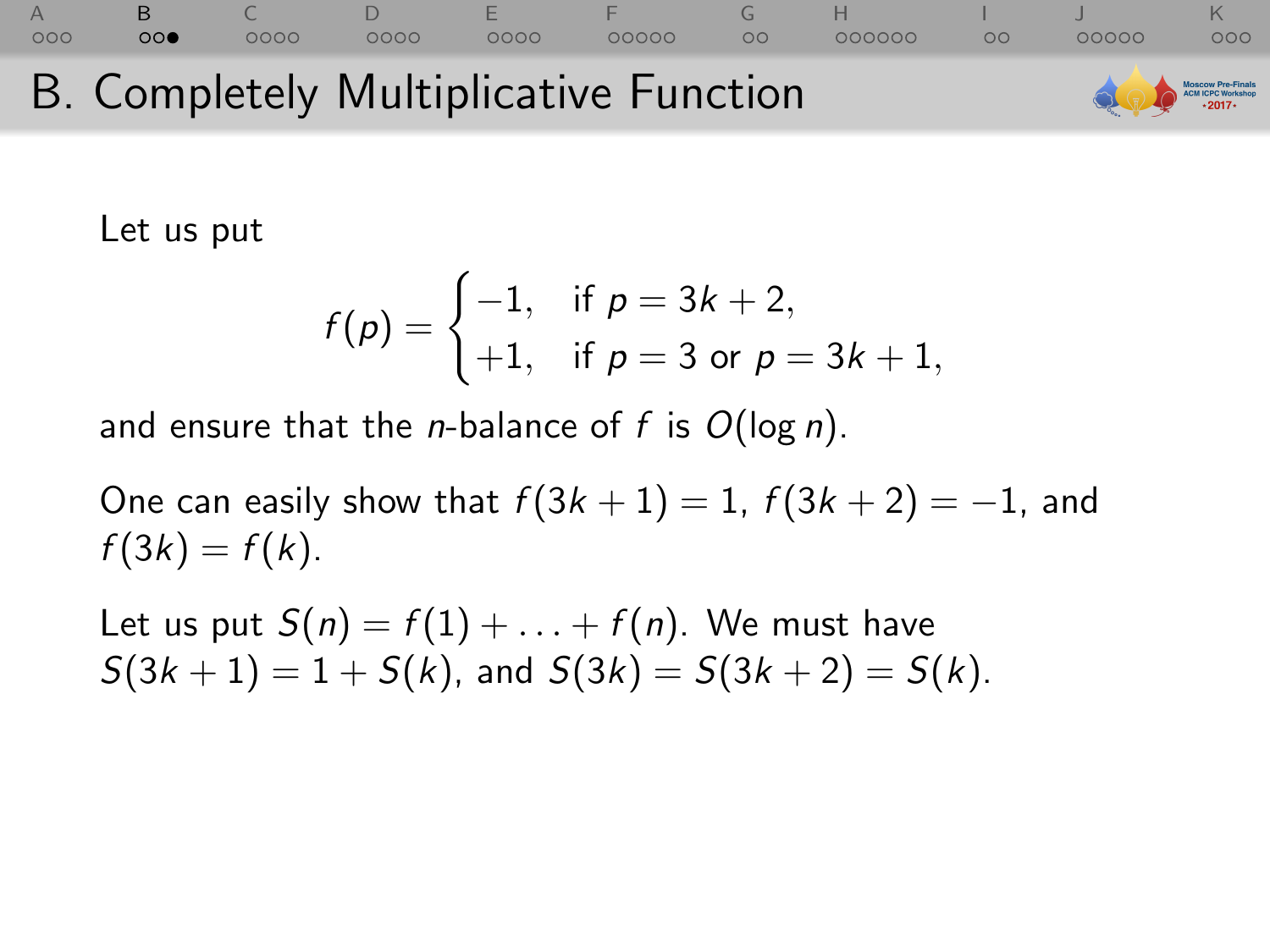# B. Completely Multiplicative Function

Let us put

$$f(p) = \begin{cases} -1, & \text{if } p = 3k+2, \\ +1, & \text{if } p = 3 \text{ or } p = 3k+1, \end{cases}$$

and ensure that the $n$-balance of $f$ is $O(\log n)$.

One can easily show that $f(3k+1) = 1$, $f(3k+2) = -1$, and $f(3k) = f(k)$.

Let us put $S(n) = f(1) + \ldots + f(n)$. We must have $S(3k+1) = 1 + S(k)$, and $S(3k) = S(3k+2) = S(k)$.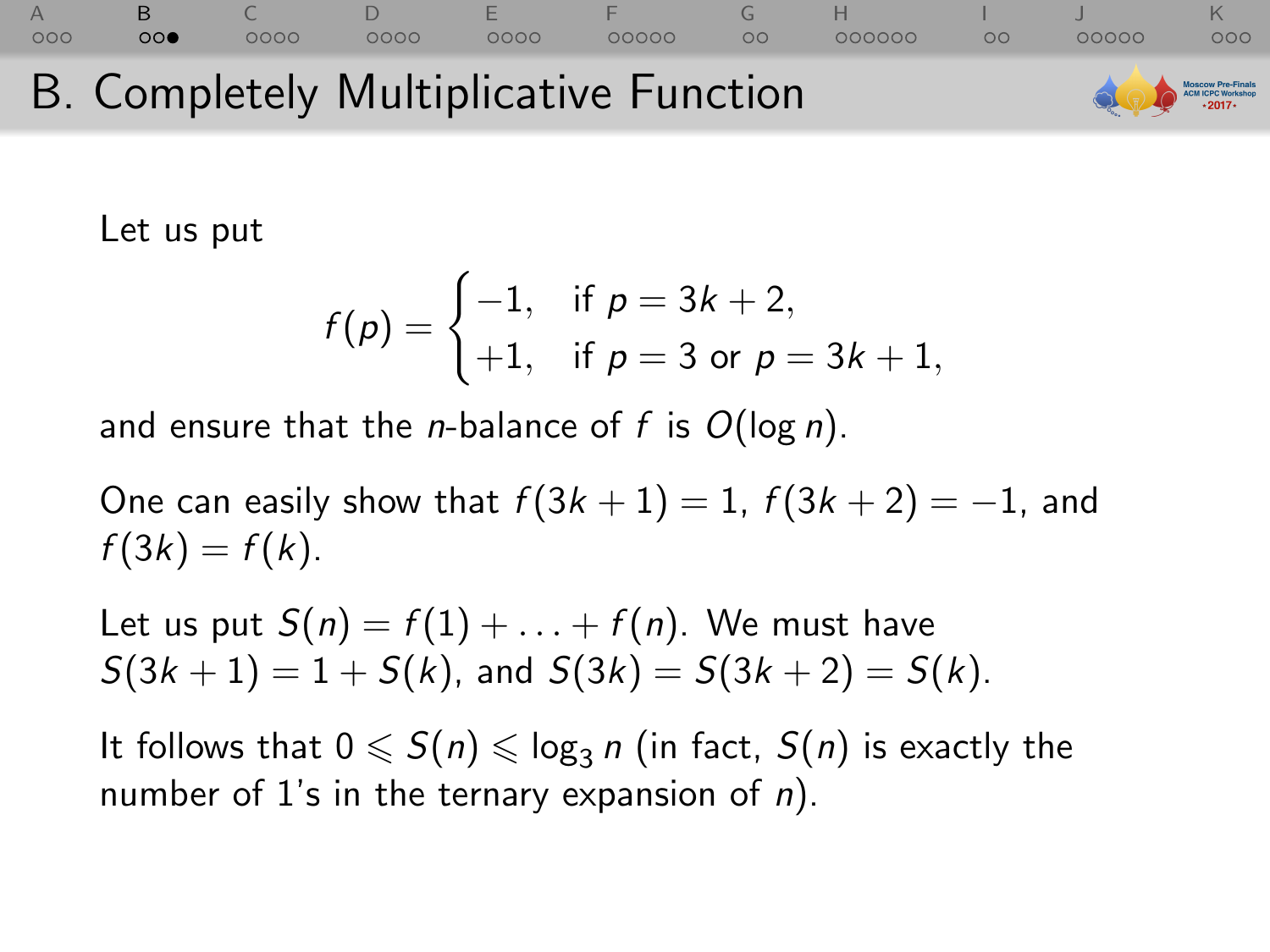# B. Completely Multiplicative Function

Let us put

$$f(p) = \begin{cases} -1, & \text{if } p = 3k + 2, \\ +1, & \text{if } p = 3 \text{ or } p = 3k + 1, \end{cases}$$

and ensure that the $n$-balance of $f$ is $O(\log n)$.

One can easily show that $f(3k + 1) = 1$, $f(3k + 2) = -1$, and $f(3k) = f(k)$.

Let us put $S(n) = f(1) + \ldots + f(n)$. We must have $S(3k + 1) = 1 + S(k)$, and $S(3k) = S(3k + 2) = S(k)$.

It follows that $0 \leqslant S(n) \leqslant \log_3 n$ (in fact, $S(n)$ is exactly the number of 1's in the ternary expansion of $n$).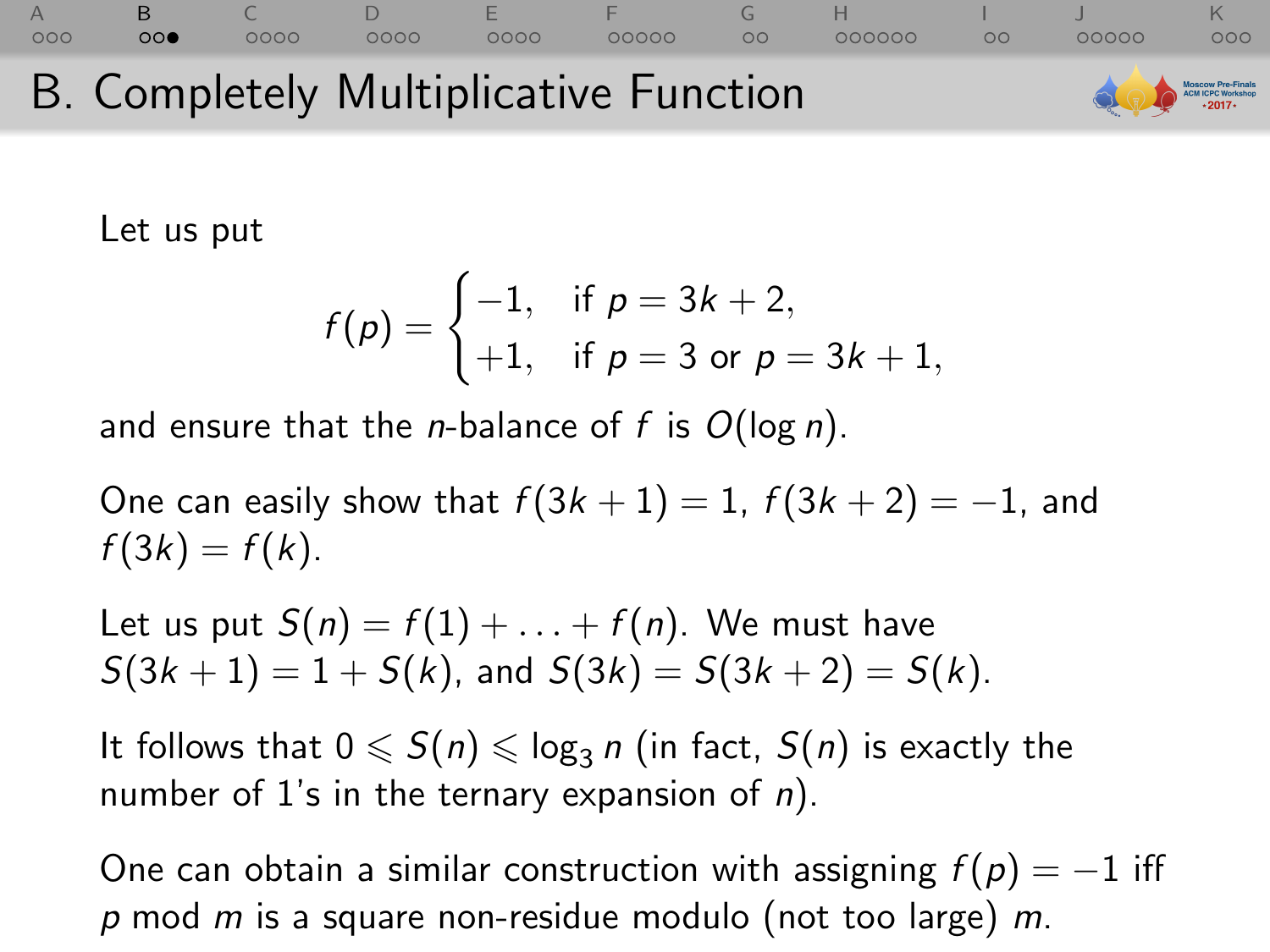# B. Completely Multiplicative Function

Let us put

$$f(p) = \begin{cases} -1, & \text{if } p = 3k+2, \\ +1, & \text{if } p = 3 \text{ or } p = 3k+1, \end{cases}$$

and ensure that the $n$-balance of $f$ is $O(\log n)$.

One can easily show that $f(3k+1) = 1$, $f(3k+2) = -1$, and $f(3k) = f(k)$.

Let us put $S(n) = f(1) + \ldots + f(n)$. We must have $S(3k+1) = 1 + S(k)$, and $S(3k) = S(3k+2) = S(k)$.

It follows that $0 \leqslant S(n) \leqslant \log_3 n$ (in fact, $S(n)$ is exactly the number of 1's in the ternary expansion of $n$).

One can obtain a similar construction with assigning $f(p) = -1$ iff $p$ mod $m$ is a square non-residue modulo (not too large) $m$.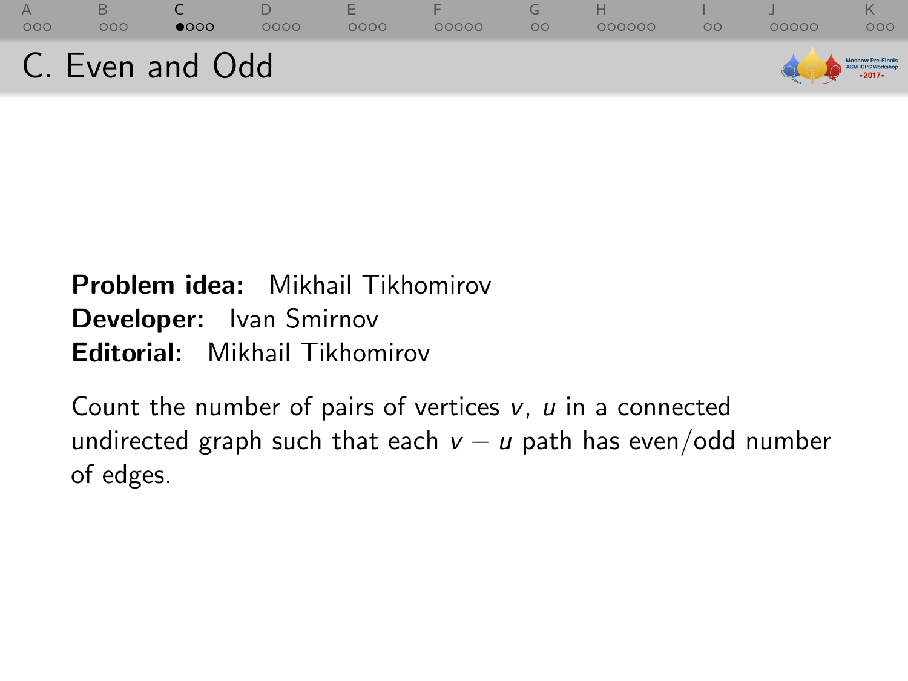# C. Even and Odd

**Problem idea:** Mikhail Tikhomirov
**Developer:** Ivan Smirnov
**Editorial:** Mikhail Tikhomirov

Count the number of pairs of vertices $v$, $u$ in a connected undirected graph such that each $v - u$ path has even/odd number of edges.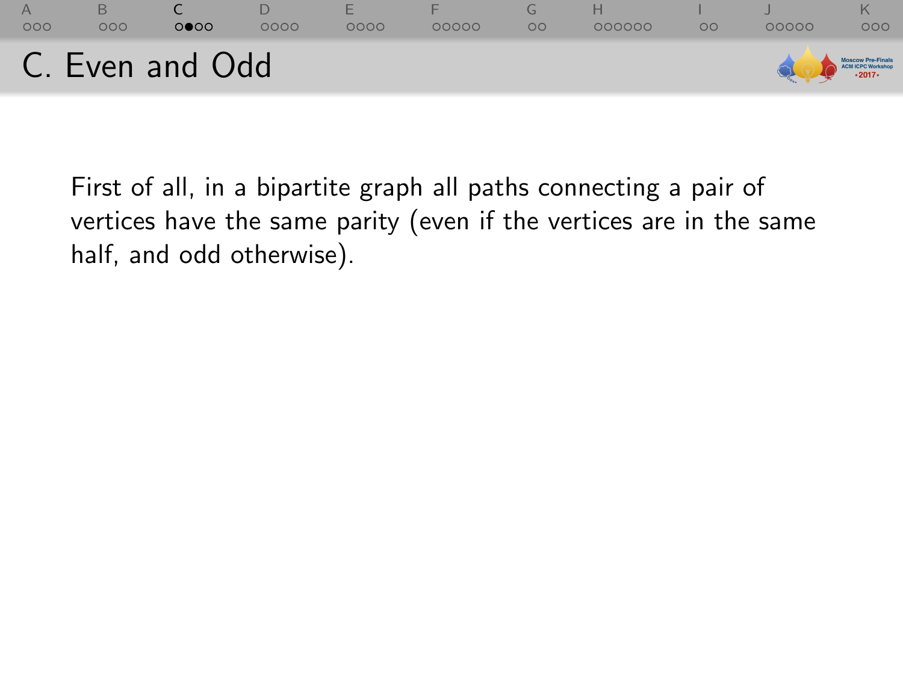# C. Even and Odd

First of all, in a bipartite graph all paths connecting a pair of vertices have the same parity (even if the vertices are in the same half, and odd otherwise).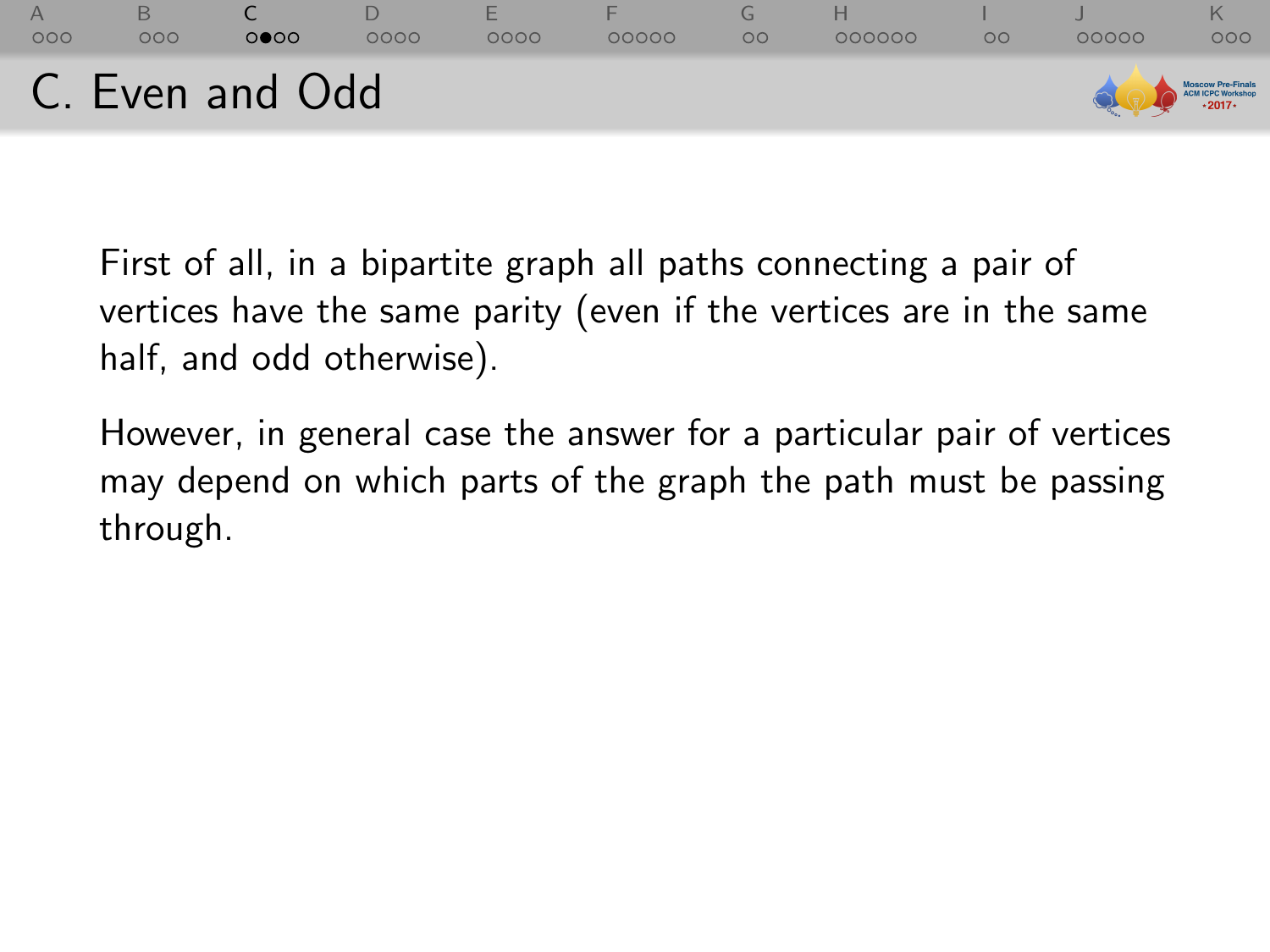# C. Even and Odd

First of all, in a bipartite graph all paths connecting a pair of vertices have the same parity (even if the vertices are in the same half, and odd otherwise).

However, in general case the answer for a particular pair of vertices may depend on which parts of the graph the path must be passing through.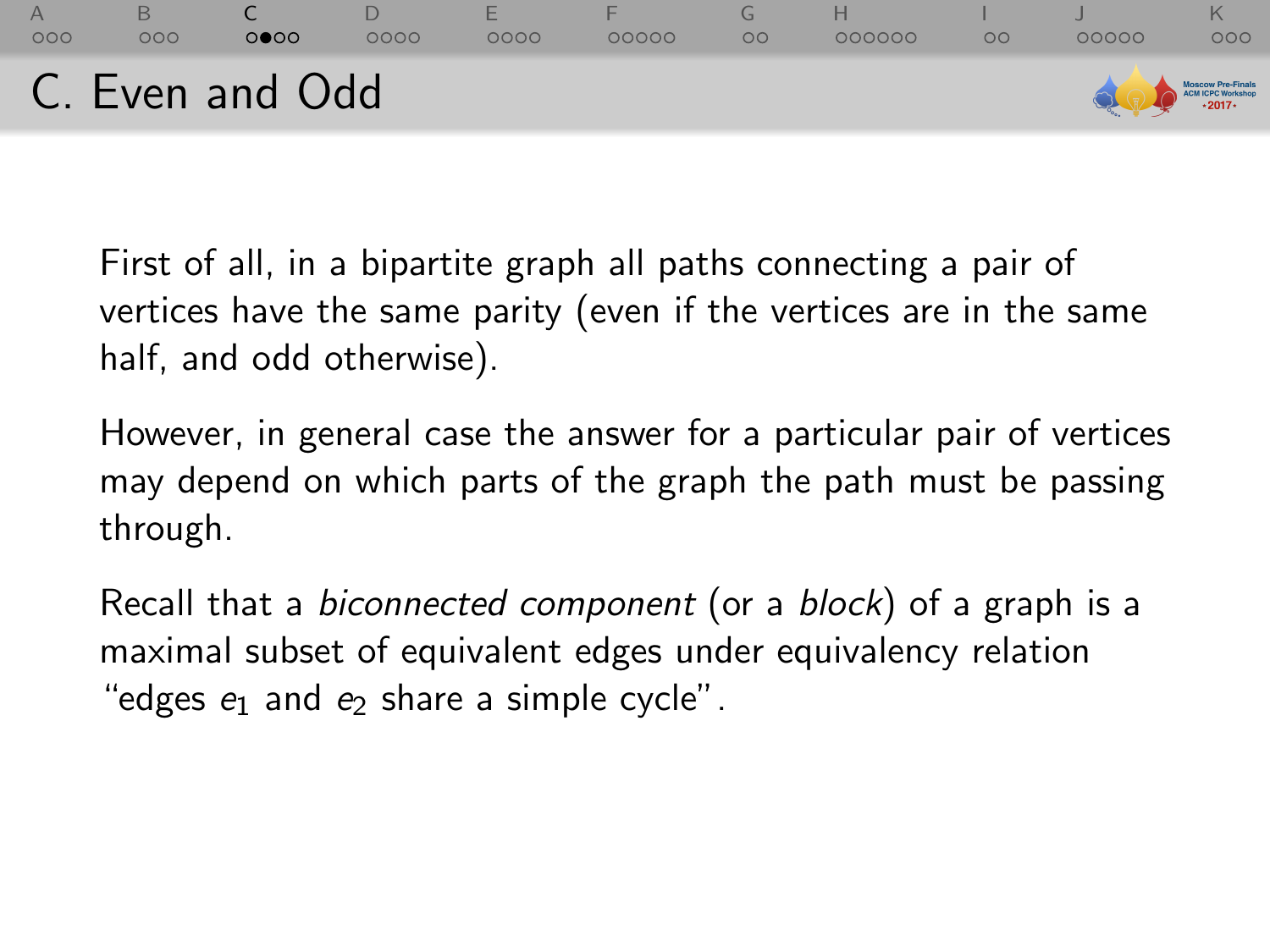# C. Even and Odd

First of all, in a bipartite graph all paths connecting a pair of vertices have the same parity (even if the vertices are in the same half, and odd otherwise).

However, in general case the answer for a particular pair of vertices may depend on which parts of the graph the path must be passing through.

Recall that a *biconnected component* (or a *block*) of a graph is a maximal subset of equivalent edges under equivalency relation "edges $e_1$ and $e_2$ share a simple cycle".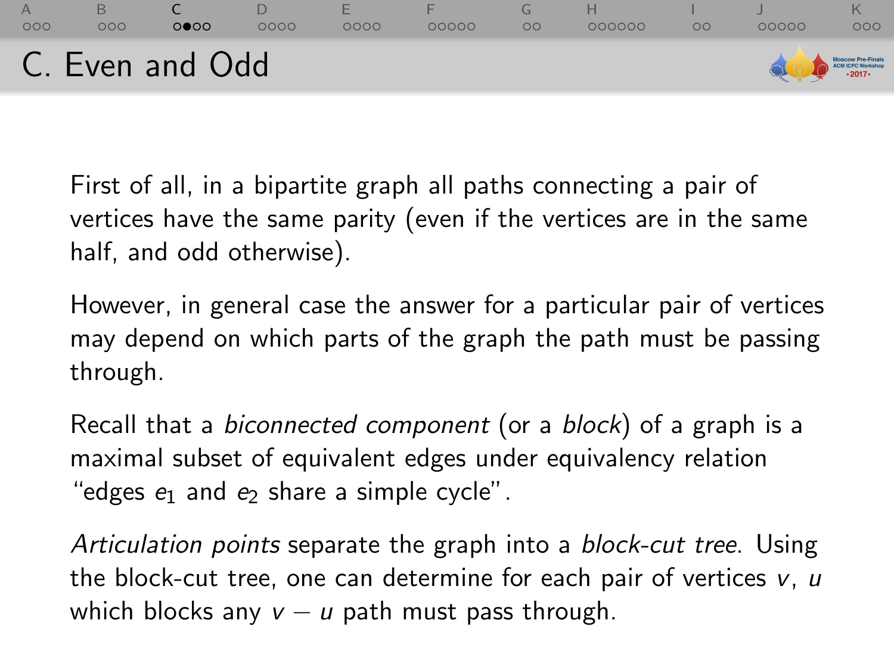# C. Even and Odd

First of all, in a bipartite graph all paths connecting a pair of vertices have the same parity (even if the vertices are in the same half, and odd otherwise).

However, in general case the answer for a particular pair of vertices may depend on which parts of the graph the path must be passing through.

Recall that a *biconnected component* (or a *block*) of a graph is a maximal subset of equivalent edges under equivalency relation "edges $e_1$ and $e_2$ share a simple cycle".

*Articulation points* separate the graph into a *block-cut tree*. Using the block-cut tree, one can determine for each pair of vertices $v$, $u$ which blocks any $v - u$ path must pass through.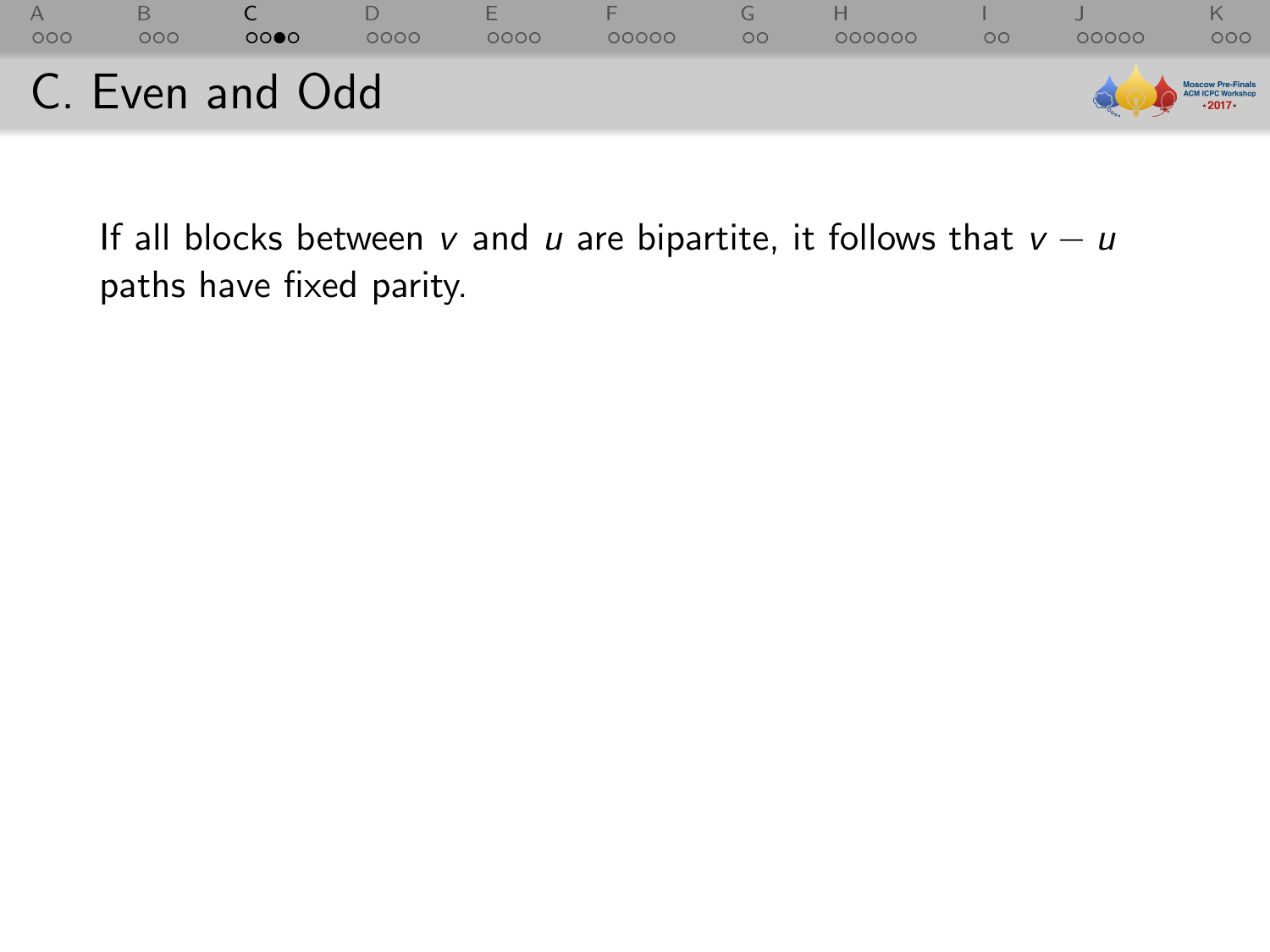# C. Even and Odd

If all blocks between $v$ and $u$ are bipartite, it follows that $v - u$ paths have fixed parity.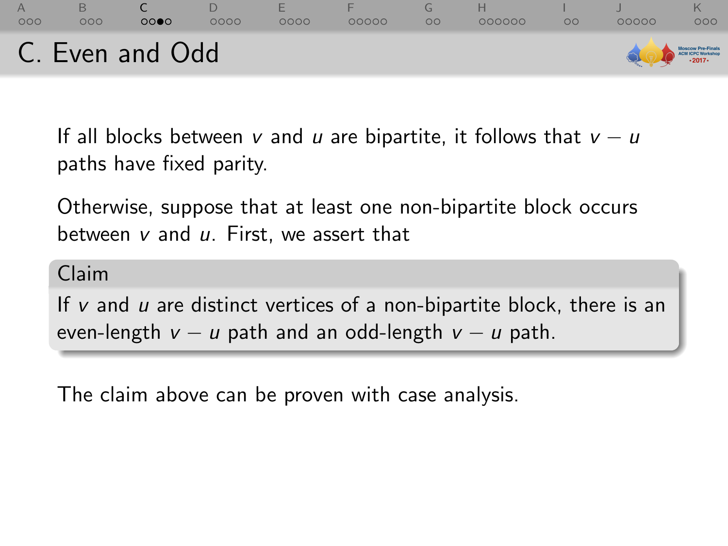# C. Even and Odd

If all blocks between $v$ and $u$ are bipartite, it follows that $v - u$ paths have fixed parity.

Otherwise, suppose that at least one non-bipartite block occurs between $v$ and $u$. First, we assert that

**Claim**

If $v$ and $u$ are distinct vertices of a non-bipartite block, there is an even-length $v - u$ path and an odd-length $v - u$ path.

The claim above can be proven with case analysis.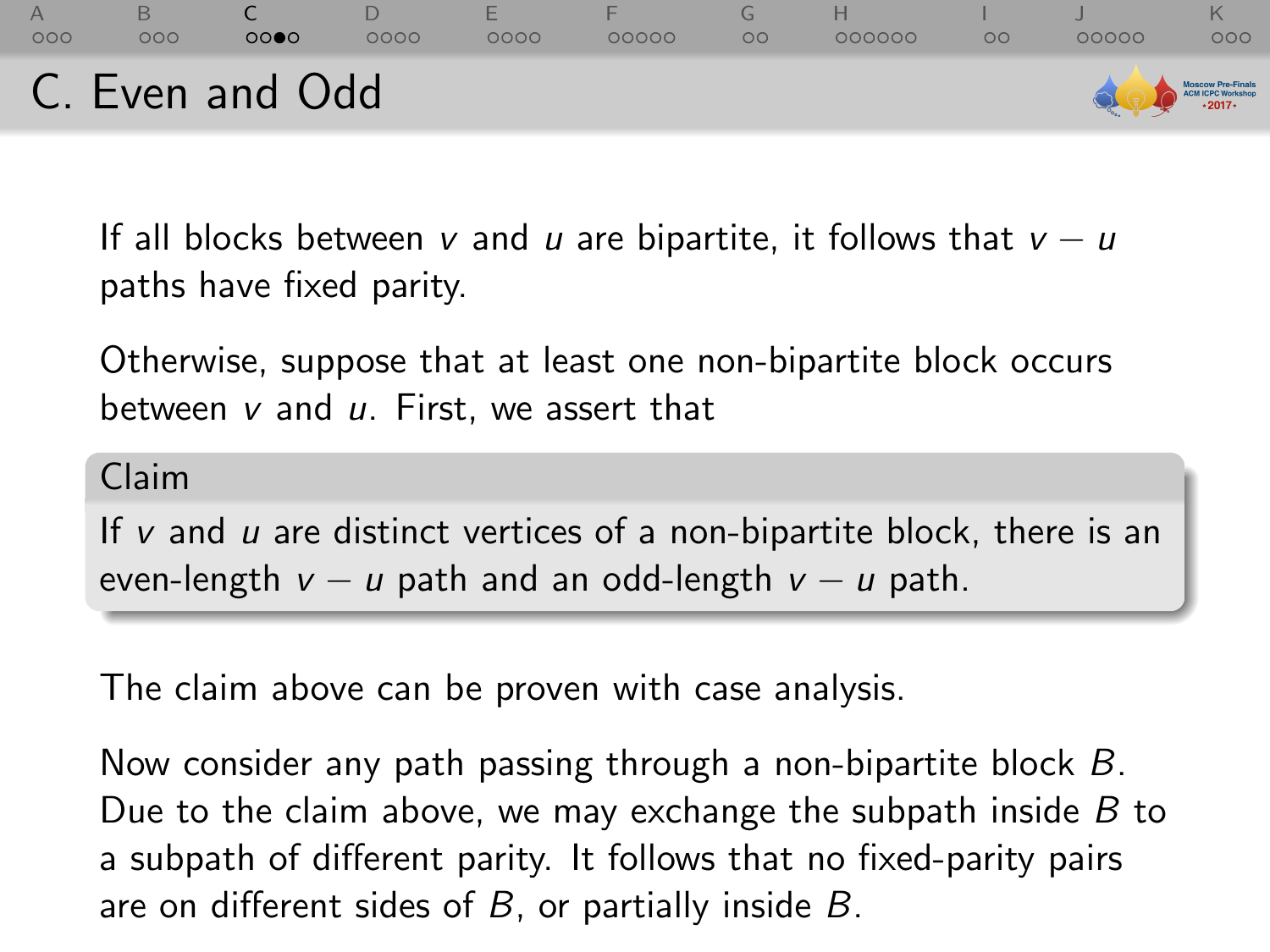# C. Even and Odd

If all blocks between $v$ and $u$ are bipartite, it follows that $v - u$ paths have fixed parity.

Otherwise, suppose that at least one non-bipartite block occurs between $v$ and $u$. First, we assert that

**Claim**

If $v$ and $u$ are distinct vertices of a non-bipartite block, there is an even-length $v - u$ path and an odd-length $v - u$ path.

The claim above can be proven with case analysis.

Now consider any path passing through a non-bipartite block $B$. Due to the claim above, we may exchange the subpath inside $B$ to a subpath of different parity. It follows that no fixed-parity pairs are on different sides of $B$, or partially inside $B$.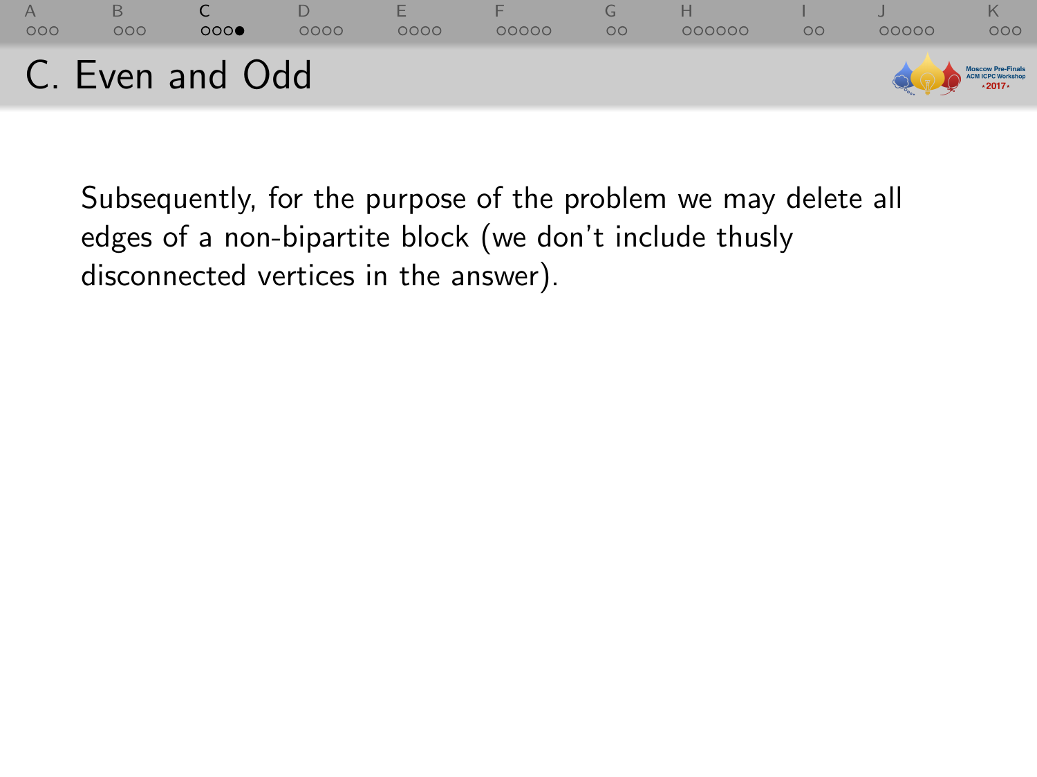# C. Even and Odd

Subsequently, for the purpose of the problem we may delete all edges of a non-bipartite block (we don't include thusly disconnected vertices in the answer).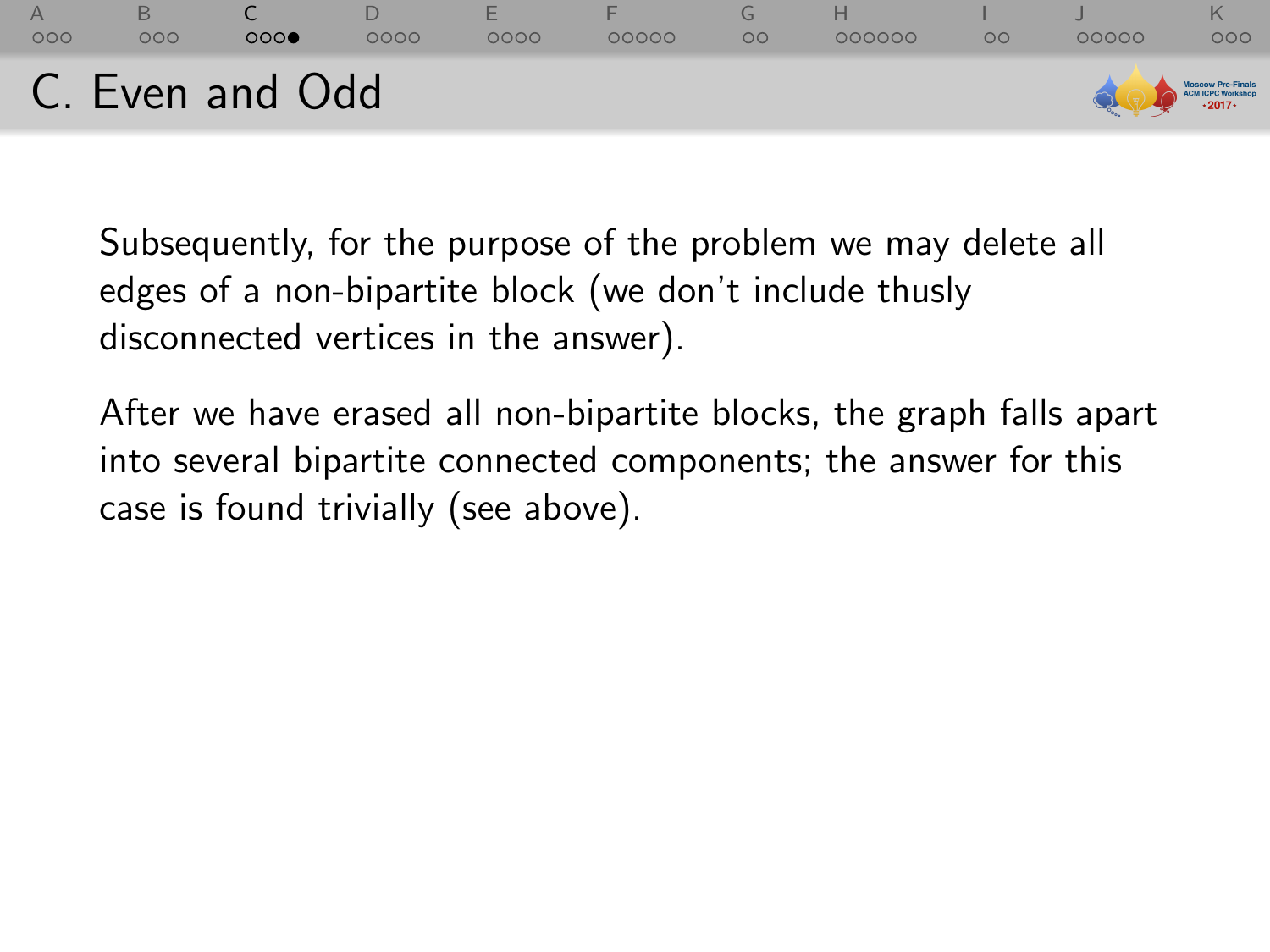# C. Even and Odd

Subsequently, for the purpose of the problem we may delete all edges of a non-bipartite block (we don't include thusly disconnected vertices in the answer).

After we have erased all non-bipartite blocks, the graph falls apart into several bipartite connected components; the answer for this case is found trivially (see above).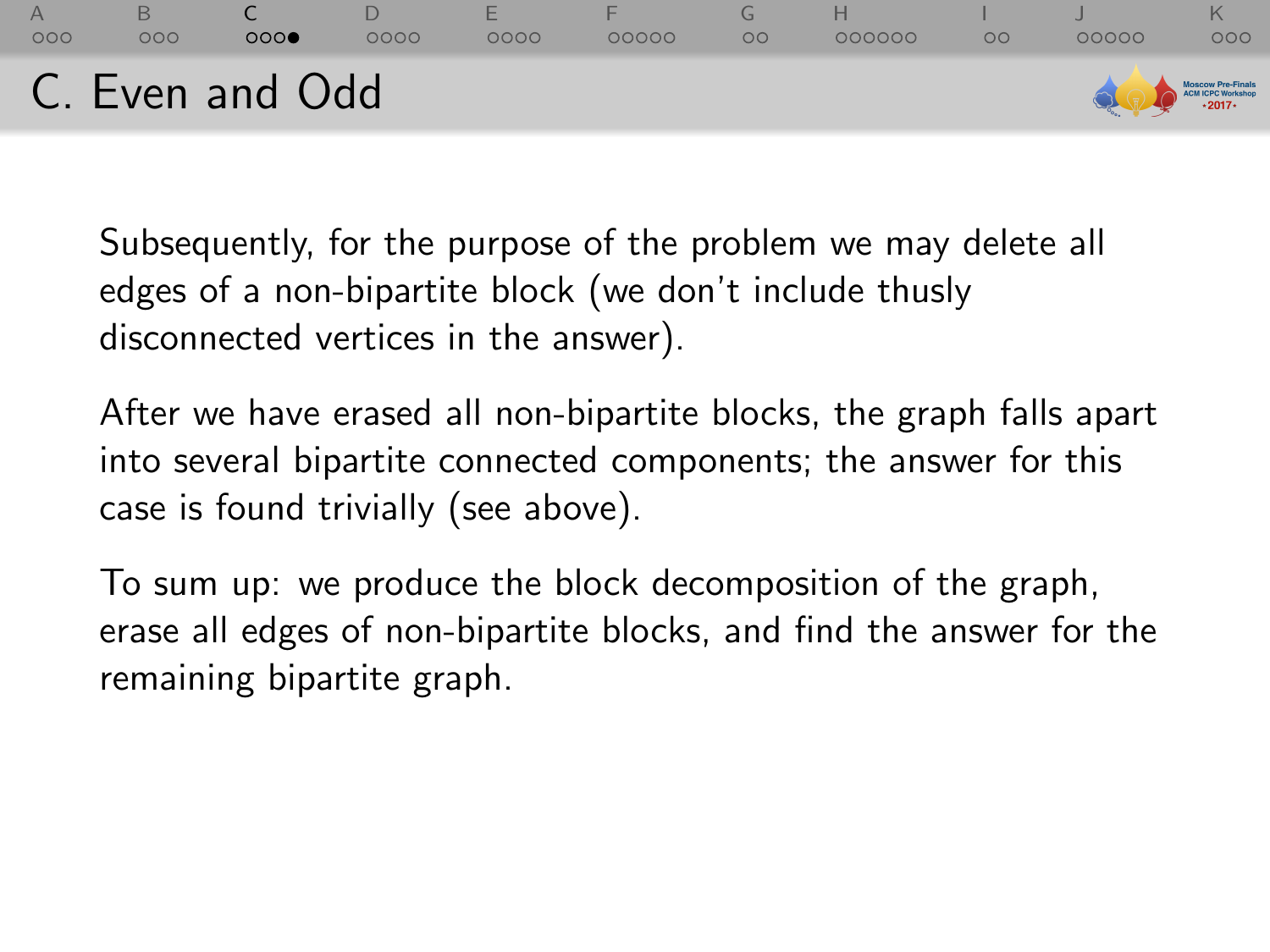## C. Even and Odd

Subsequently, for the purpose of the problem we may delete all edges of a non-bipartite block (we don't include thusly disconnected vertices in the answer).

After we have erased all non-bipartite blocks, the graph falls apart into several bipartite connected components; the answer for this case is found trivially (see above).

To sum up: we produce the block decomposition of the graph, erase all edges of non-bipartite blocks, and find the answer for the remaining bipartite graph.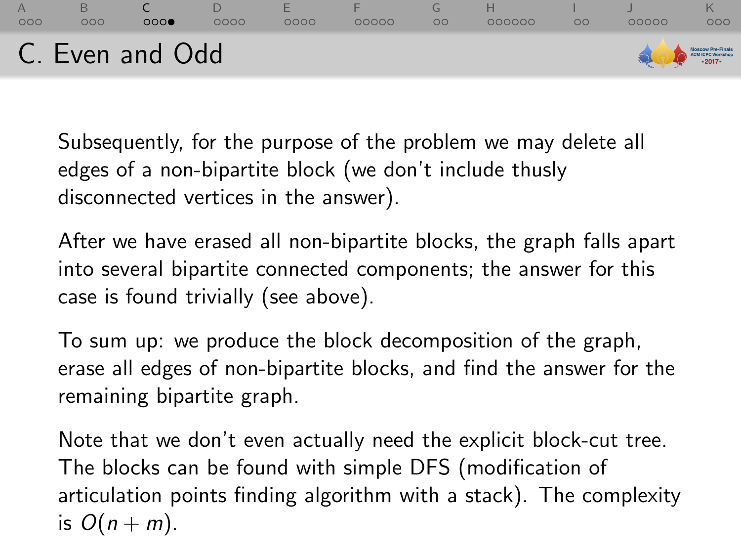# C. Even and Odd

Subsequently, for the purpose of the problem we may delete all edges of a non-bipartite block (we don't include thusly disconnected vertices in the answer).

After we have erased all non-bipartite blocks, the graph falls apart into several bipartite connected components; the answer for this case is found trivially (see above).

To sum up: we produce the block decomposition of the graph, erase all edges of non-bipartite blocks, and find the answer for the remaining bipartite graph.

Note that we don't even actually need the explicit block-cut tree. The blocks can be found with simple DFS (modification of articulation points finding algorithm with a stack). The complexity is $O(n + m)$.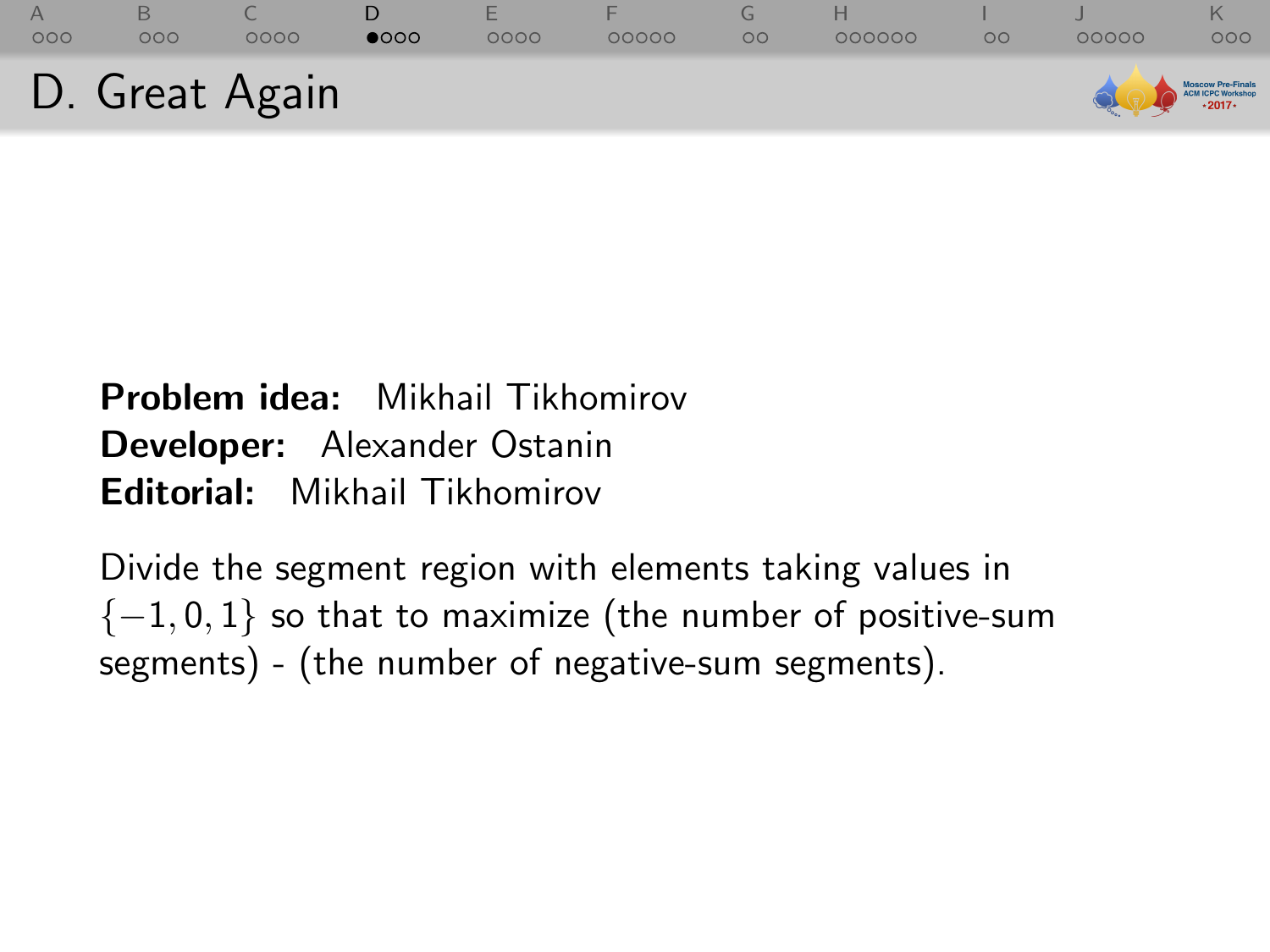# D. Great Again

**Problem idea:** Mikhail Tikhomirov
**Developer:** Alexander Ostanin
**Editorial:** Mikhail Tikhomirov

Divide the segment region with elements taking values in $\{-1, 0, 1\}$ so that to maximize (the number of positive-sum segments) - (the number of negative-sum segments).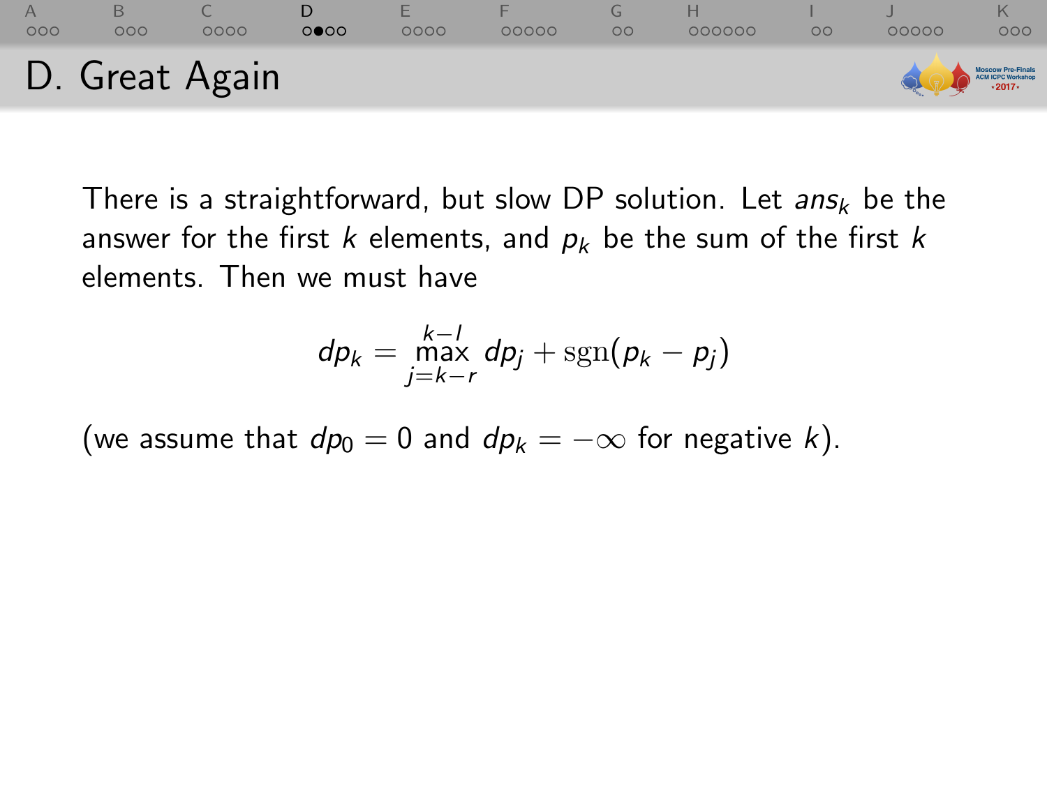# D. Great Again

There is a straightforward, but slow DP solution. Let $ans_k$ be the answer for the first $k$ elements, and $p_k$ be the sum of the first $k$ elements. Then we must have

$$dp_k = \max_{j=k-r}^{k-l} dp_j + \operatorname{sgn}(p_k - p_j)$$

(we assume that $dp_0 = 0$ and $dp_k = -\infty$ for negative $k$).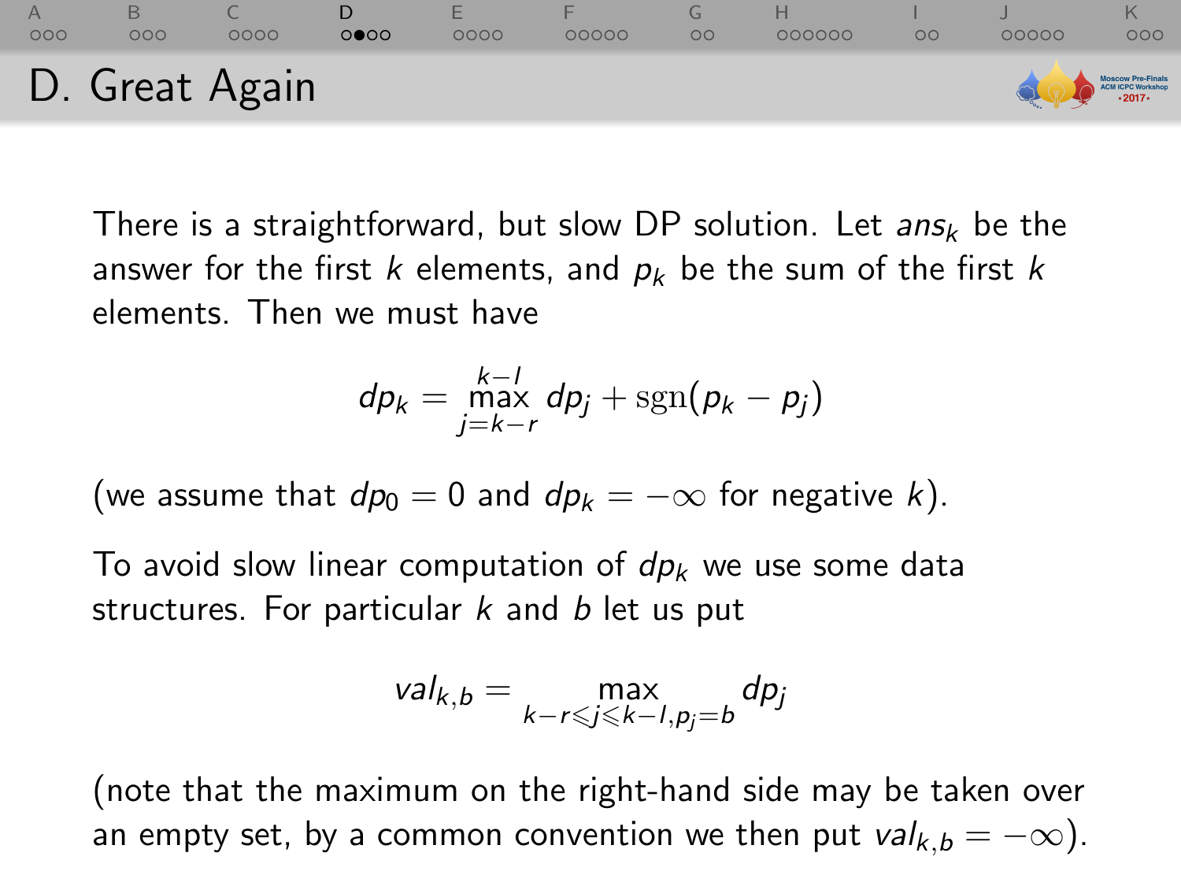# D. Great Again

There is a straightforward, but slow DP solution. Let $ans_k$ be the answer for the first $k$ elements, and $p_k$ be the sum of the first $k$ elements. Then we must have

$$dp_k = \max_{j=k-r}^{k-l} dp_j + \operatorname{sgn}(p_k - p_j)$$

(we assume that $dp_0 = 0$ and $dp_k = -\infty$ for negative $k$).

To avoid slow linear computation of $dp_k$ we use some data structures. For particular $k$ and $b$ let us put

$$val_{k,b} = \max_{k-r \leqslant j \leqslant k-l, p_j = b} dp_j$$

(note that the maximum on the right-hand side may be taken over an empty set, by a common convention we then put $val_{k,b} = -\infty$).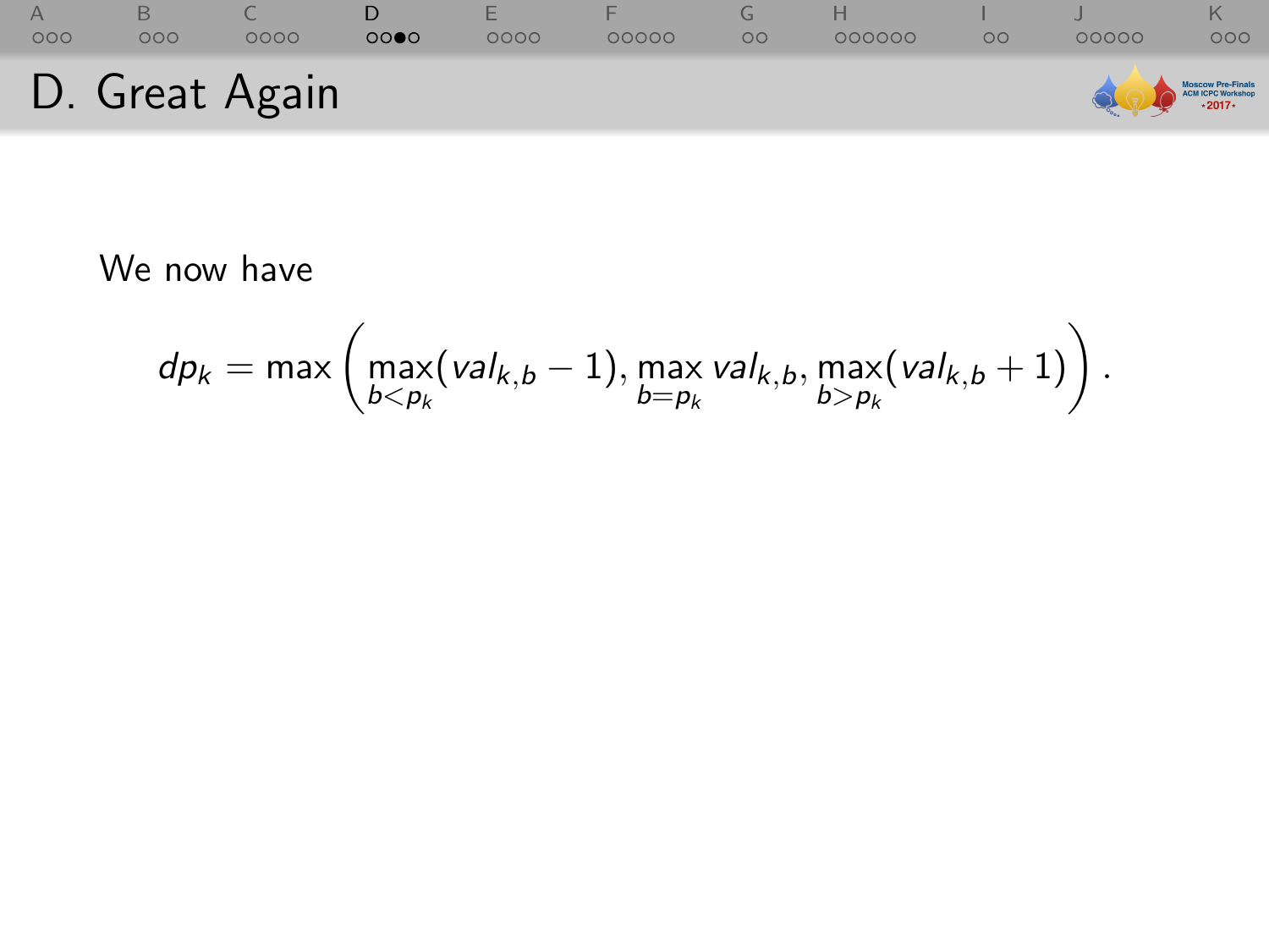## D. Great Again

We now have

$$dp_k = \max\left(\max_{b<p_k}(val_{k,b} - 1), \max_{b=p_k} val_{k,b}, \max_{b>p_k}(val_{k,b} + 1)\right).$$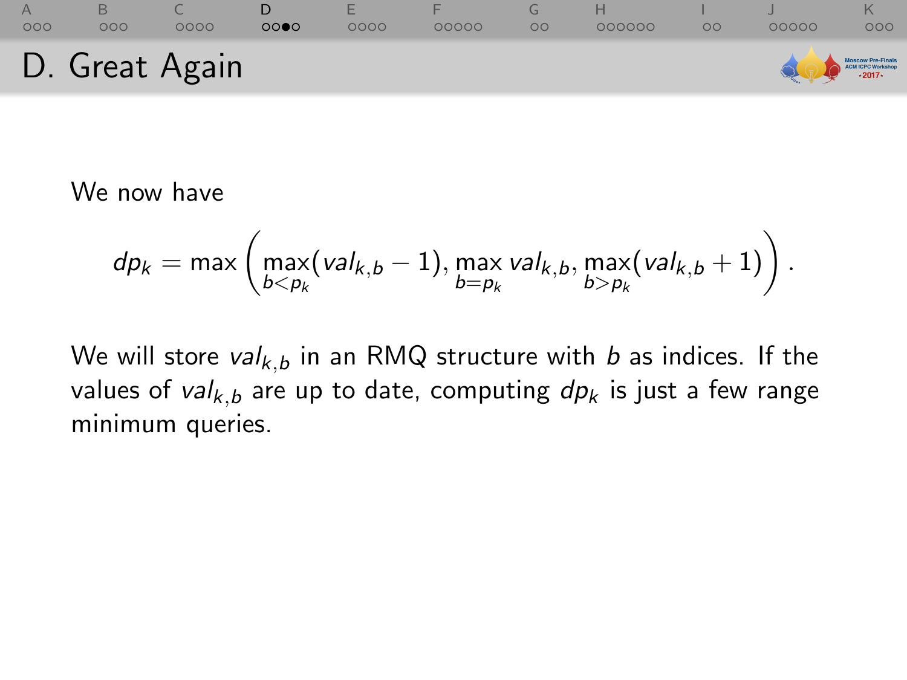# D. Great Again

We now have

$$dp_k = \max\left(\max_{b<p_k}(val_{k,b} - 1), \max_{b=p_k} val_{k,b}, \max_{b>p_k}(val_{k,b} + 1)\right).$$

We will store $val_{k,b}$ in an RMQ structure with $b$ as indices. If the values of $val_{k,b}$ are up to date, computing $dp_k$ is just a few range minimum queries.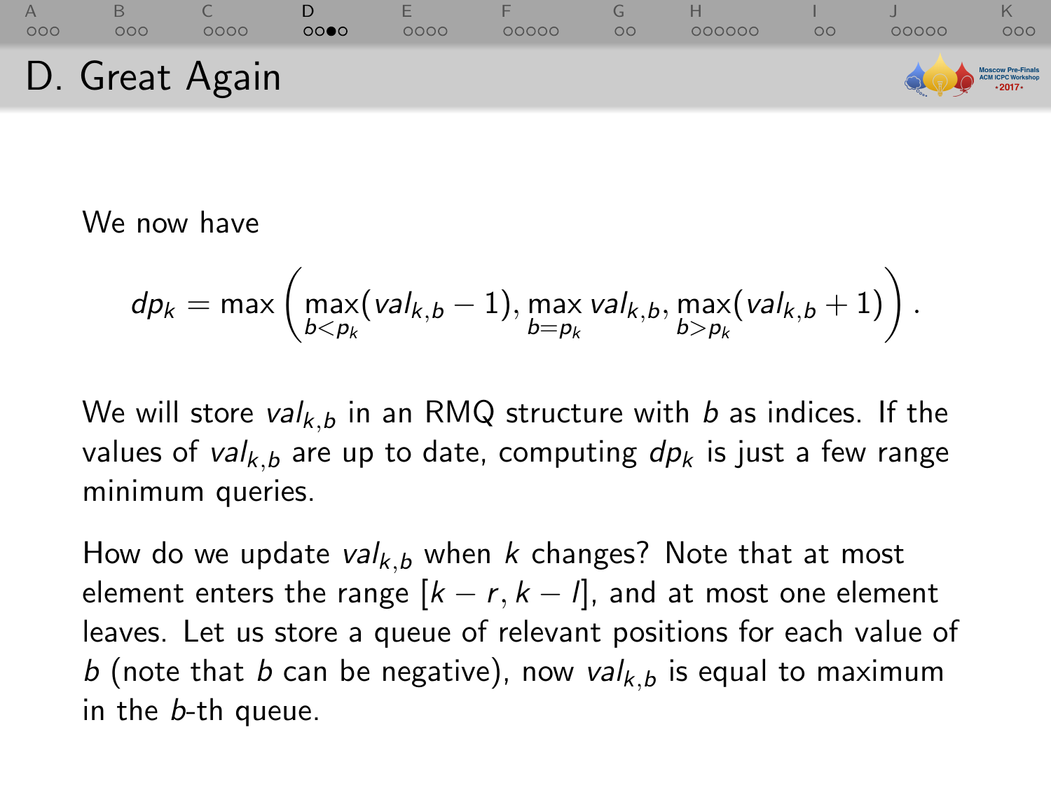# D. Great Again

We now have

$$dp_k = \max\left(\max_{b<p_k}(val_{k,b} - 1), \max_{b=p_k} val_{k,b}, \max_{b>p_k}(val_{k,b} + 1)\right).$$

We will store $val_{k,b}$ in an RMQ structure with $b$ as indices. If the values of $val_{k,b}$ are up to date, computing $dp_k$ is just a few range minimum queries.

How do we update $val_{k,b}$ when $k$ changes? Note that at most element enters the range $[k - r, k - l]$, and at most one element leaves. Let us store a queue of relevant positions for each value of $b$ (note that $b$ can be negative), now $val_{k,b}$ is equal to maximum in the $b$-th queue.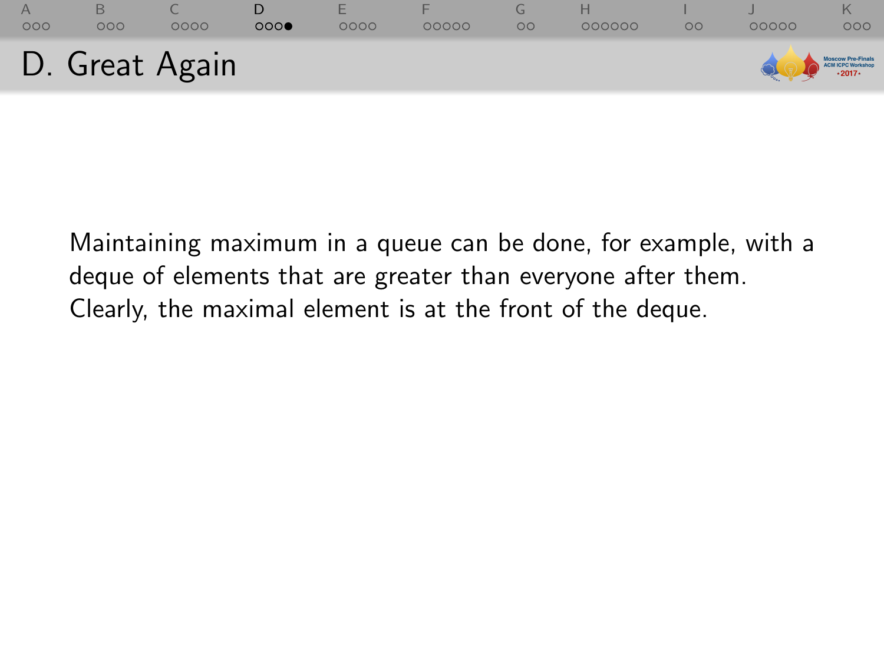## D. Great Again

Maintaining maximum in a queue can be done, for example, with a deque of elements that are greater than everyone after them. Clearly, the maximal element is at the front of the deque.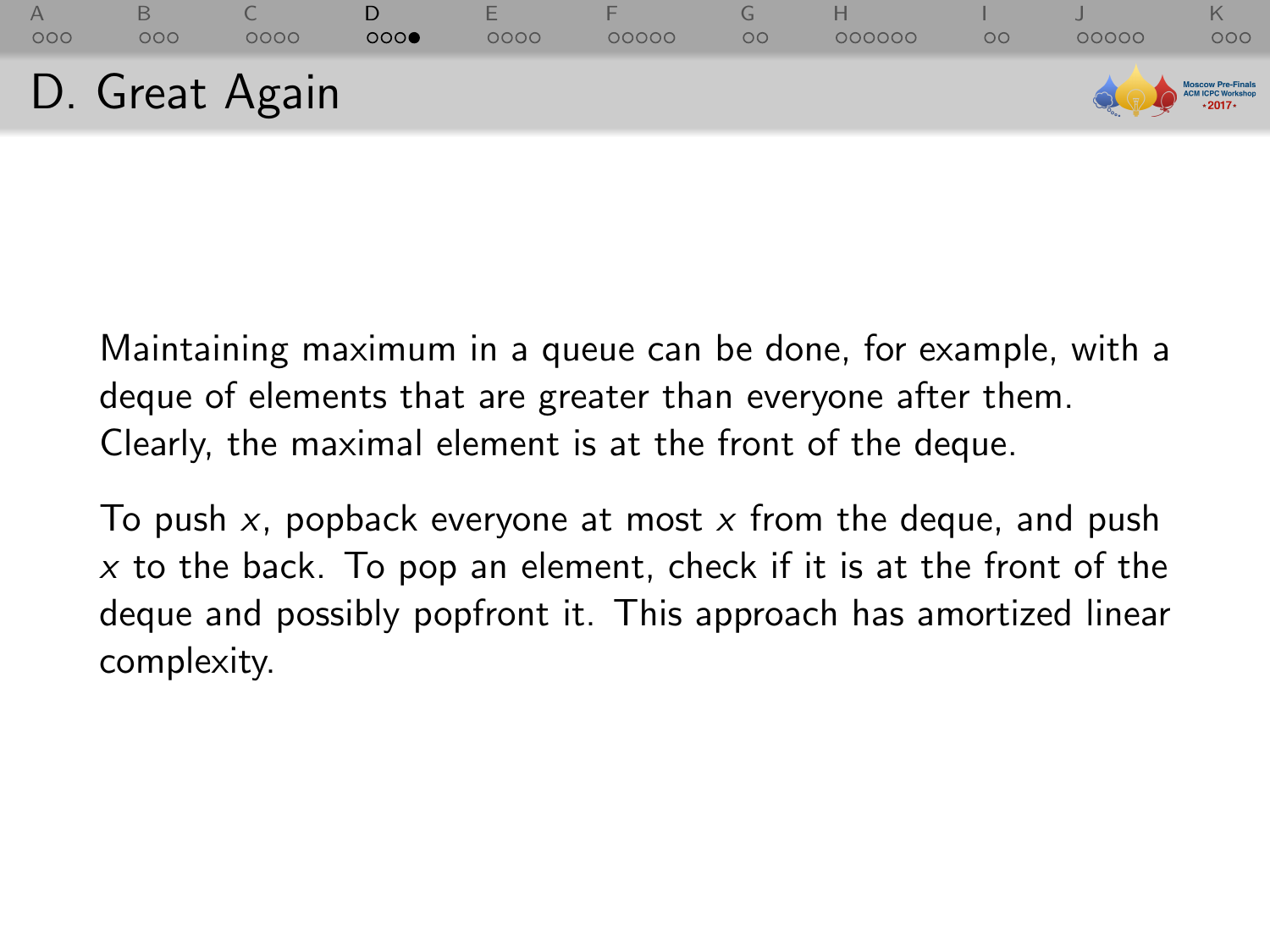# D. Great Again

Maintaining maximum in a queue can be done, for example, with a deque of elements that are greater than everyone after them. Clearly, the maximal element is at the front of the deque.

To push $x$, popback everyone at most $x$ from the deque, and push $x$ to the back. To pop an element, check if it is at the front of the deque and possibly popfront it. This approach has amortized linear complexity.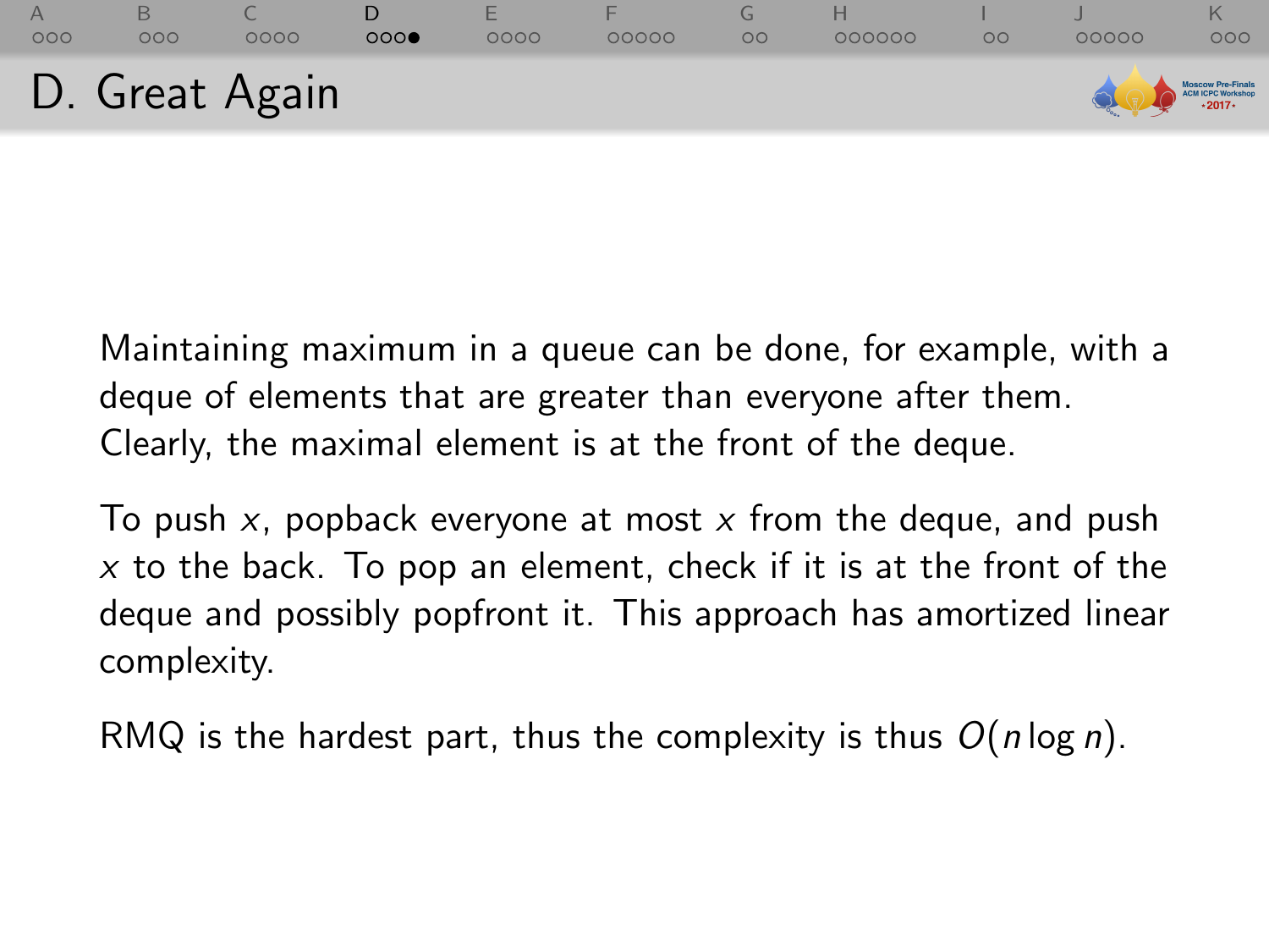## D. Great Again

Maintaining maximum in a queue can be done, for example, with a deque of elements that are greater than everyone after them. Clearly, the maximal element is at the front of the deque.

To push $x$, popback everyone at most $x$ from the deque, and push $x$ to the back. To pop an element, check if it is at the front of the deque and possibly popfront it. This approach has amortized linear complexity.

RMQ is the hardest part, thus the complexity is thus $O(n \log n)$.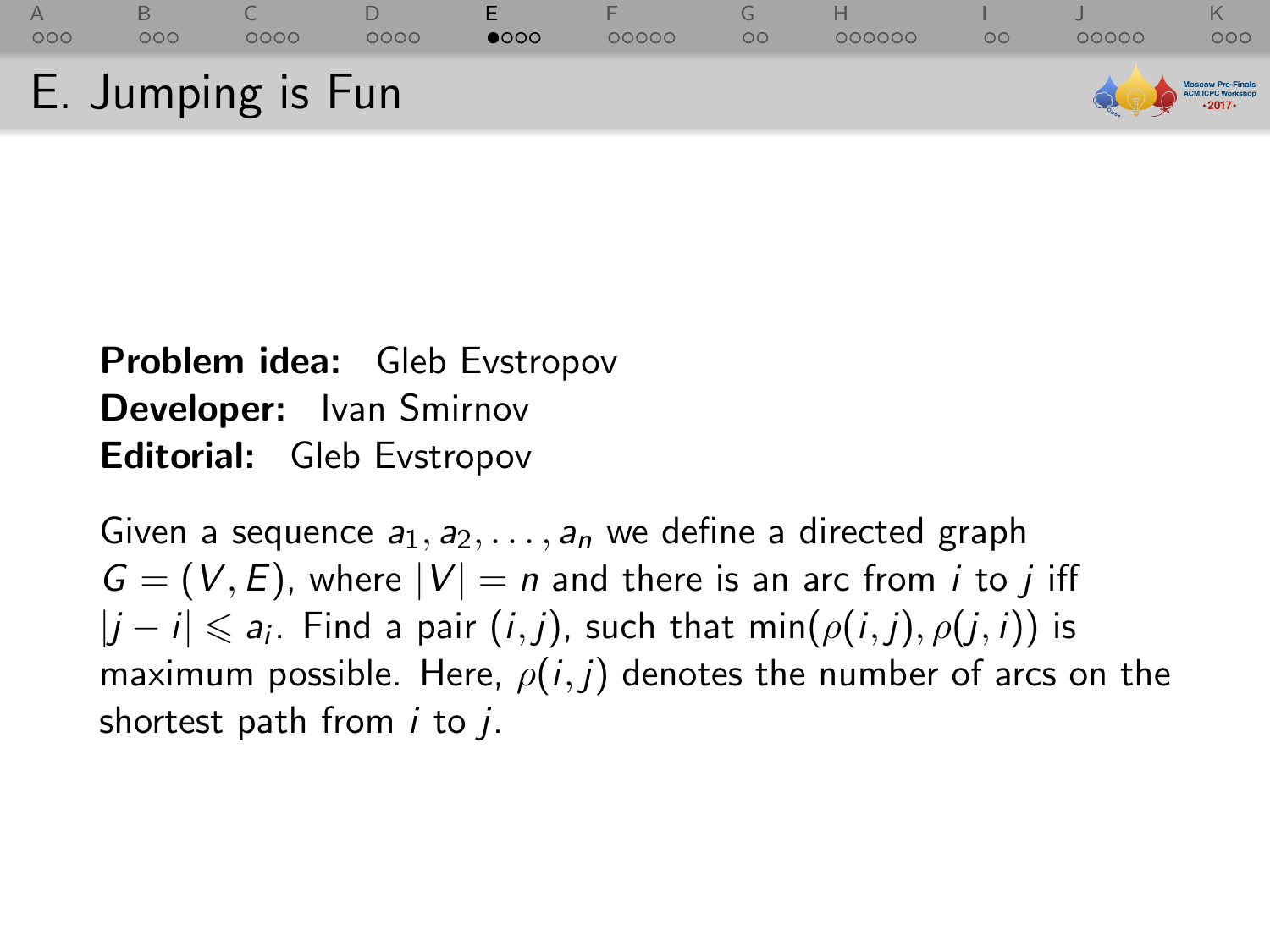# E. Jumping is Fun

**Problem idea:** Gleb Evstropov
**Developer:** Ivan Smirnov
**Editorial:** Gleb Evstropov

Given a sequence $a_1, a_2, \ldots, a_n$ we define a directed graph $G = (V, E)$, where $|V| = n$ and there is an arc from $i$ to $j$ iff $|j - i| \leqslant a_i$. Find a pair $(i, j)$, such that $\min(\rho(i, j), \rho(j, i))$ is maximum possible. Here, $\rho(i, j)$ denotes the number of arcs on the shortest path from $i$ to $j$.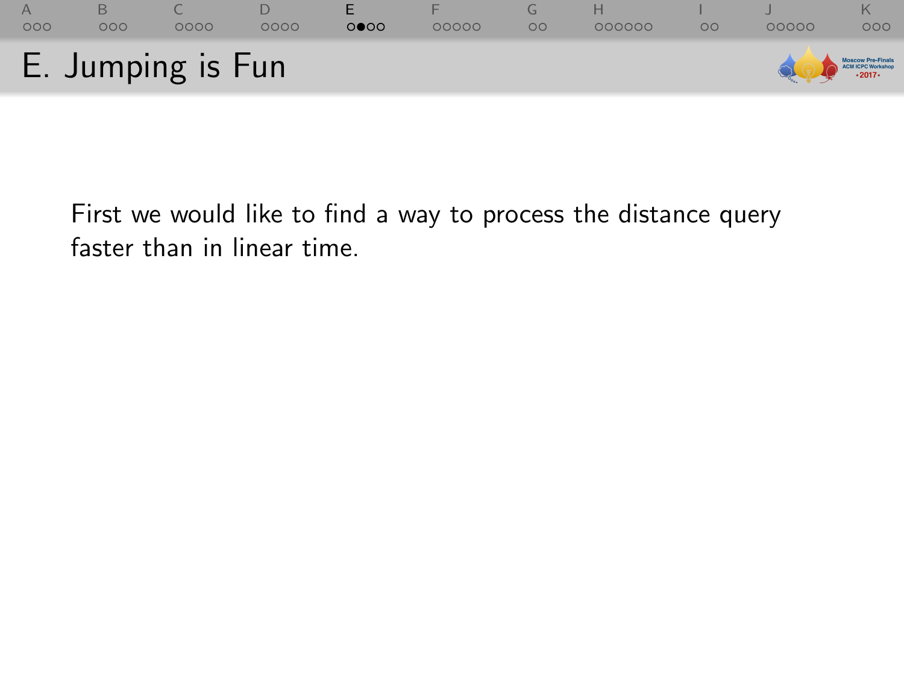## E. Jumping is Fun

First we would like to find a way to process the distance query faster than in linear time.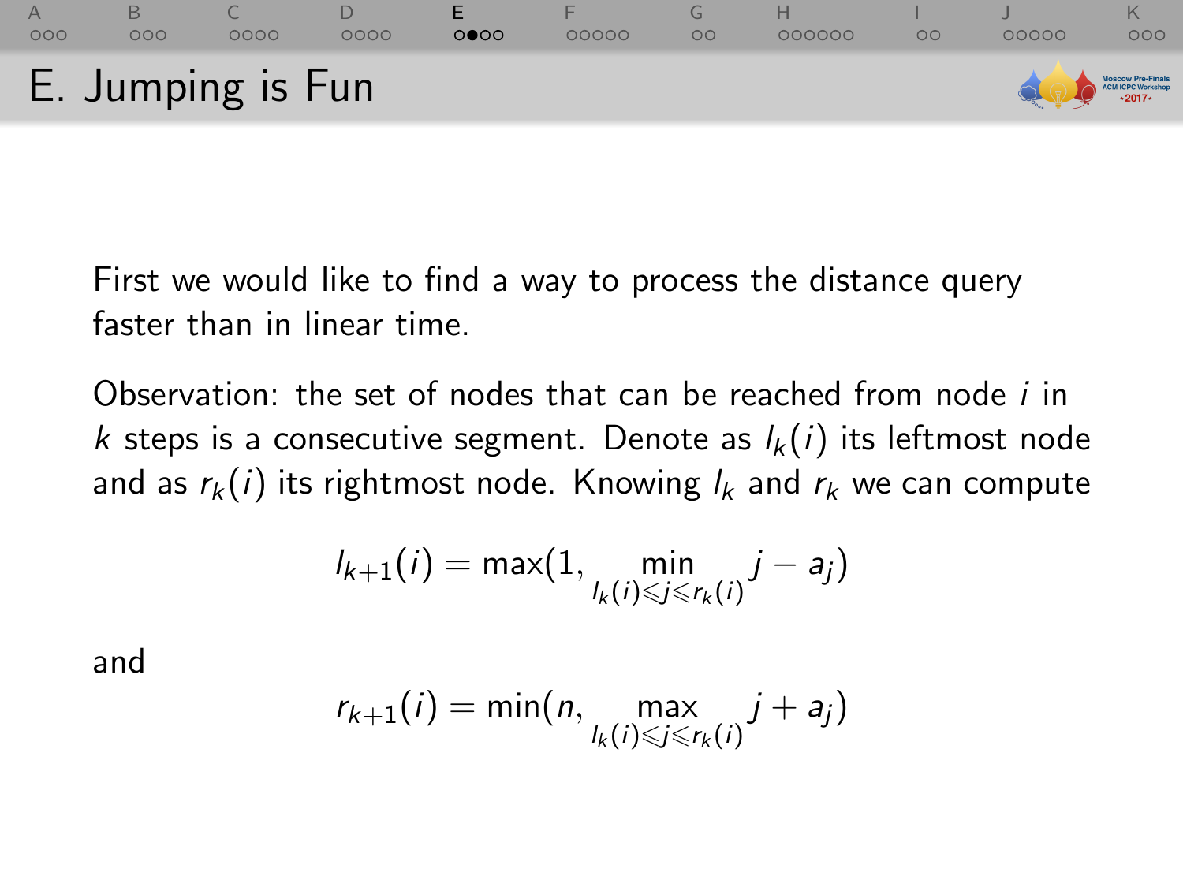# E. Jumping is Fun

First we would like to find a way to process the distance query faster than in linear time.

Observation: the set of nodes that can be reached from node $i$ in $k$ steps is a consecutive segment. Denote as $l_k(i)$ its leftmost node and as $r_k(i)$ its rightmost node. Knowing $l_k$ and $r_k$ we can compute

$$l_{k+1}(i) = \max(1, \min_{l_k(i) \leqslant j \leqslant r_k(i)} j - a_j)$$

and

$$r_{k+1}(i) = \min(n, \max_{l_k(i) \leqslant j \leqslant r_k(i)} j + a_j)$$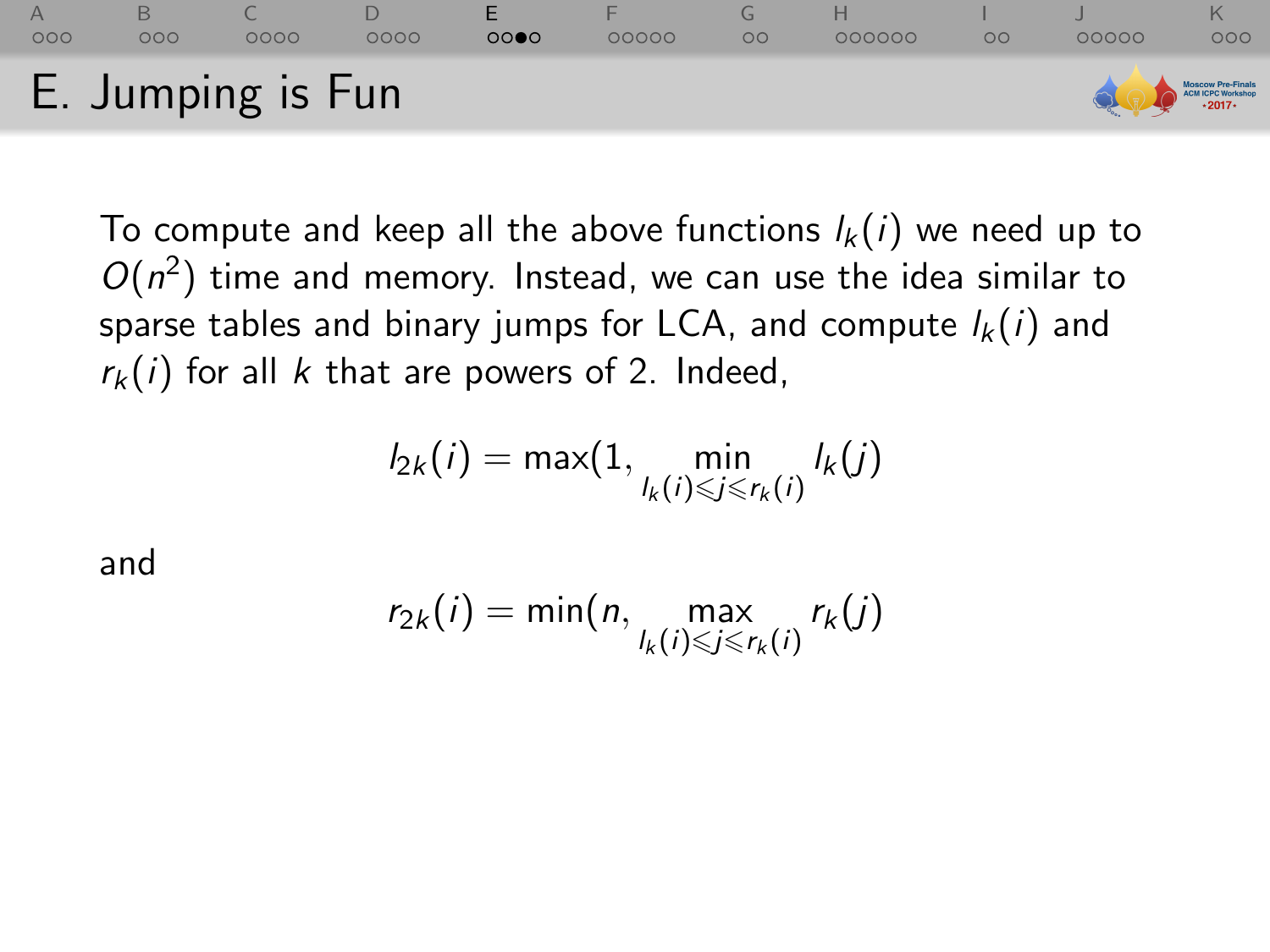# E. Jumping is Fun

To compute and keep all the above functions $l_k(i)$ we need up to $O(n^2)$ time and memory. Instead, we can use the idea similar to sparse tables and binary jumps for LCA, and compute $l_k(i)$ and $r_k(i)$ for all $k$ that are powers of 2. Indeed,

$$l_{2k}(i) = \max(1, \min_{l_k(i) \leqslant j \leqslant r_k(i)} l_k(j)$$

and

$$r_{2k}(i) = \min(n, \max_{l_k(i) \leqslant j \leqslant r_k(i)} r_k(j)$$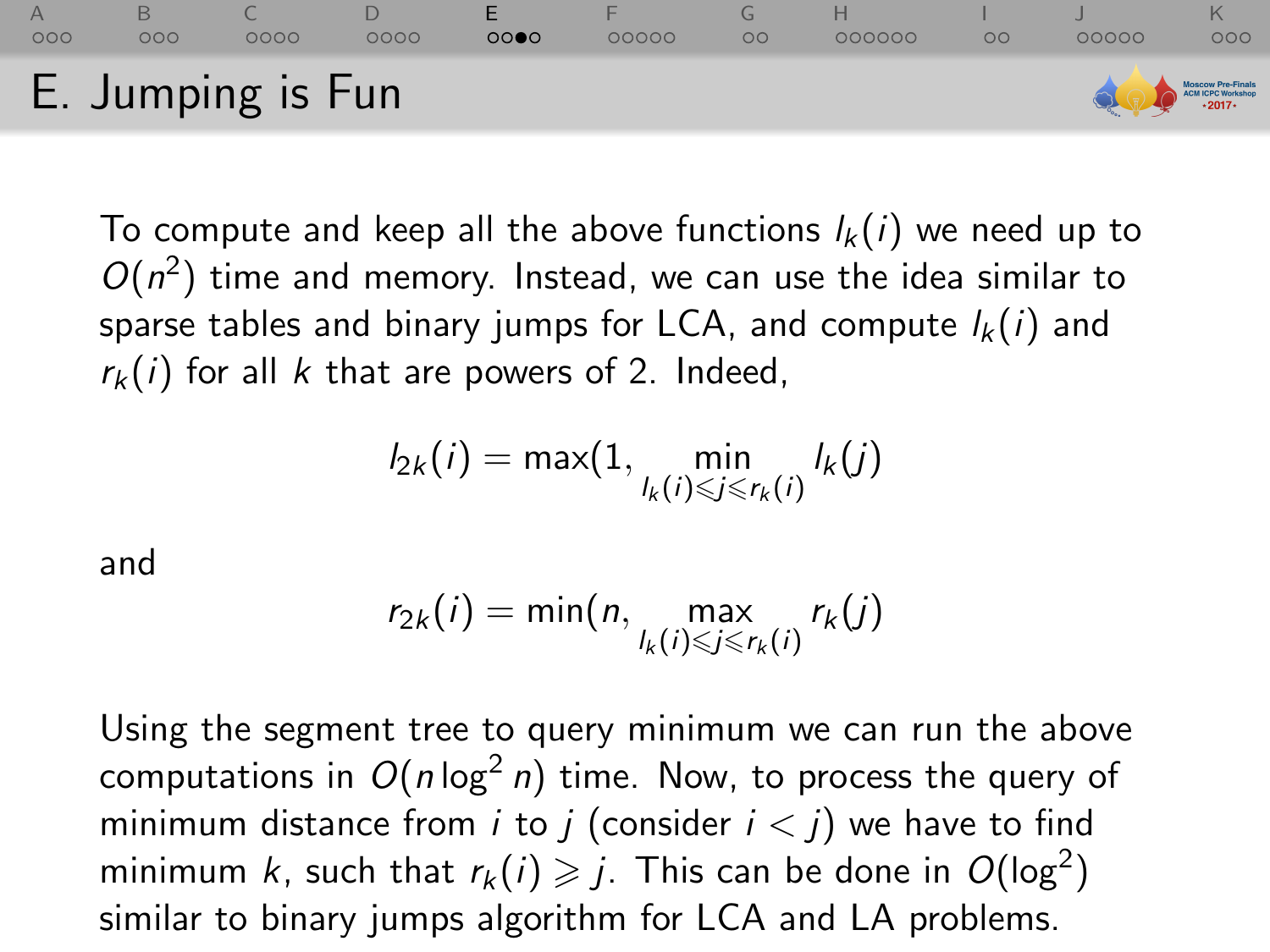# E. Jumping is Fun

To compute and keep all the above functions $l_k(i)$ we need up to $O(n^2)$ time and memory. Instead, we can use the idea similar to sparse tables and binary jumps for LCA, and compute $l_k(i)$ and $r_k(i)$ for all $k$ that are powers of 2. Indeed,

$$l_{2k}(i) = \max(1, \min_{l_k(i) \leqslant j \leqslant r_k(i)} l_k(j)$$

and

$$r_{2k}(i) = \min(n, \max_{l_k(i) \leqslant j \leqslant r_k(i)} r_k(j)$$

Using the segment tree to query minimum we can run the above computations in $O(n \log^2 n)$ time. Now, to process the query of minimum distance from $i$ to $j$ (consider $i < j$) we have to find minimum $k$, such that $r_k(i) \geqslant j$. This can be done in $O(\log^2)$ similar to binary jumps algorithm for LCA and LA problems.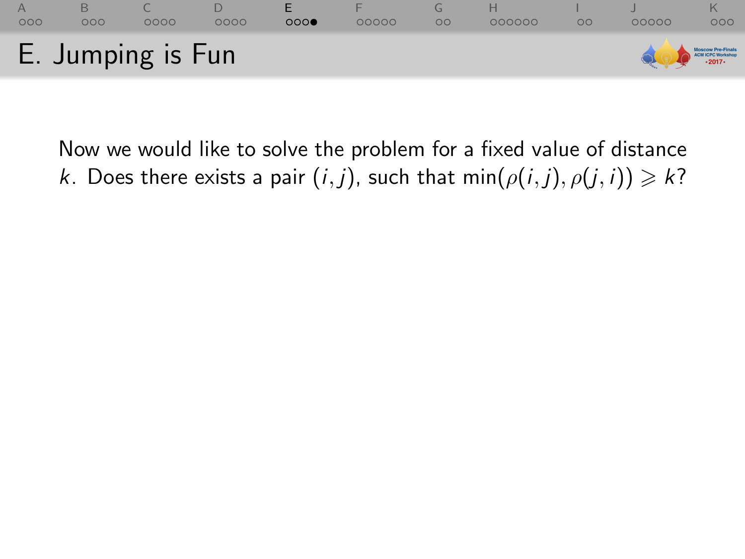# E. Jumping is Fun

Now we would like to solve the problem for a fixed value of distance $k$. Does there exists a pair $(i, j)$, such that $\min(\rho(i, j), \rho(j, i)) \geqslant k$?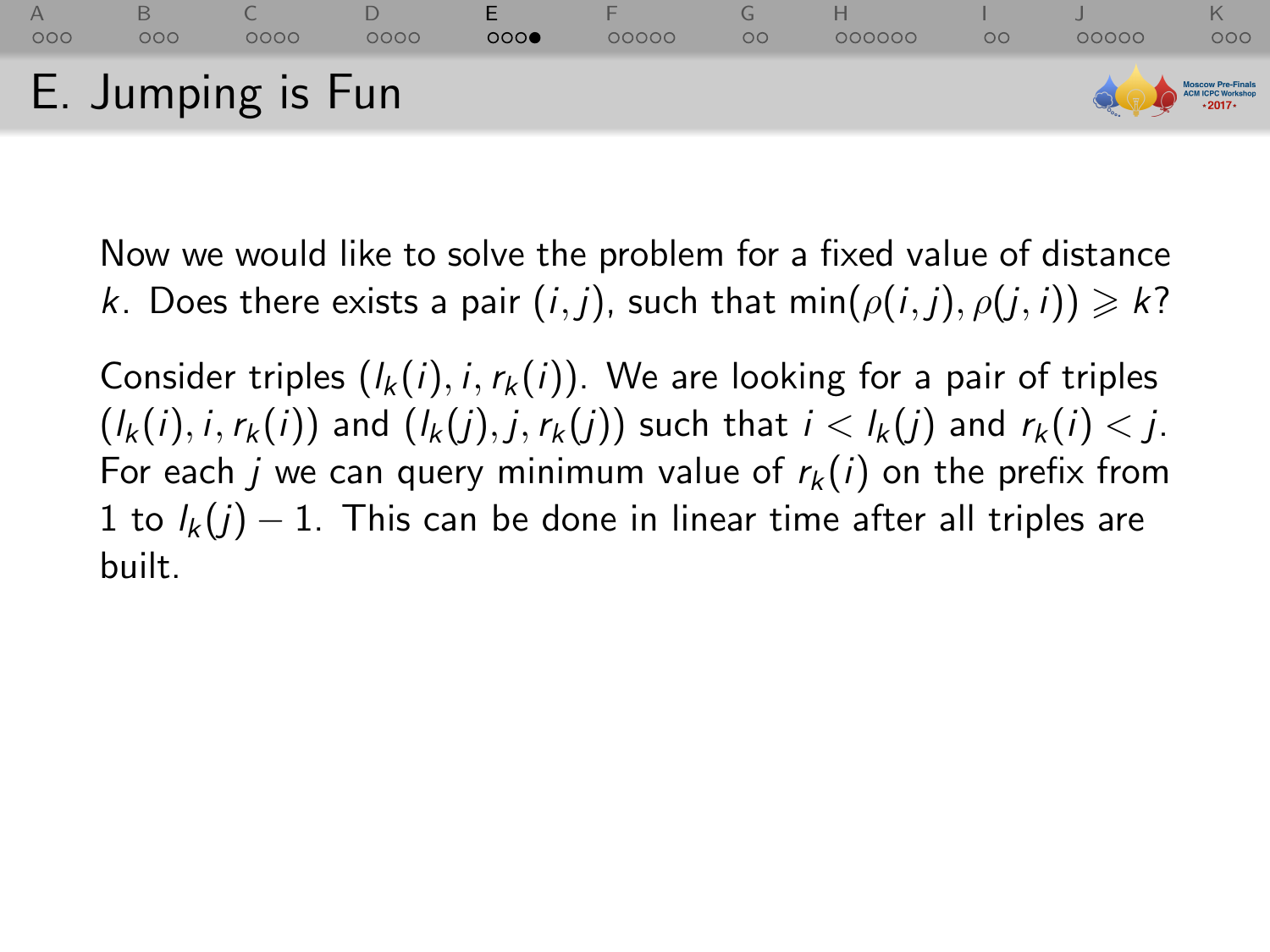## E. Jumping is Fun

Now we would like to solve the problem for a fixed value of distance $k$. Does there exists a pair $(i, j)$, such that $\min(\rho(i, j), \rho(j, i)) \geqslant k$?

Consider triples $(l_k(i), i, r_k(i))$. We are looking for a pair of triples $(l_k(i), i, r_k(i))$ and $(l_k(j), j, r_k(j))$ such that $i < l_k(j)$ and $r_k(i) < j$. For each $j$ we can query minimum value of $r_k(i)$ on the prefix from 1 to $l_k(j) - 1$. This can be done in linear time after all triples are built.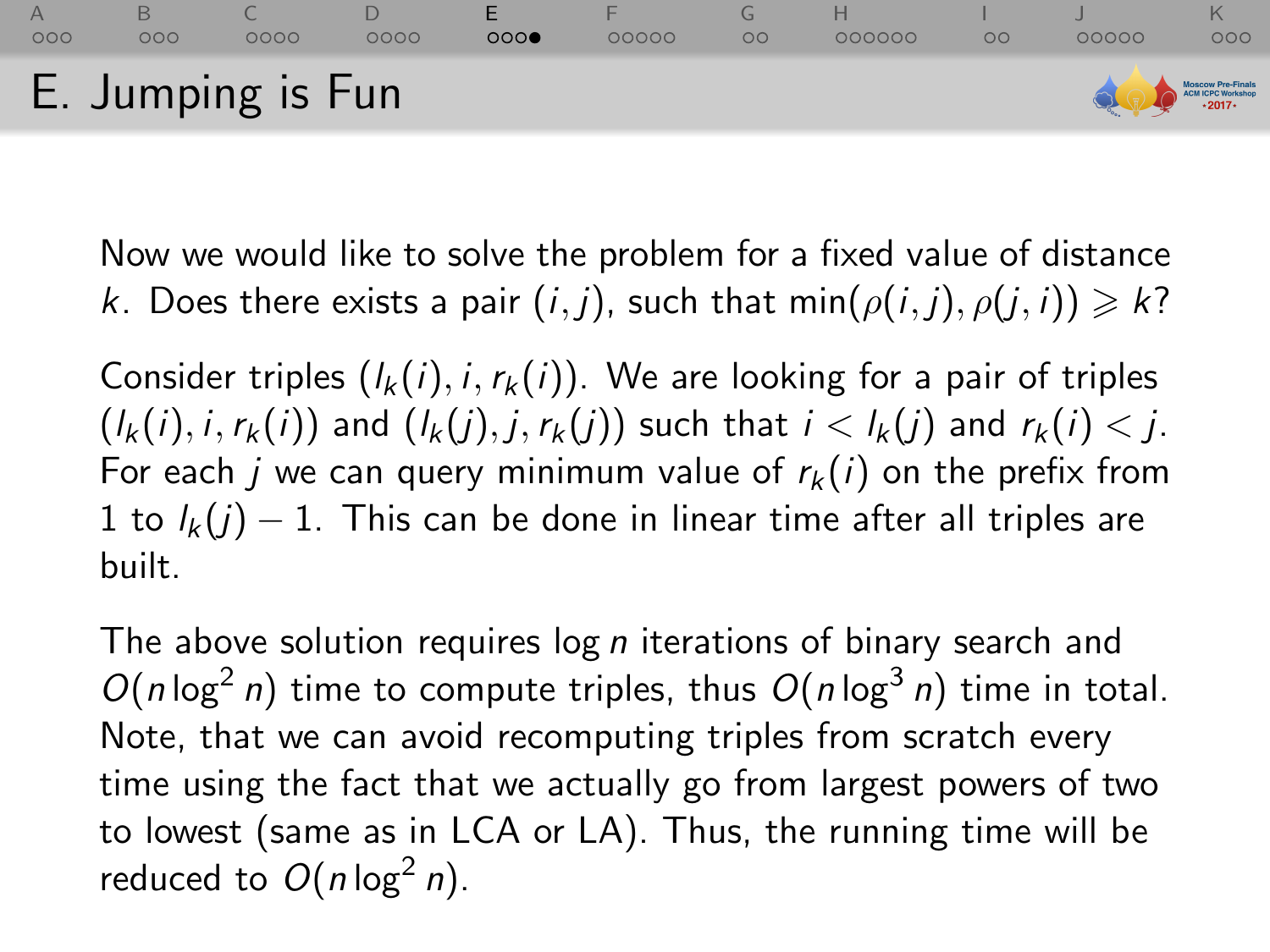## E. Jumping is Fun

Now we would like to solve the problem for a fixed value of distance $k$. Does there exists a pair $(i, j)$, such that $\min(\rho(i, j), \rho(j, i)) \geqslant k$?

Consider triples $(l_k(i), i, r_k(i))$. We are looking for a pair of triples $(l_k(i), i, r_k(i))$ and $(l_k(j), j, r_k(j))$ such that $i < l_k(j)$ and $r_k(i) < j$. For each $j$ we can query minimum value of $r_k(i)$ on the prefix from 1 to $l_k(j) - 1$. This can be done in linear time after all triples are built.

The above solution requires $\log n$ iterations of binary search and $O(n \log^2 n)$ time to compute triples, thus $O(n \log^3 n)$ time in total. Note, that we can avoid recomputing triples from scratch every time using the fact that we actually go from largest powers of two to lowest (same as in LCA or LA). Thus, the running time will be reduced to $O(n \log^2 n)$.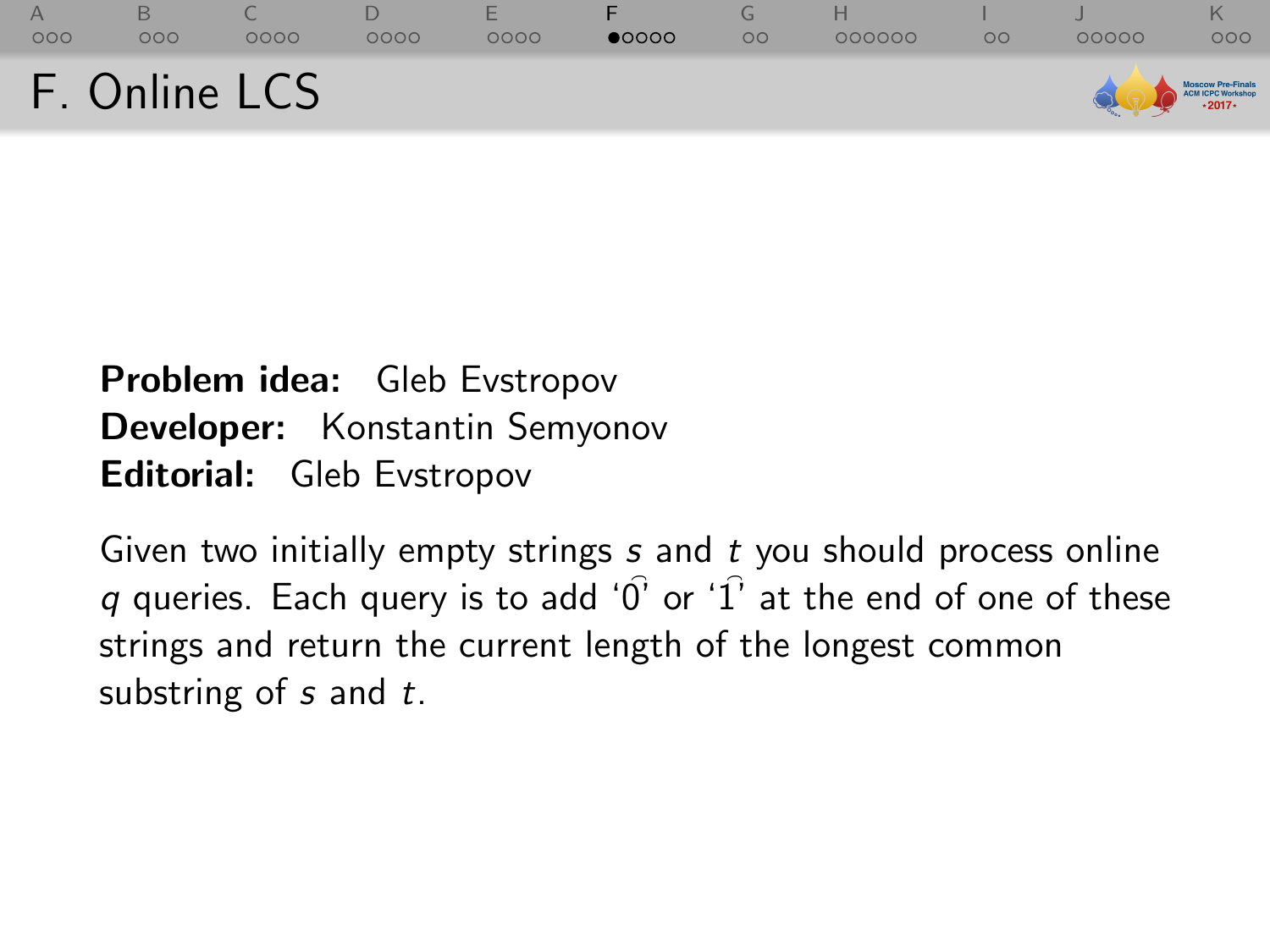# F. Online LCS

**Problem idea:** Gleb Evstropov
**Developer:** Konstantin Semyonov
**Editorial:** Gleb Evstropov

Given two initially empty strings $s$ and $t$ you should process online $q$ queries. Each query is to add '0' or '1' at the end of one of these strings and return the current length of the longest common substring of $s$ and $t$.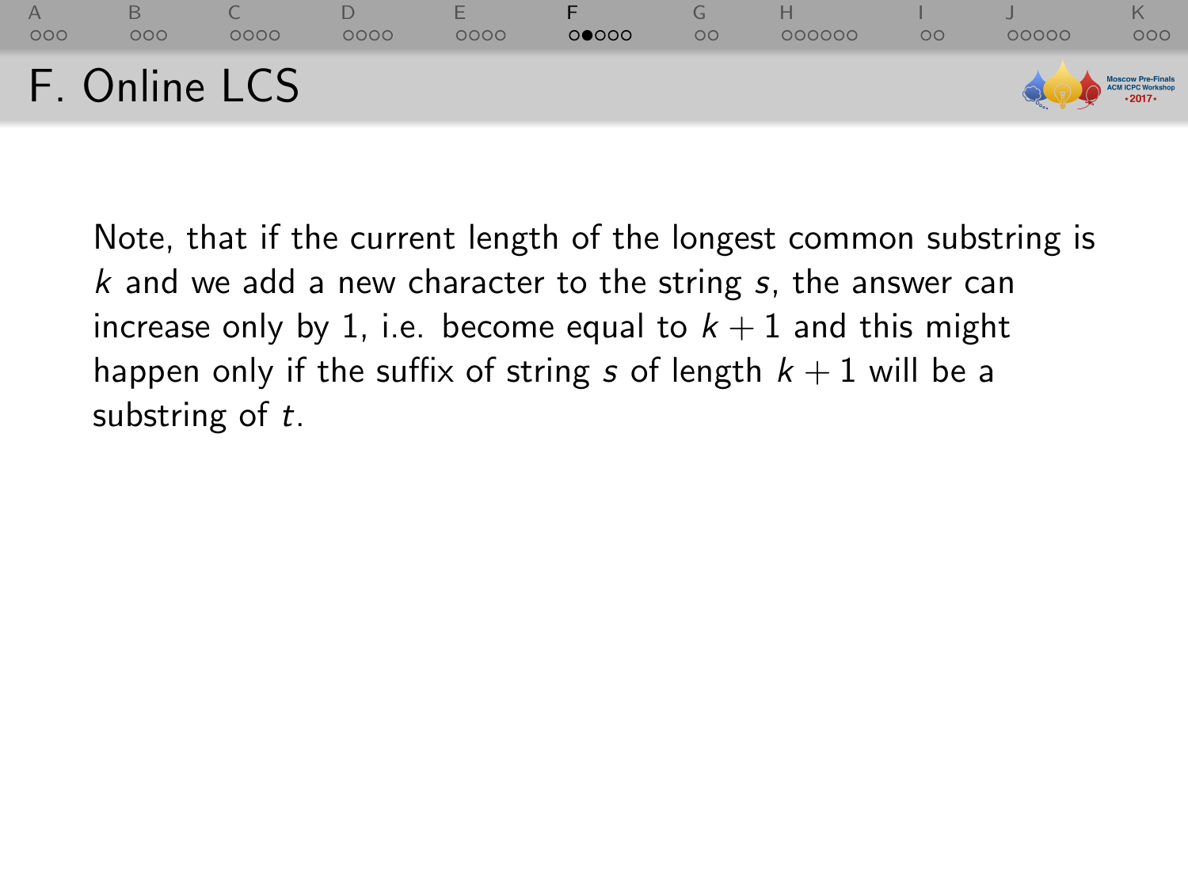# F. Online LCS

Note, that if the current length of the longest common substring is $k$ and we add a new character to the string $s$, the answer can increase only by 1, i.e. become equal to $k + 1$ and this might happen only if the suffix of string $s$ of length $k + 1$ will be a substring of $t$.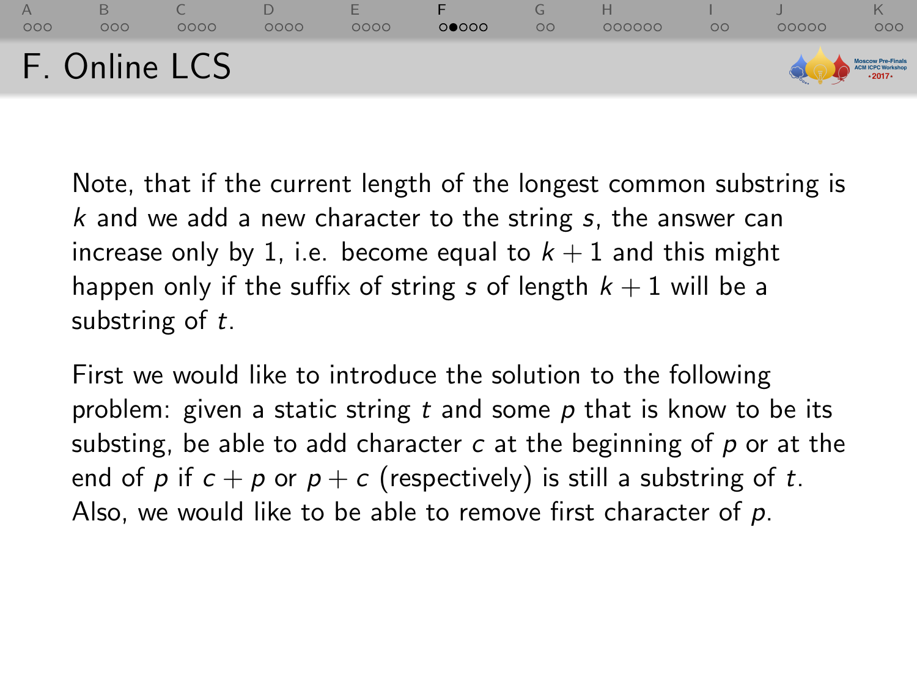# F. Online LCS

Note, that if the current length of the longest common substring is $k$ and we add a new character to the string $s$, the answer can increase only by 1, i.e. become equal to $k+1$ and this might happen only if the suffix of string $s$ of length $k+1$ will be a substring of $t$.

First we would like to introduce the solution to the following problem: given a static string $t$ and some $p$ that is know to be its substing, be able to add character $c$ at the beginning of $p$ or at the end of $p$ if $c+p$ or $p+c$ (respectively) is still a substring of $t$. Also, we would like to be able to remove first character of $p$.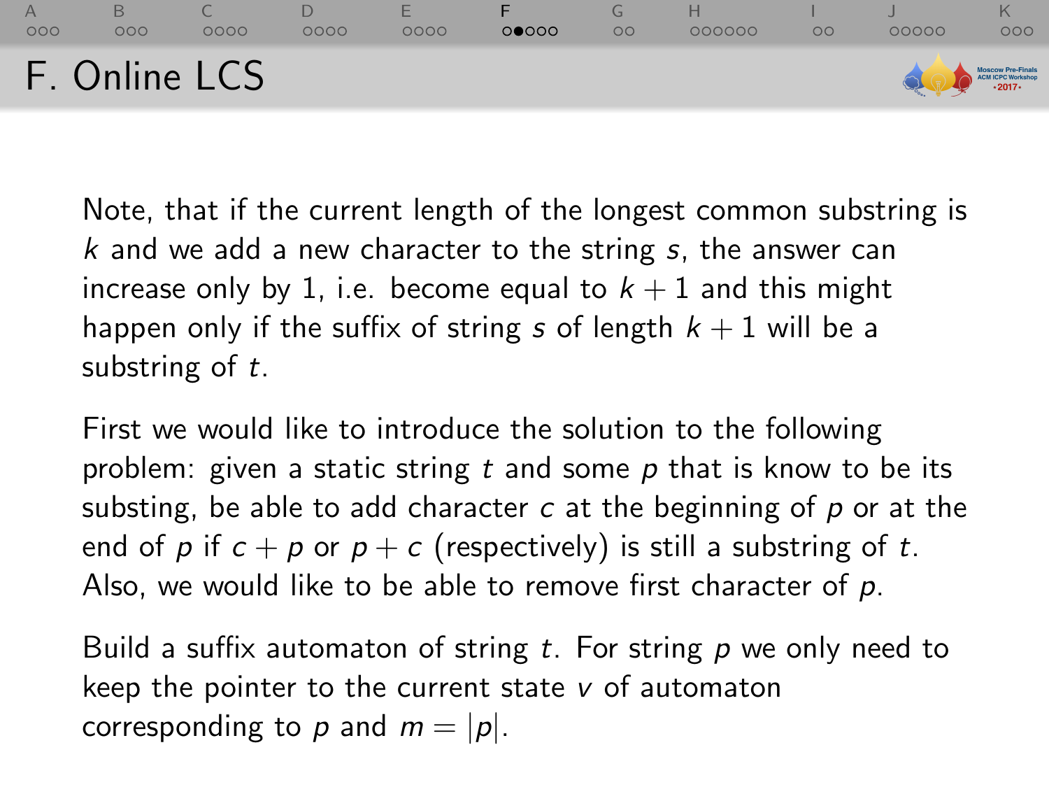# F. Online LCS

Note, that if the current length of the longest common substring is $k$ and we add a new character to the string $s$, the answer can increase only by 1, i.e. become equal to $k + 1$ and this might happen only if the suffix of string $s$ of length $k + 1$ will be a substring of $t$.

First we would like to introduce the solution to the following problem: given a static string $t$ and some $p$ that is know to be its substing, be able to add character $c$ at the beginning of $p$ or at the end of $p$ if $c + p$ or $p + c$ (respectively) is still a substring of $t$. Also, we would like to be able to remove first character of $p$.

Build a suffix automaton of string $t$. For string $p$ we only need to keep the pointer to the current state $v$ of automaton corresponding to $p$ and $m = |p|$.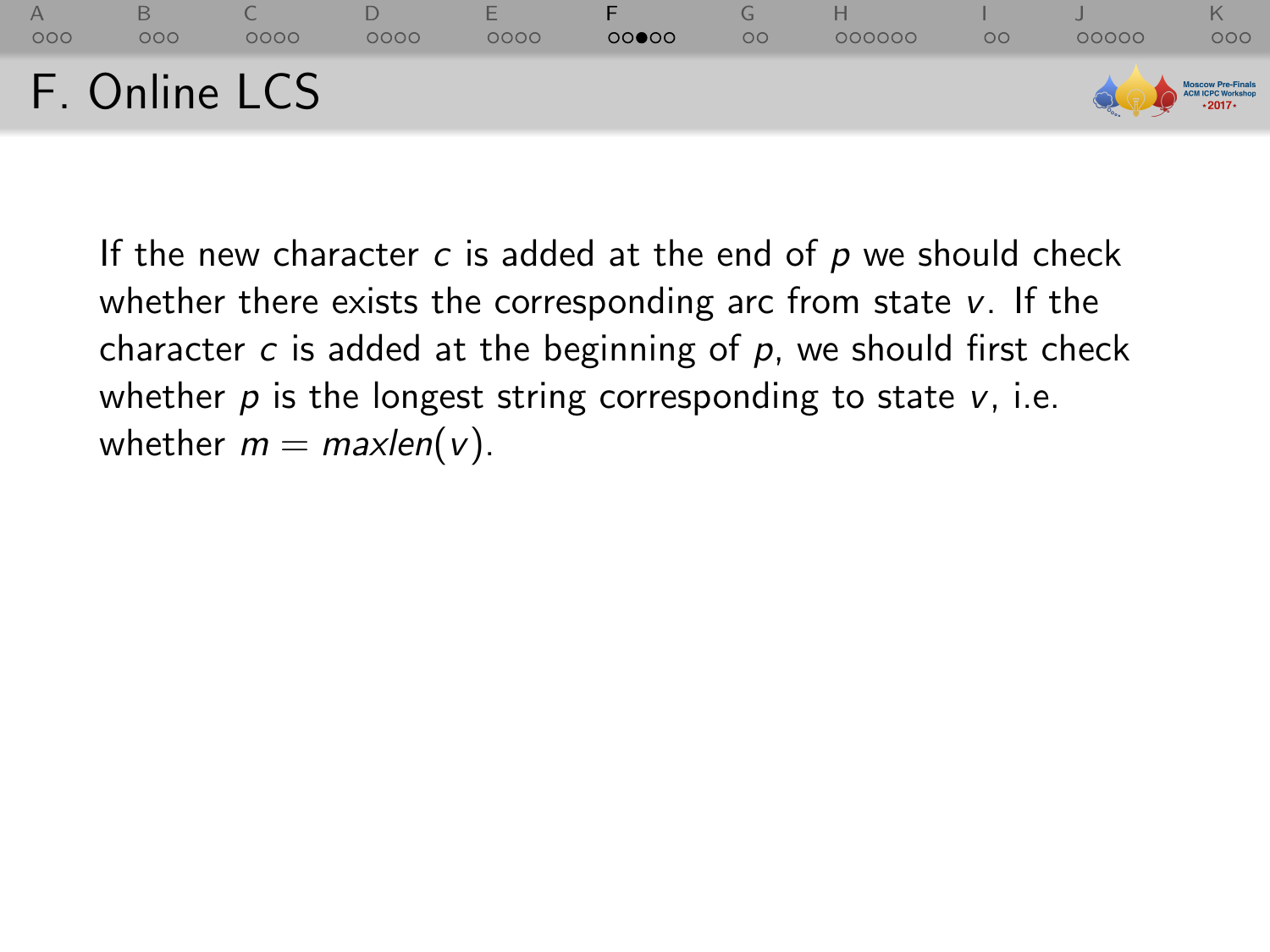# F. Online LCS

If the new character $c$ is added at the end of $p$ we should check whether there exists the corresponding arc from state $v$. If the character $c$ is added at the beginning of $p$, we should first check whether $p$ is the longest string corresponding to state $v$, i.e. whether $m = maxlen(v)$.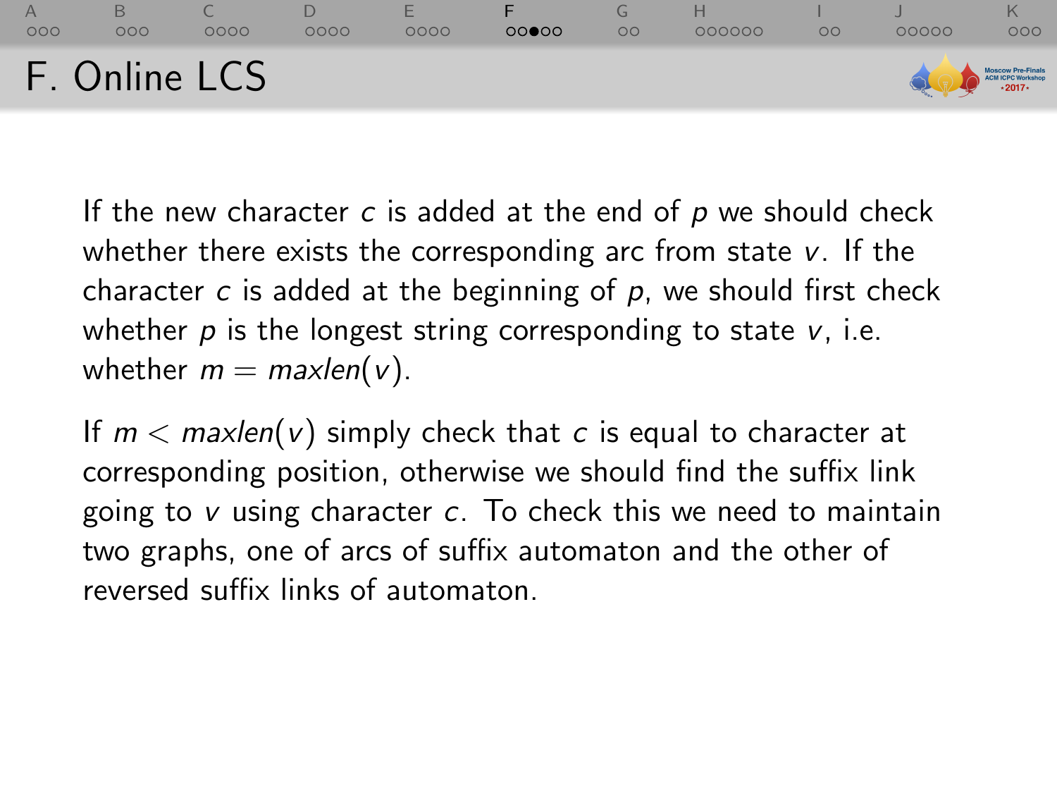# F. Online LCS

If the new character $c$ is added at the end of $p$ we should check whether there exists the corresponding arc from state $v$. If the character $c$ is added at the beginning of $p$, we should first check whether $p$ is the longest string corresponding to state $v$, i.e. whether $m = maxlen(v)$.

If $m < maxlen(v)$ simply check that $c$ is equal to character at corresponding position, otherwise we should find the suffix link going to $v$ using character $c$. To check this we need to maintain two graphs, one of arcs of suffix automaton and the other of reversed suffix links of automaton.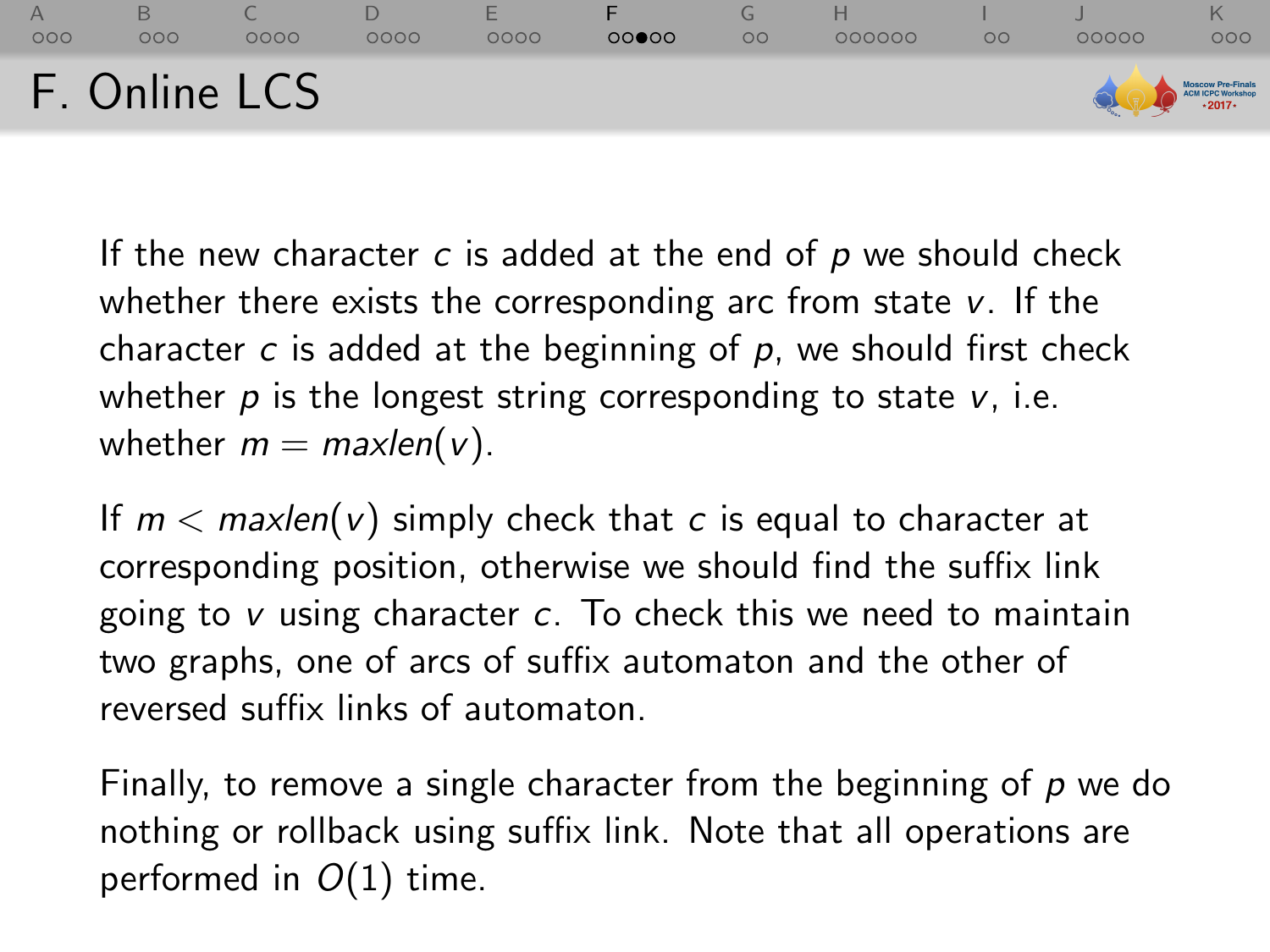# F. Online LCS

If the new character $c$ is added at the end of $p$ we should check whether there exists the corresponding arc from state $v$. If the character $c$ is added at the beginning of $p$, we should first check whether $p$ is the longest string corresponding to state $v$, i.e. whether $m = maxlen(v)$.

If $m < maxlen(v)$ simply check that $c$ is equal to character at corresponding position, otherwise we should find the suffix link going to $v$ using character $c$. To check this we need to maintain two graphs, one of arcs of suffix automaton and the other of reversed suffix links of automaton.

Finally, to remove a single character from the beginning of $p$ we do nothing or rollback using suffix link. Note that all operations are performed in $O(1)$ time.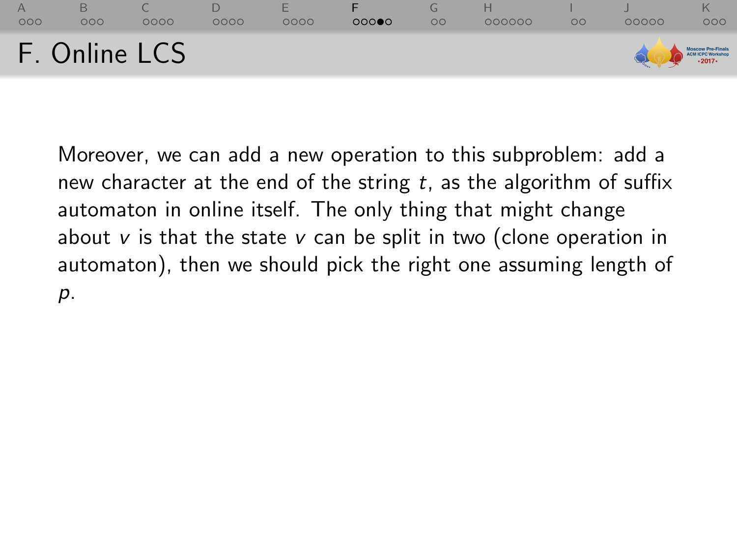# F. Online LCS

Moreover, we can add a new operation to this subproblem: add a new character at the end of the string $t$, as the algorithm of suffix automaton in online itself. The only thing that might change about $v$ is that the state $v$ can be split in two (clone operation in automaton), then we should pick the right one assuming length of $p$.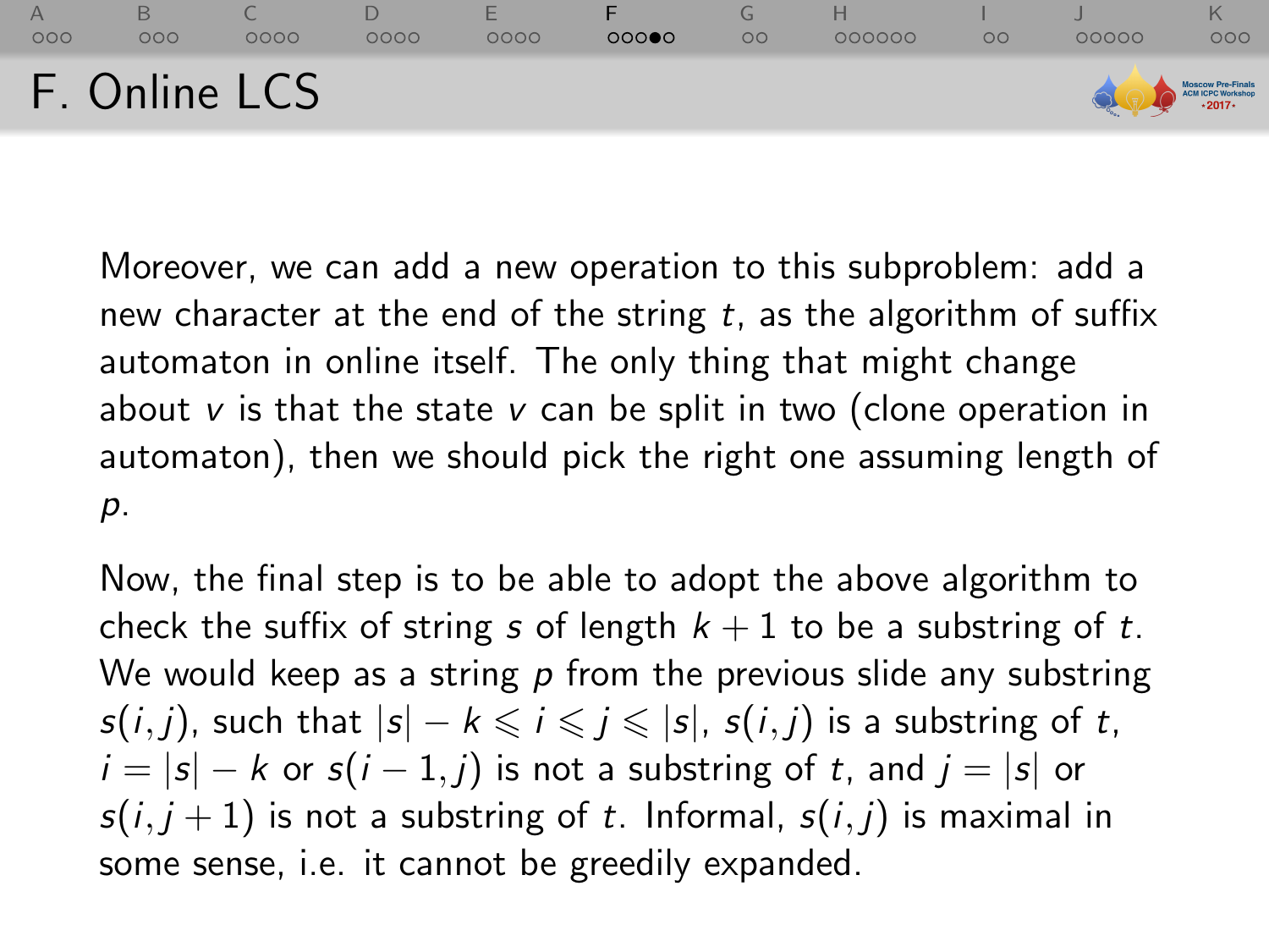# F. Online LCS

Moreover, we can add a new operation to this subproblem: add a new character at the end of the string $t$, as the algorithm of suffix automaton in online itself. The only thing that might change about $v$ is that the state $v$ can be split in two (clone operation in automaton), then we should pick the right one assuming length of $p$.

Now, the final step is to be able to adopt the above algorithm to check the suffix of string $s$ of length $k+1$ to be a substring of $t$. We would keep as a string $p$ from the previous slide any substring $s(i,j)$, such that $|s| - k \leqslant i \leqslant j \leqslant |s|$, $s(i,j)$ is a substring of $t$, $i = |s| - k$ or $s(i-1,j)$ is not a substring of $t$, and $j = |s|$ or $s(i,j+1)$ is not a substring of $t$. Informal, $s(i,j)$ is maximal in some sense, i.e. it cannot be greedily expanded.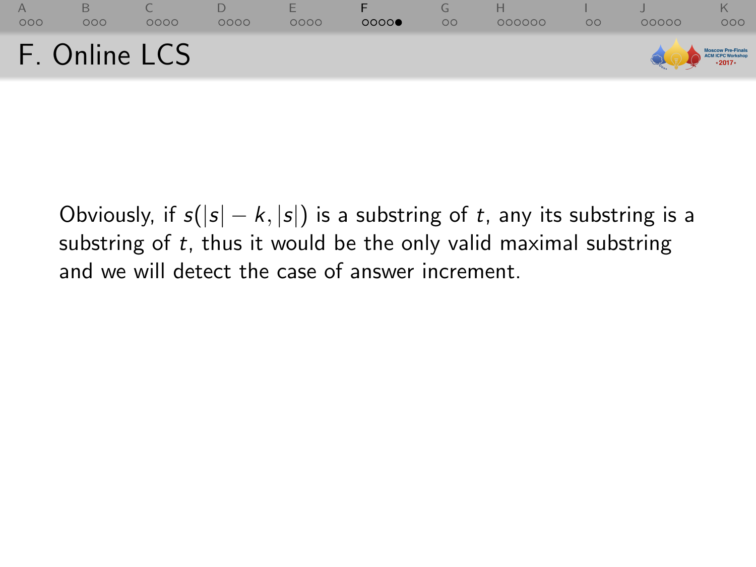# F. Online LCS

Obviously, if $s(|s| - k, |s|)$ is a substring of $t$, any its substring is a substring of $t$, thus it would be the only valid maximal substring and we will detect the case of answer increment.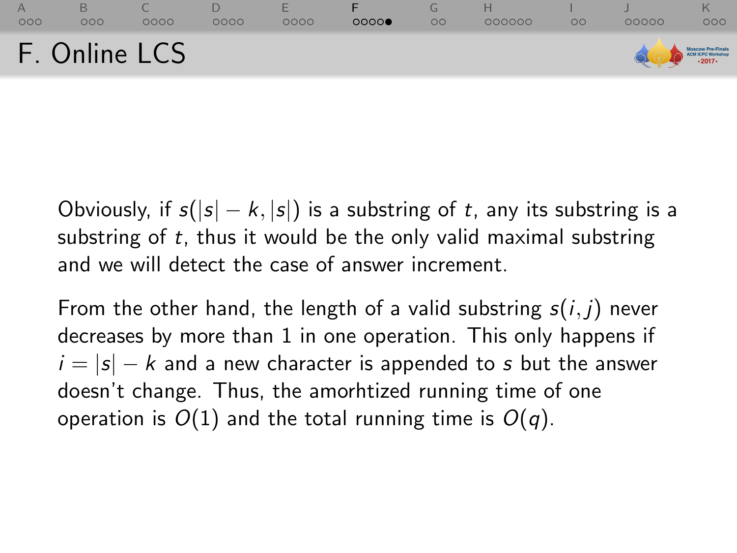# F. Online LCS

Obviously, if $s(|s| - k, |s|)$ is a substring of $t$, any its substring is a substring of $t$, thus it would be the only valid maximal substring and we will detect the case of answer increment.

From the other hand, the length of a valid substring $s(i, j)$ never decreases by more than 1 in one operation. This only happens if $i = |s| - k$ and a new character is appended to $s$ but the answer doesn't change. Thus, the amorhtized running time of one operation is $O(1)$ and the total running time is $O(q)$.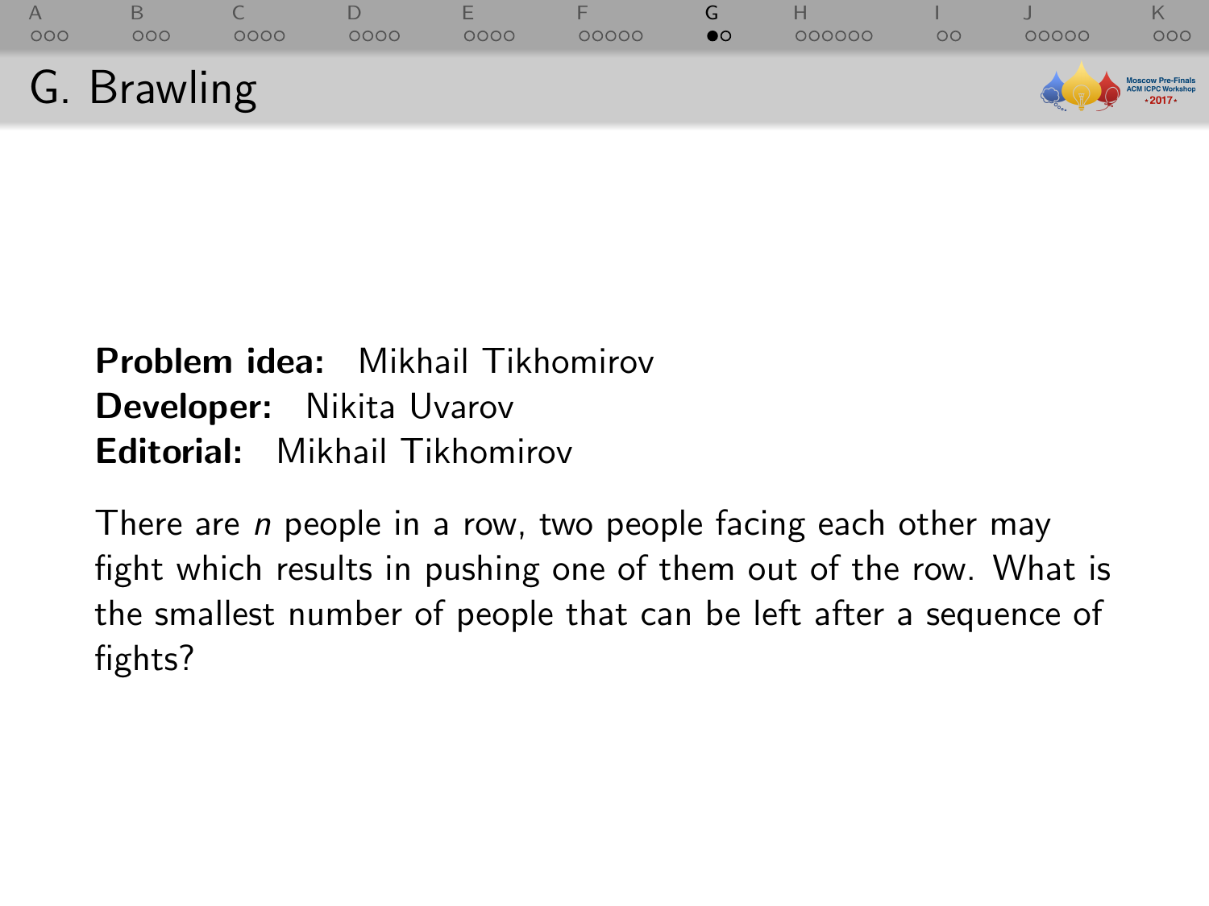# G. Brawling

**Problem idea:** Mikhail Tikhomirov
**Developer:** Nikita Uvarov
**Editorial:** Mikhail Tikhomirov

There are $n$ people in a row, two people facing each other may fight which results in pushing one of them out of the row. What is the smallest number of people that can be left after a sequence of fights?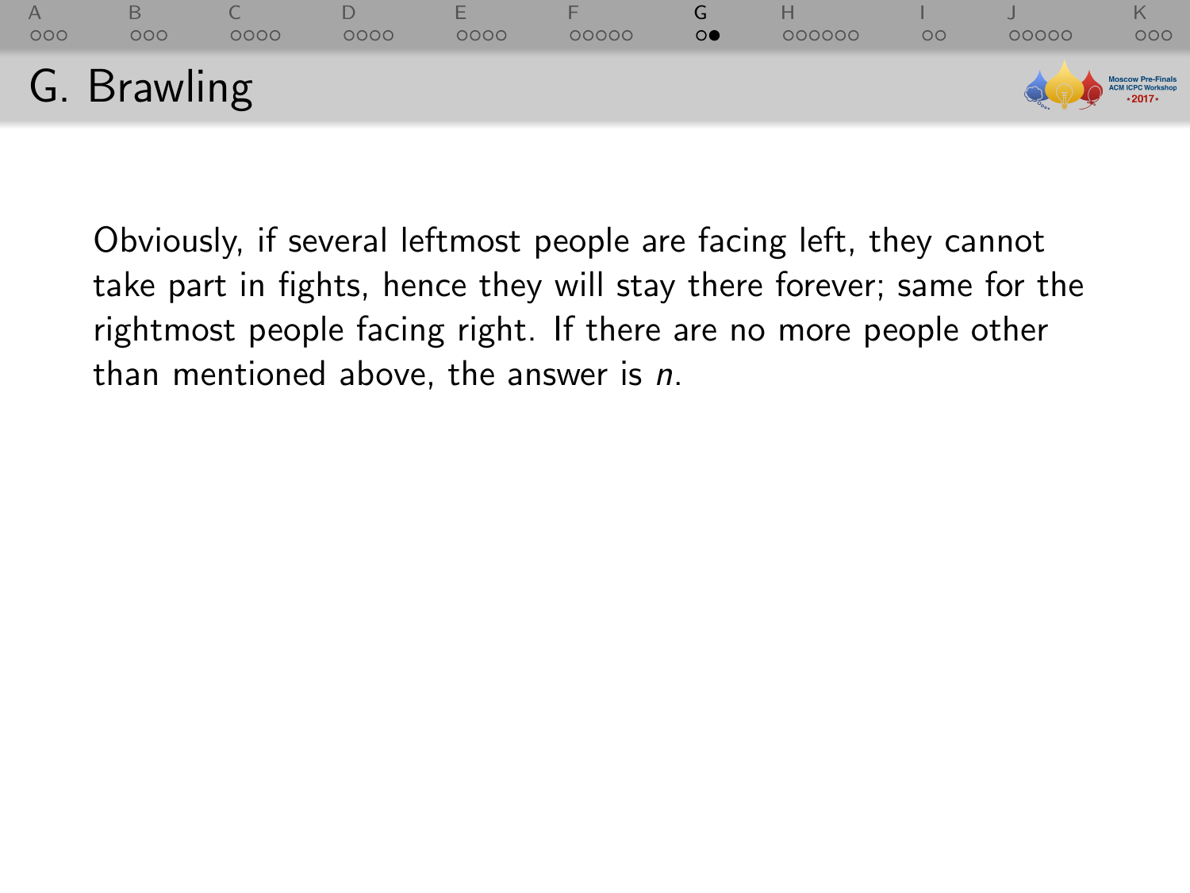# G. Brawling

Obviously, if several leftmost people are facing left, they cannot take part in fights, hence they will stay there forever; same for the rightmost people facing right. If there are no more people other than mentioned above, the answer is $n$.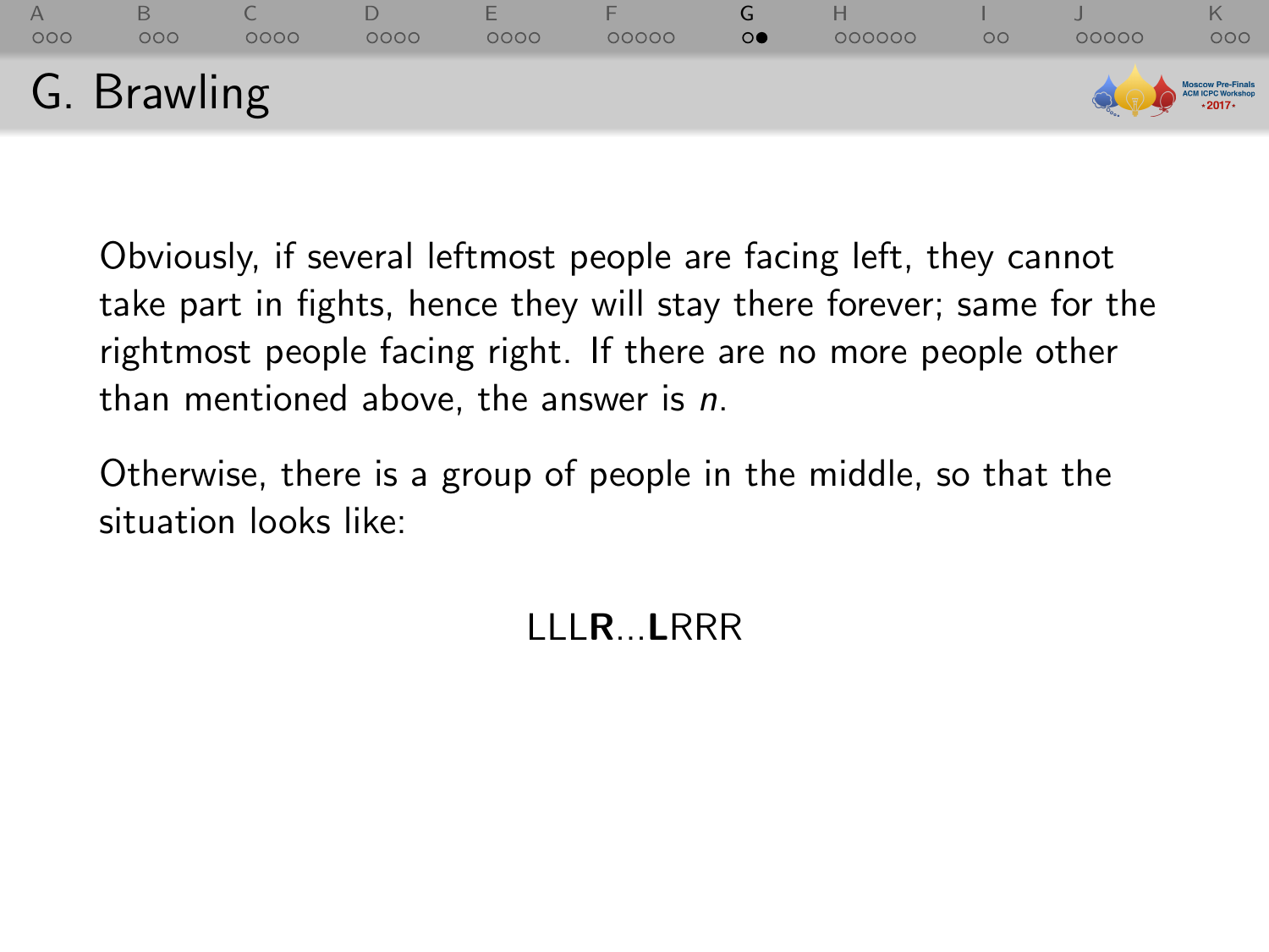# G. Brawling

Obviously, if several leftmost people are facing left, they cannot take part in fights, hence they will stay there forever; same for the rightmost people facing right. If there are no more people other than mentioned above, the answer is $n$.

Otherwise, there is a group of people in the middle, so that the situation looks like:

LLL**R**...**L**RRR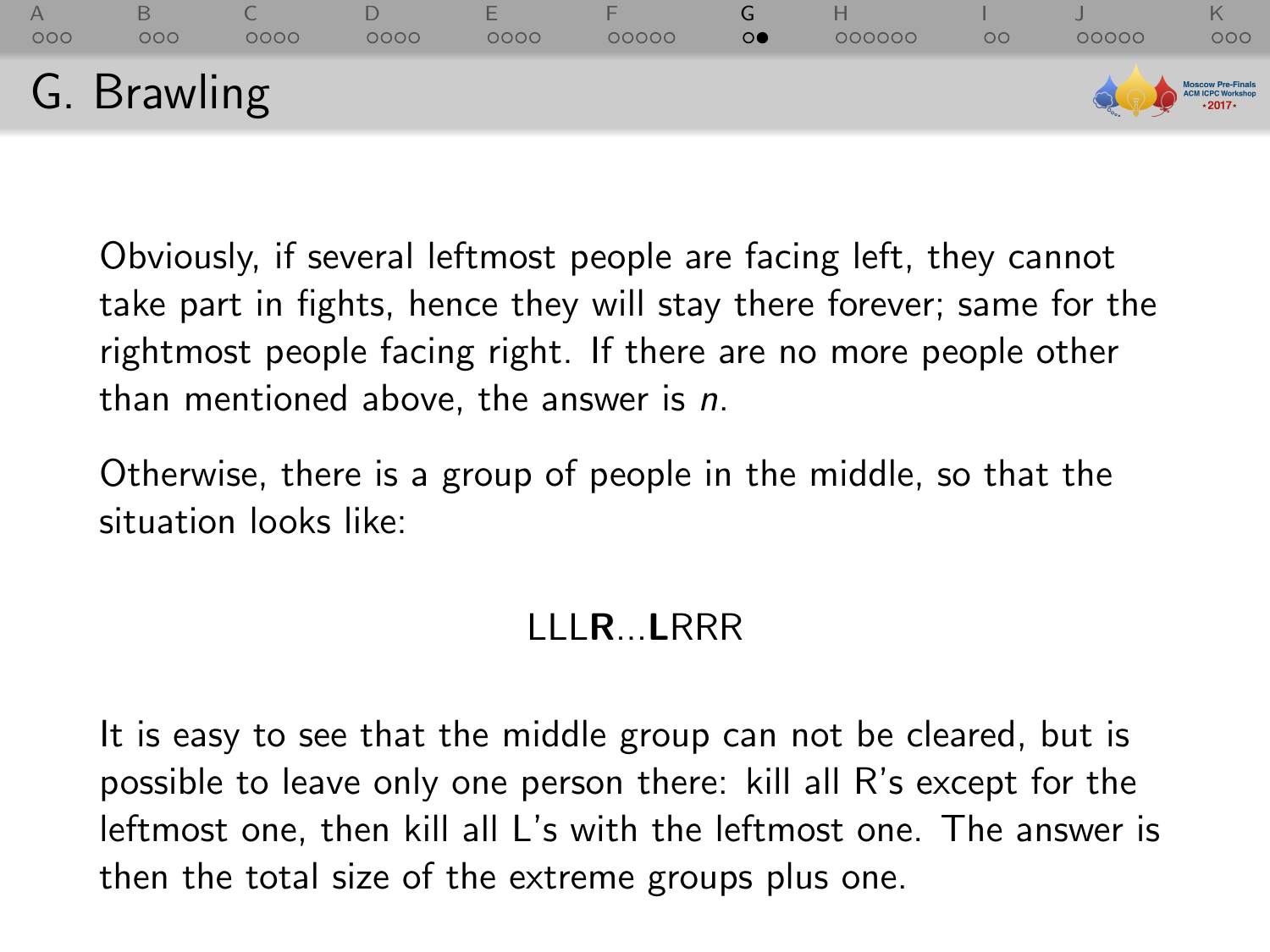# G. Brawling

Obviously, if several leftmost people are facing left, they cannot take part in fights, hence they will stay there forever; same for the rightmost people facing right. If there are no more people other than mentioned above, the answer is $n$.

Otherwise, there is a group of people in the middle, so that the situation looks like:

LLL**R**...**L**RRR

It is easy to see that the middle group can not be cleared, but is possible to leave only one person there: kill all R's except for the leftmost one, then kill all L's with the leftmost one. The answer is then the total size of the extreme groups plus one.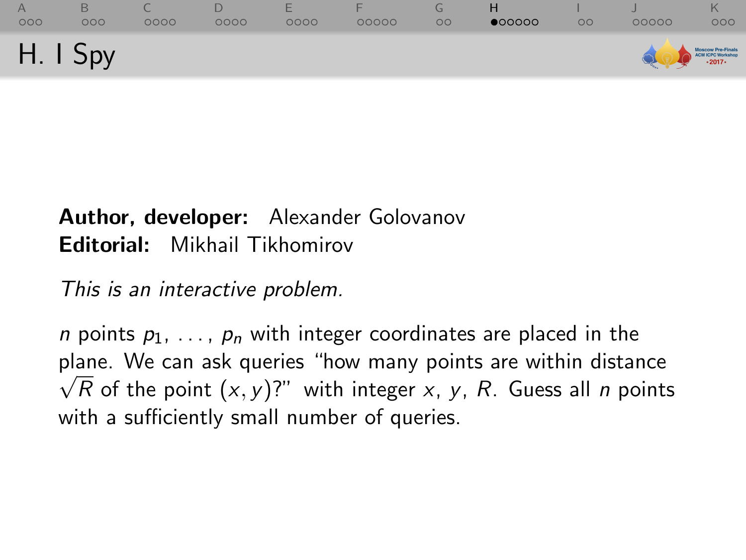# H. I Spy

**Author, developer:** Alexander Golovanov
**Editorial:** Mikhail Tikhomirov

*This is an interactive problem.*

$n$ points $p_1, \ldots, p_n$ with integer coordinates are placed in the plane. We can ask queries "how many points are within distance $\sqrt{R}$ of the point $(x, y)$?" with integer $x$, $y$, $R$. Guess all $n$ points with a sufficiently small number of queries.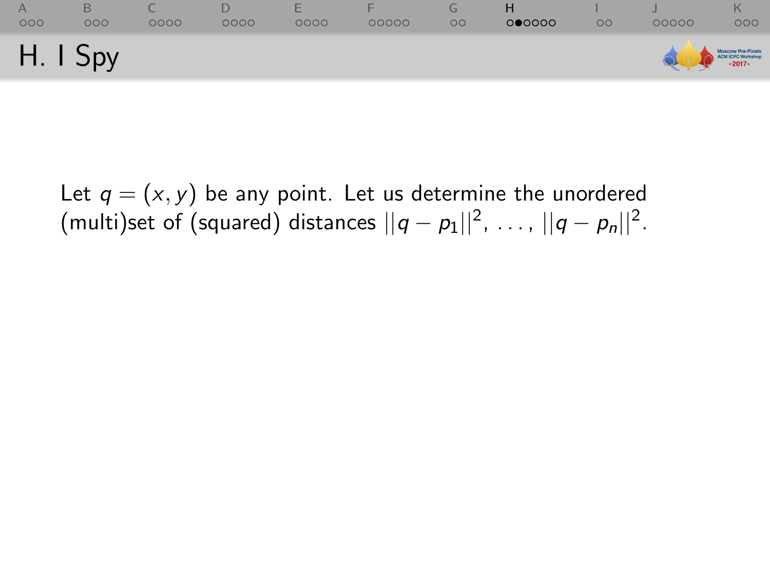# H. I Spy

Let $q = (x, y)$ be any point. Let us determine the unordered (multi)set of (squared) distances $||q - p_1||^2, \ldots, ||q - p_n||^2$.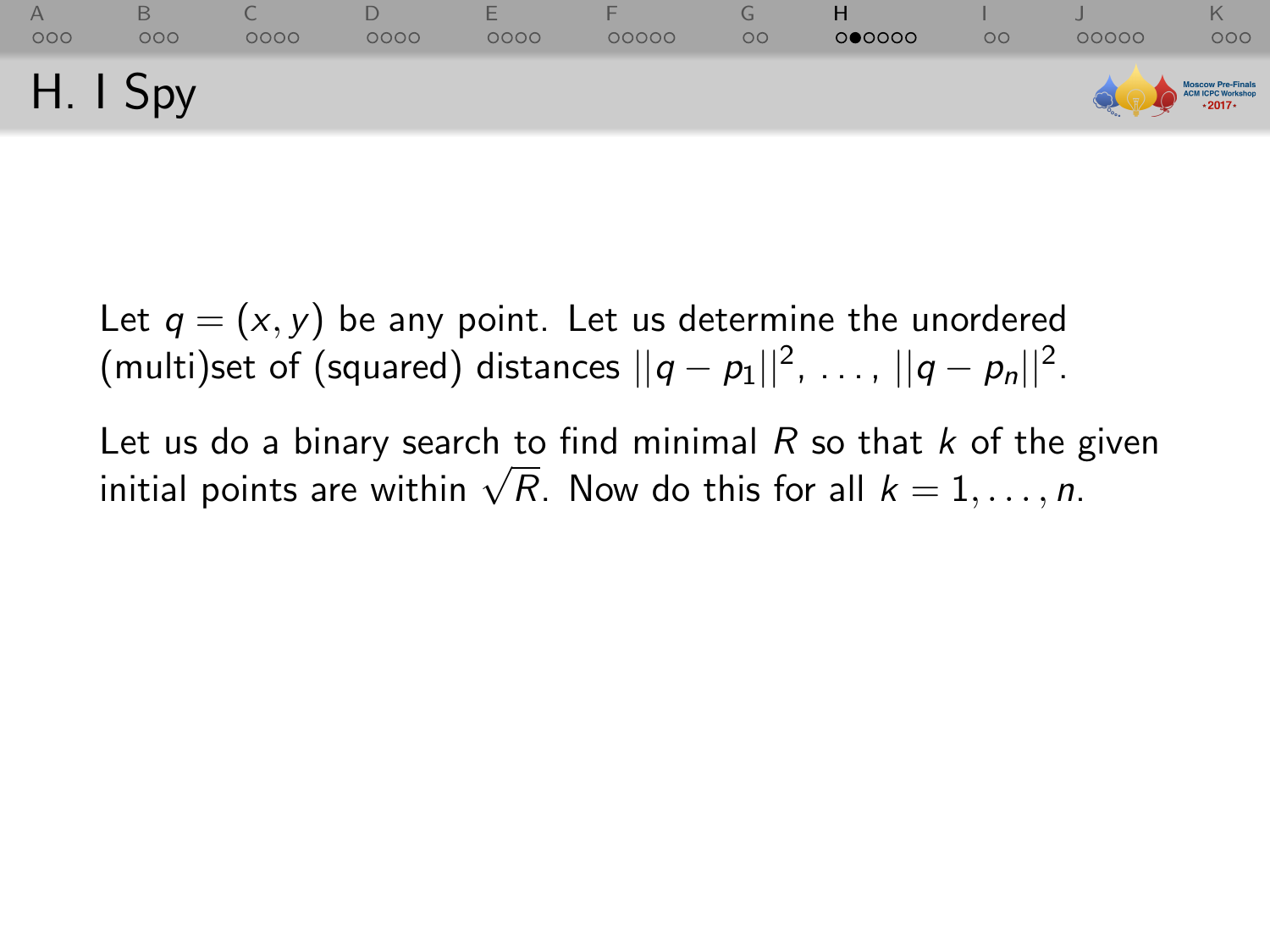# H. I Spy

Let $q = (x, y)$ be any point. Let us determine the unordered (multi)set of (squared) distances $||q - p_1||^2, \ldots, ||q - p_n||^2$.

Let us do a binary search to find minimal $R$ so that $k$ of the given initial points are within $\sqrt{R}$. Now do this for all $k = 1, \ldots, n$.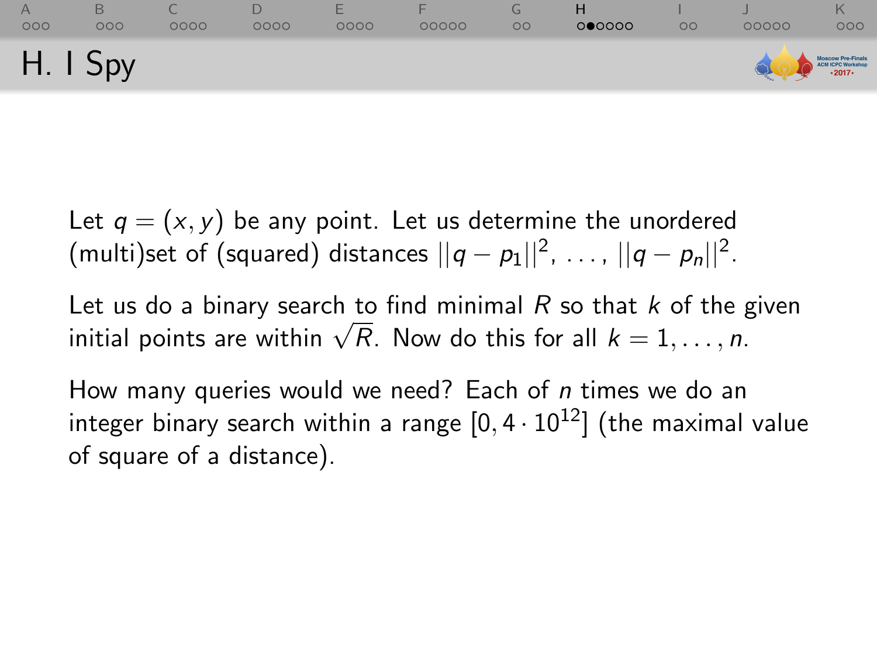# H. I Spy

Let $q = (x, y)$ be any point. Let us determine the unordered (multi)set of (squared) distances $||q - p_1||^2, \ldots, ||q - p_n||^2$.

Let us do a binary search to find minimal $R$ so that $k$ of the given initial points are within $\sqrt{R}$. Now do this for all $k = 1, \ldots, n$.

How many queries would we need? Each of $n$ times we do an integer binary search within a range $[0, 4 \cdot 10^{12}]$ (the maximal value of square of a distance).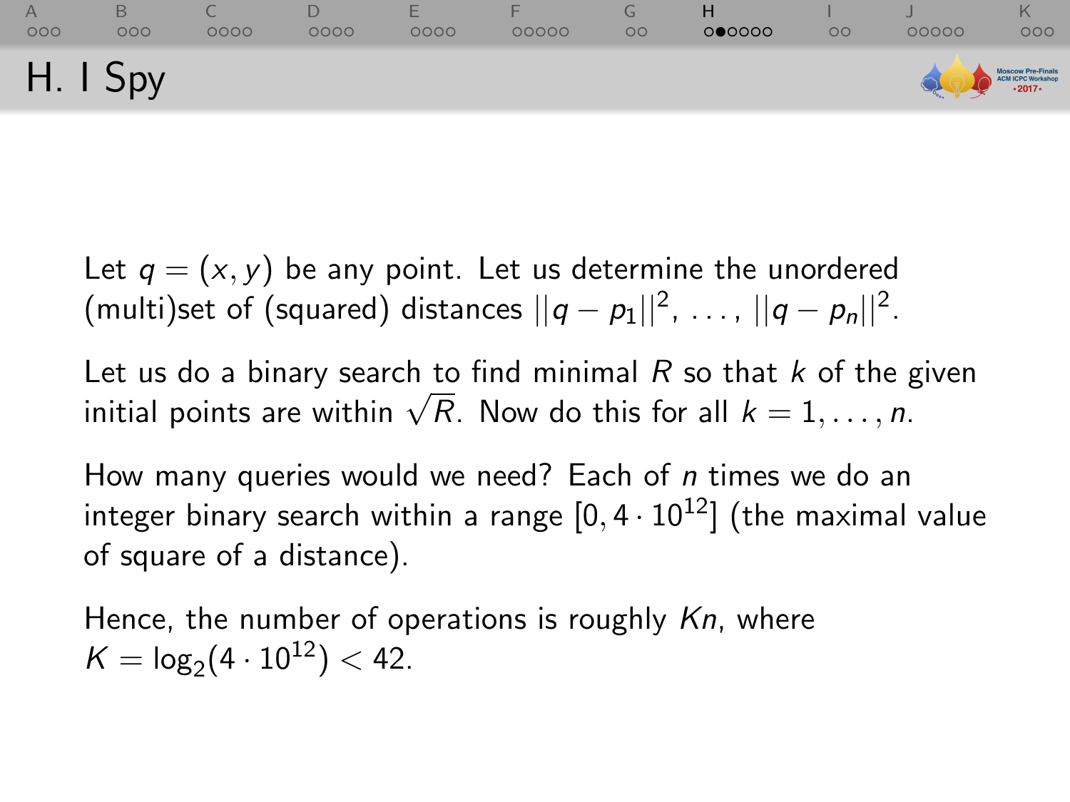# H. I Spy

Let $q = (x, y)$ be any point. Let us determine the unordered (multi)set of (squared) distances $||q - p_1||^2, \ldots, ||q - p_n||^2$.

Let us do a binary search to find minimal $R$ so that $k$ of the given initial points are within $\sqrt{R}$. Now do this for all $k = 1, \ldots, n$.

How many queries would we need? Each of $n$ times we do an integer binary search within a range $[0, 4 \cdot 10^{12}]$ (the maximal value of square of a distance).

Hence, the number of operations is roughly $Kn$, where $K = \log_2(4 \cdot 10^{12}) < 42$.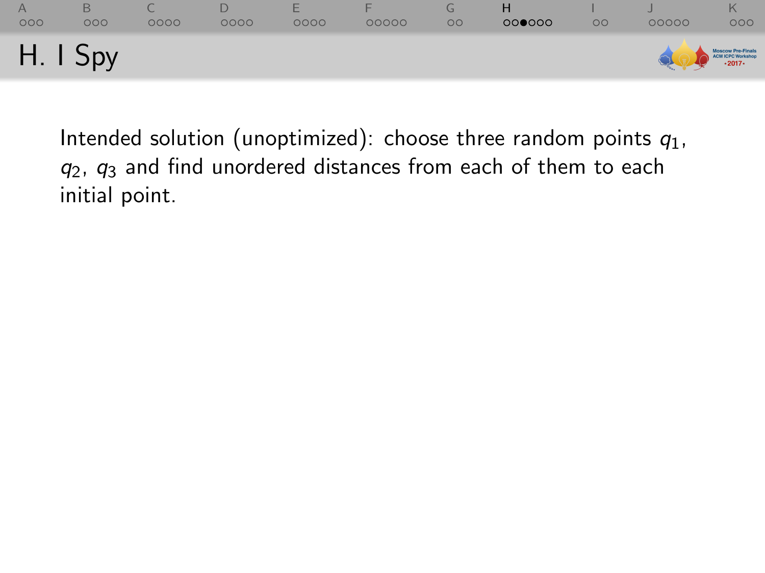# H. I Spy

Intended solution (unoptimized): choose three random points $q_1$, $q_2$, $q_3$ and find unordered distances from each of them to each initial point.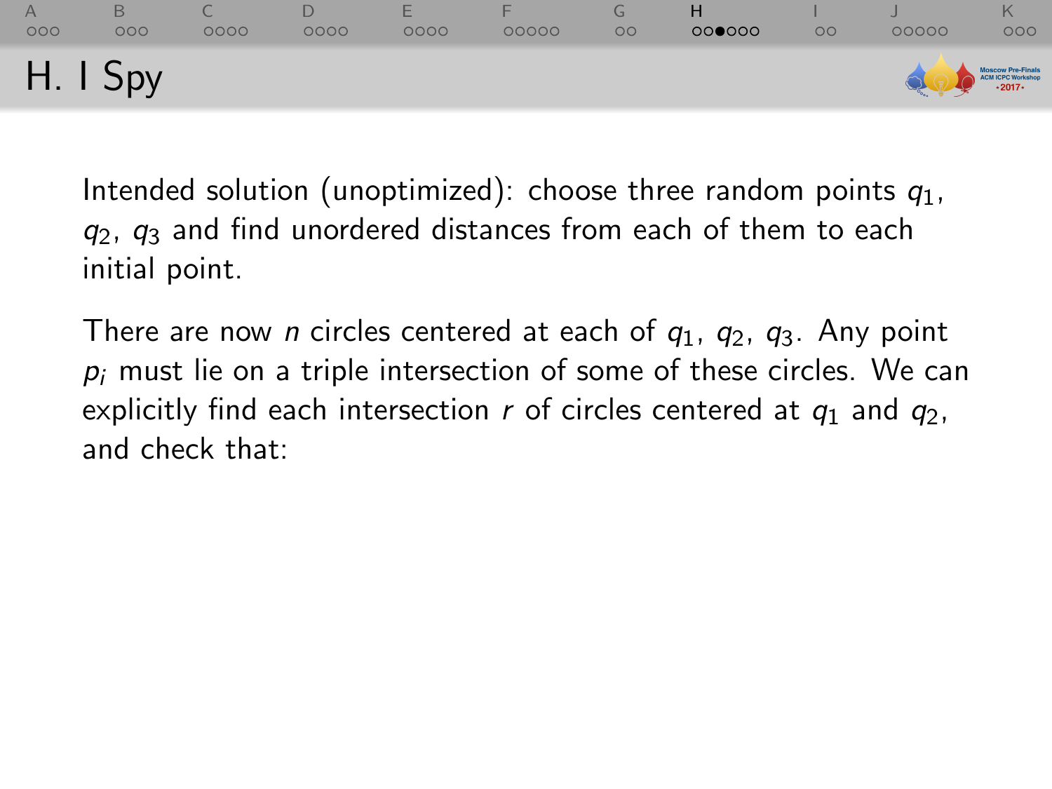# H. I Spy

Intended solution (unoptimized): choose three random points $q_1$, $q_2$, $q_3$ and find unordered distances from each of them to each initial point.

There are now $n$ circles centered at each of $q_1$, $q_2$, $q_3$. Any point $p_i$ must lie on a triple intersection of some of these circles. We can explicitly find each intersection $r$ of circles centered at $q_1$ and $q_2$, and check that: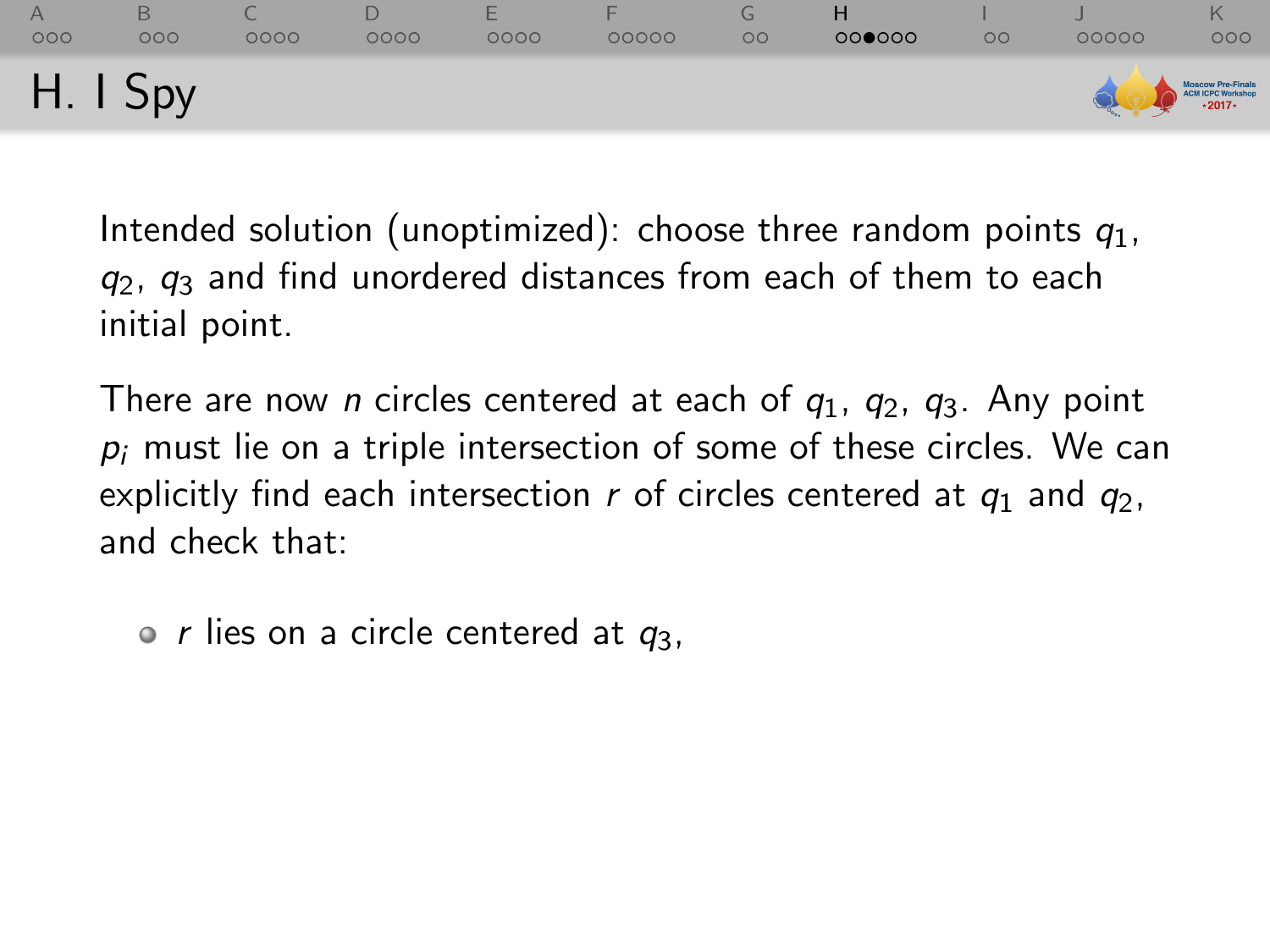## H. I Spy

Intended solution (unoptimized): choose three random points $q_1$, $q_2$, $q_3$ and find unordered distances from each of them to each initial point.

There are now $n$ circles centered at each of $q_1$, $q_2$, $q_3$. Any point $p_i$ must lie on a triple intersection of some of these circles. We can explicitly find each intersection $r$ of circles centered at $q_1$ and $q_2$, and check that:

- $r$ lies on a circle centered at $q_3$,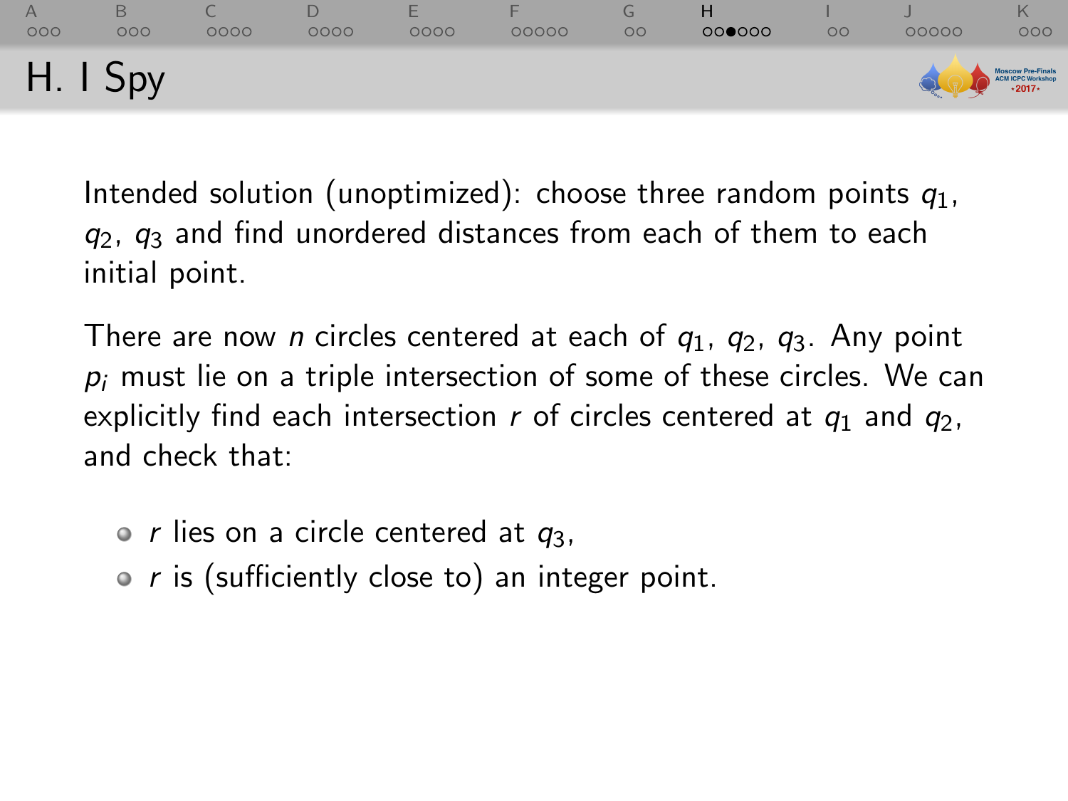# H. I Spy

Intended solution (unoptimized): choose three random points $q_1$, $q_2$, $q_3$ and find unordered distances from each of them to each initial point.

There are now $n$ circles centered at each of $q_1$, $q_2$, $q_3$. Any point $p_i$ must lie on a triple intersection of some of these circles. We can explicitly find each intersection $r$ of circles centered at $q_1$ and $q_2$, and check that:

- $r$ lies on a circle centered at $q_3$,
- $r$ is (sufficiently close to) an integer point.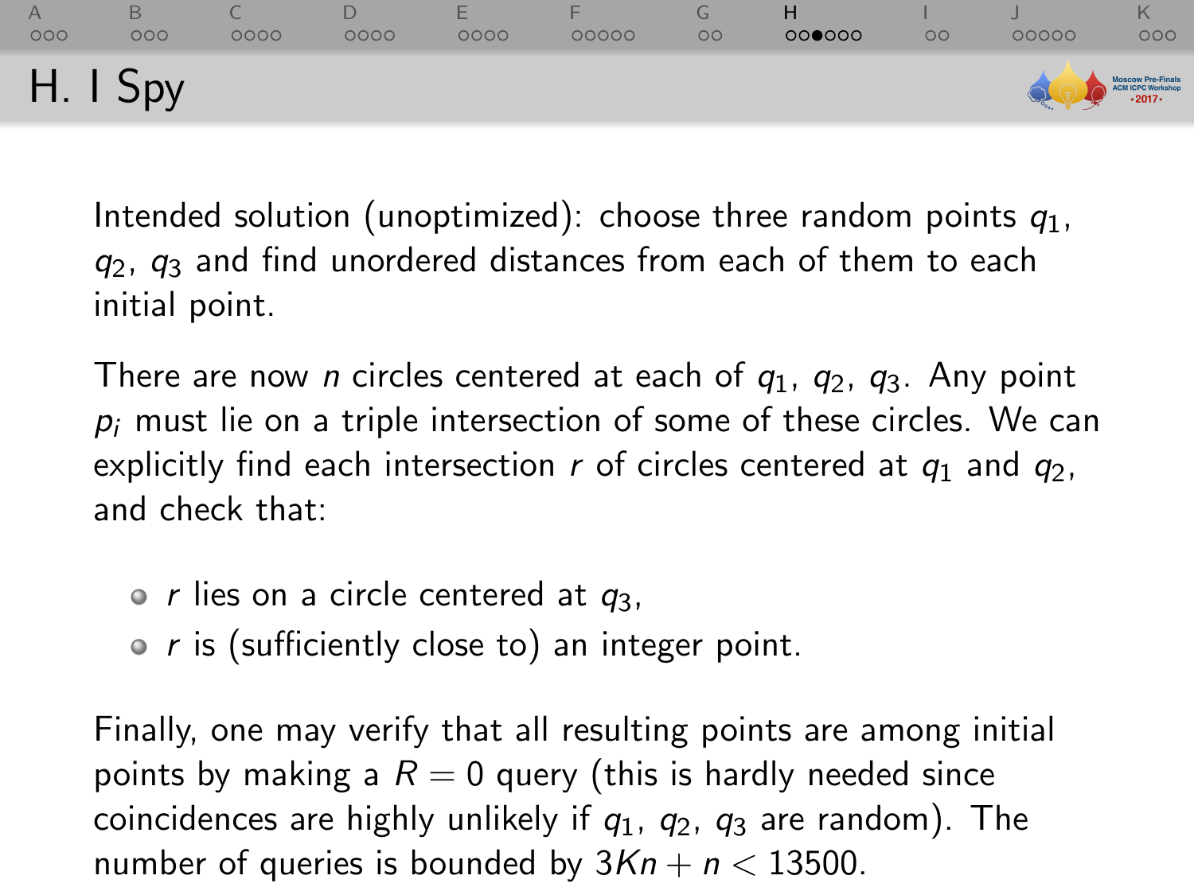## H. I Spy

Intended solution (unoptimized): choose three random points $q_1$, $q_2$, $q_3$ and find unordered distances from each of them to each initial point.

There are now $n$ circles centered at each of $q_1$, $q_2$, $q_3$. Any point $p_i$ must lie on a triple intersection of some of these circles. We can explicitly find each intersection $r$ of circles centered at $q_1$ and $q_2$, and check that:

- $r$ lies on a circle centered at $q_3$,
- $r$ is (sufficiently close to) an integer point.

Finally, one may verify that all resulting points are among initial points by making a $R = 0$ query (this is hardly needed since coincidences are highly unlikely if $q_1$, $q_2$, $q_3$ are random). The number of queries is bounded by $3Kn + n < 13500$.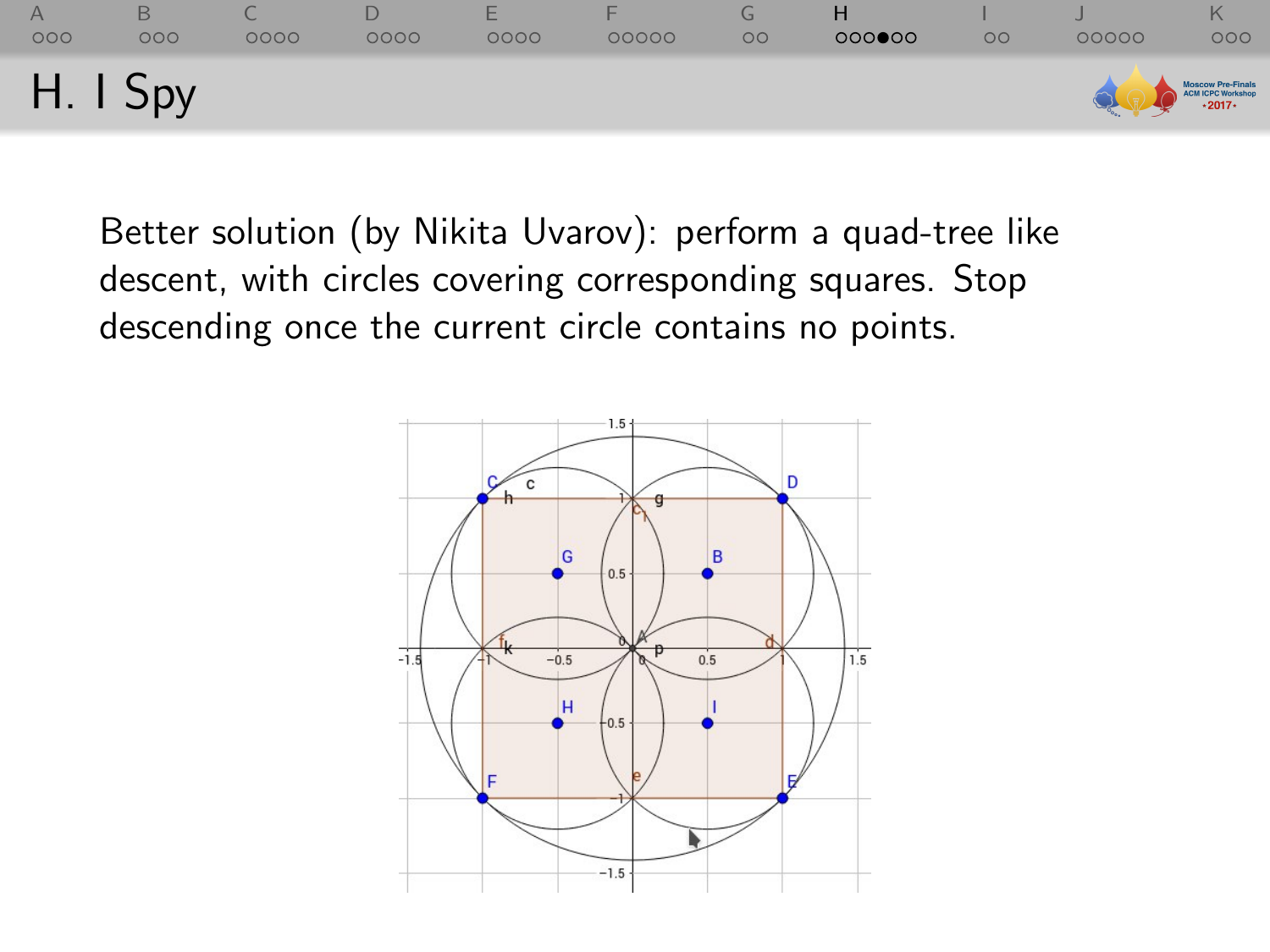# H. I Spy

Better solution (by Nikita Uvarov): perform a quad-tree like descent, with circles covering corresponding squares. Stop descending once the current circle contains no points.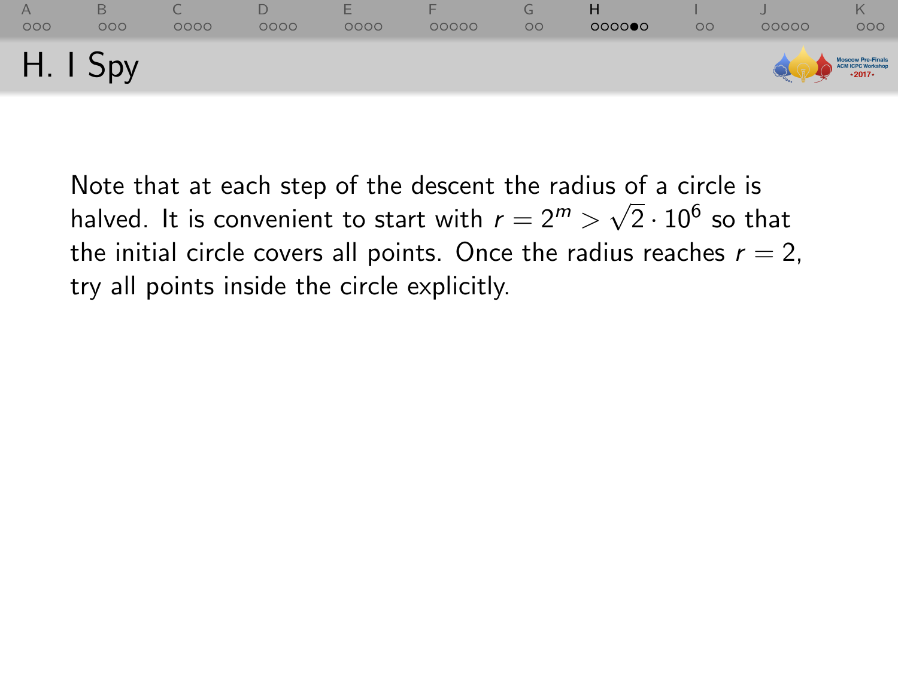# H. I Spy

Note that at each step of the descent the radius of a circle is halved. It is convenient to start with $r = 2^m > \sqrt{2} \cdot 10^6$ so that the initial circle covers all points. Once the radius reaches $r = 2$, try all points inside the circle explicitly.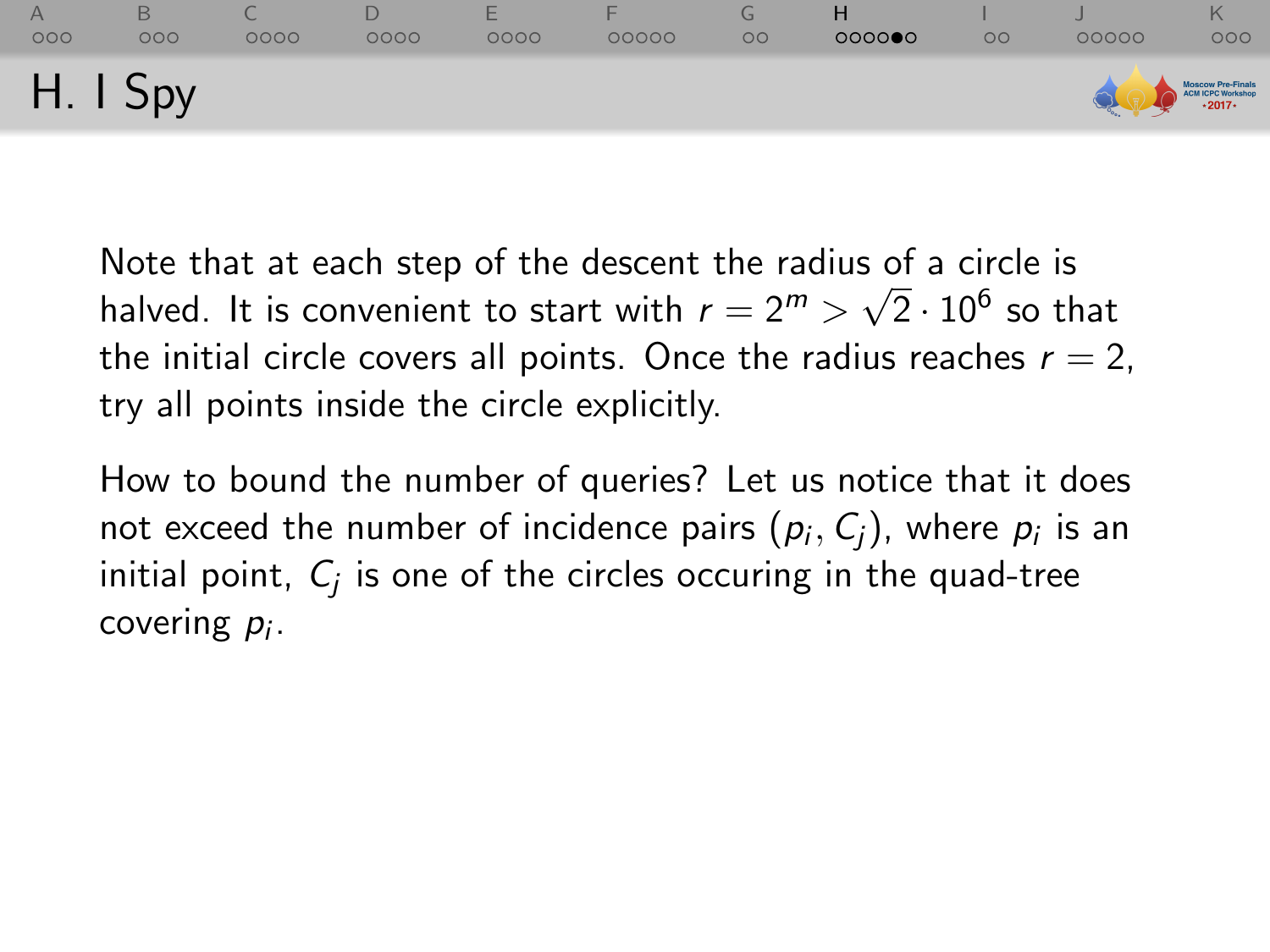## H. I Spy

Note that at each step of the descent the radius of a circle is halved. It is convenient to start with $r = 2^m > \sqrt{2} \cdot 10^6$ so that the initial circle covers all points. Once the radius reaches $r = 2$, try all points inside the circle explicitly.

How to bound the number of queries? Let us notice that it does not exceed the number of incidence pairs $(p_i, C_j)$, where $p_i$ is an initial point, $C_j$ is one of the circles occuring in the quad-tree covering $p_i$.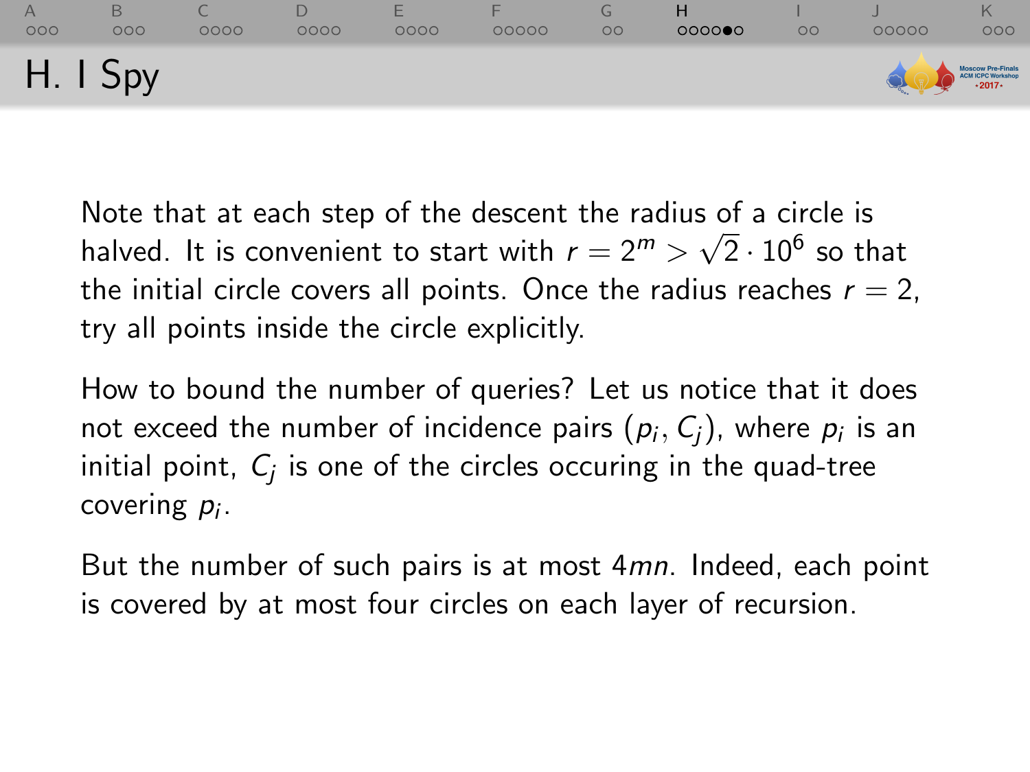# H. I Spy

Note that at each step of the descent the radius of a circle is halved. It is convenient to start with $r = 2^m > \sqrt{2} \cdot 10^6$ so that the initial circle covers all points. Once the radius reaches $r = 2$, try all points inside the circle explicitly.

How to bound the number of queries? Let us notice that it does not exceed the number of incidence pairs $(p_i, C_j)$, where $p_i$ is an initial point, $C_j$ is one of the circles occuring in the quad-tree covering $p_i$.

But the number of such pairs is at most $4mn$. Indeed, each point is covered by at most four circles on each layer of recursion.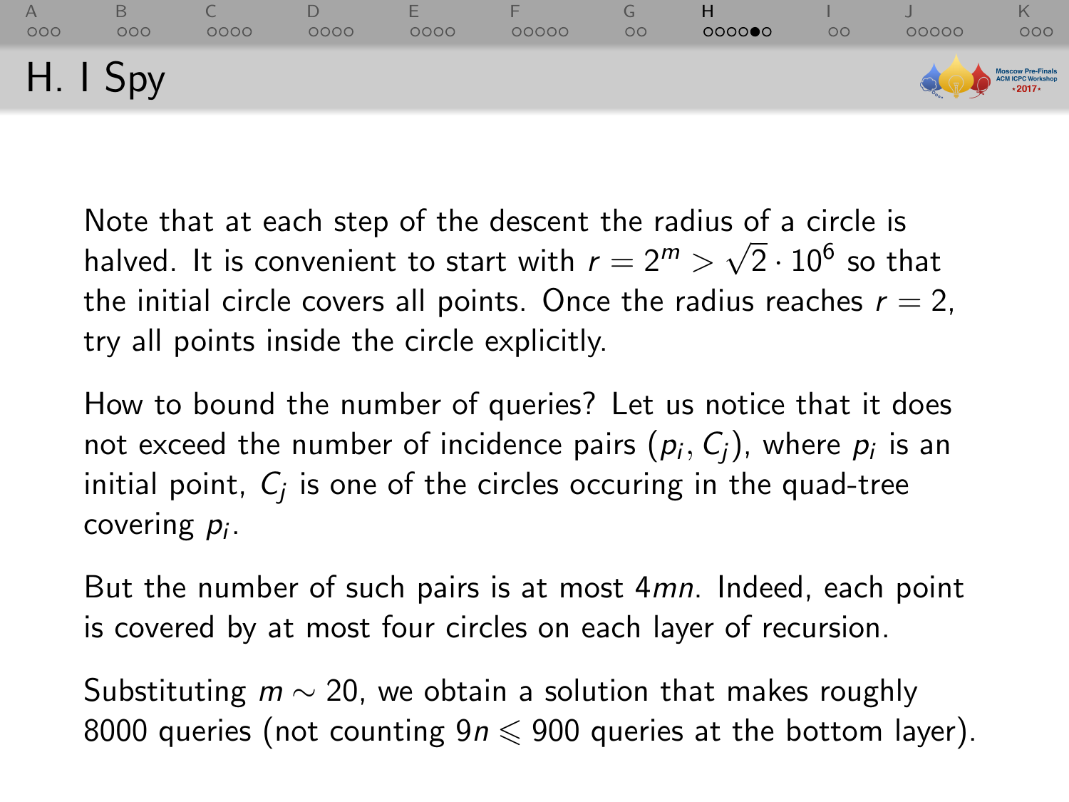# H. I Spy

Note that at each step of the descent the radius of a circle is halved. It is convenient to start with $r = 2^m > \sqrt{2} \cdot 10^6$ so that the initial circle covers all points. Once the radius reaches $r = 2$, try all points inside the circle explicitly.

How to bound the number of queries? Let us notice that it does not exceed the number of incidence pairs $(p_i, C_j)$, where $p_i$ is an initial point, $C_j$ is one of the circles occuring in the quad-tree covering $p_i$.

But the number of such pairs is at most $4mn$. Indeed, each point is covered by at most four circles on each layer of recursion.

Substituting $m \sim 20$, we obtain a solution that makes roughly 8000 queries (not counting $9n \leqslant 900$ queries at the bottom layer).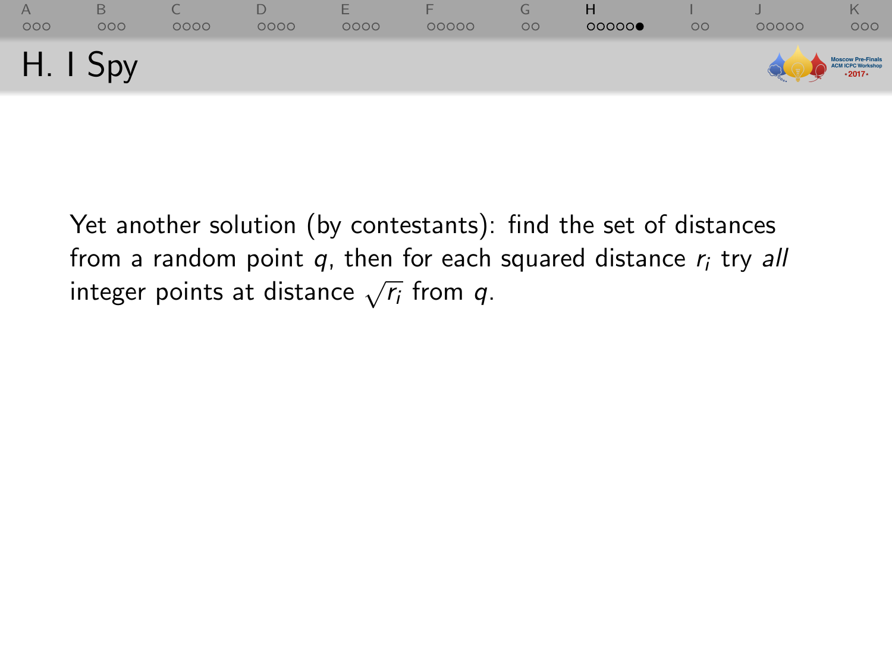# H. I Spy

Yet another solution (by contestants): find the set of distances from a random point $q$, then for each squared distance $r_i$ try *all* integer points at distance $\sqrt{r_i}$ from $q$.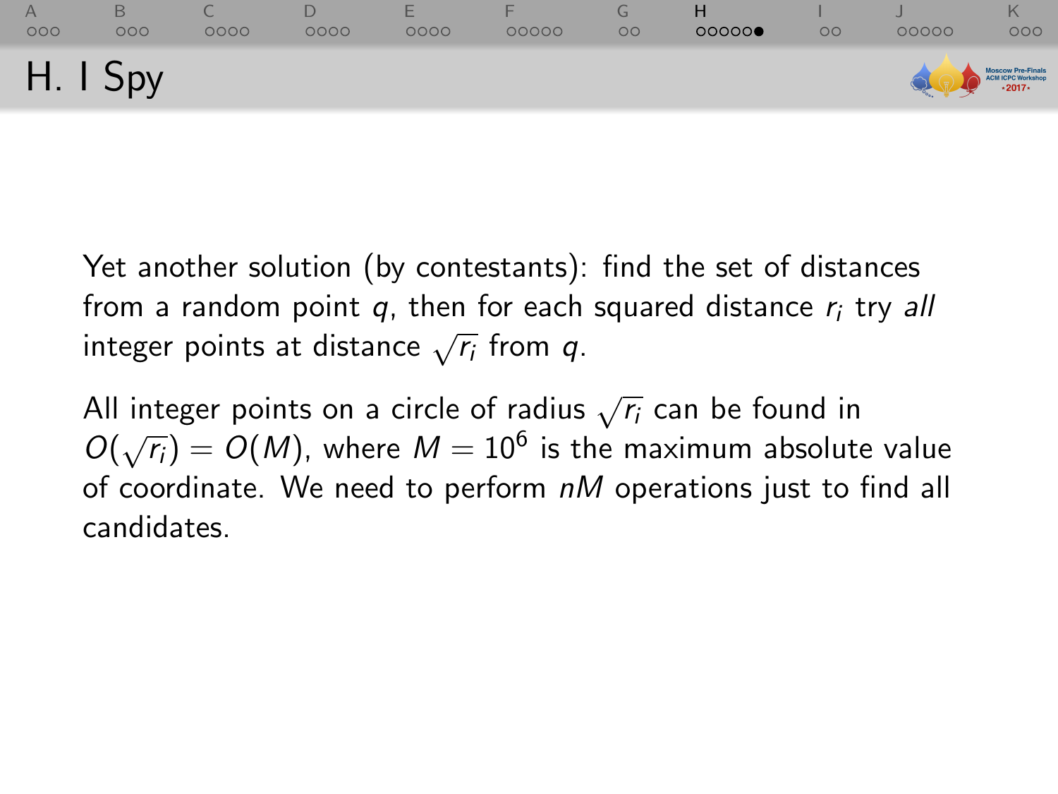# H. I Spy

Yet another solution (by contestants): find the set of distances from a random point $q$, then for each squared distance $r_i$ try *all* integer points at distance $\sqrt{r_i}$ from $q$.

All integer points on a circle of radius $\sqrt{r_i}$ can be found in $O(\sqrt{r_i}) = O(M)$, where $M = 10^6$ is the maximum absolute value of coordinate. We need to perform $nM$ operations just to find all candidates.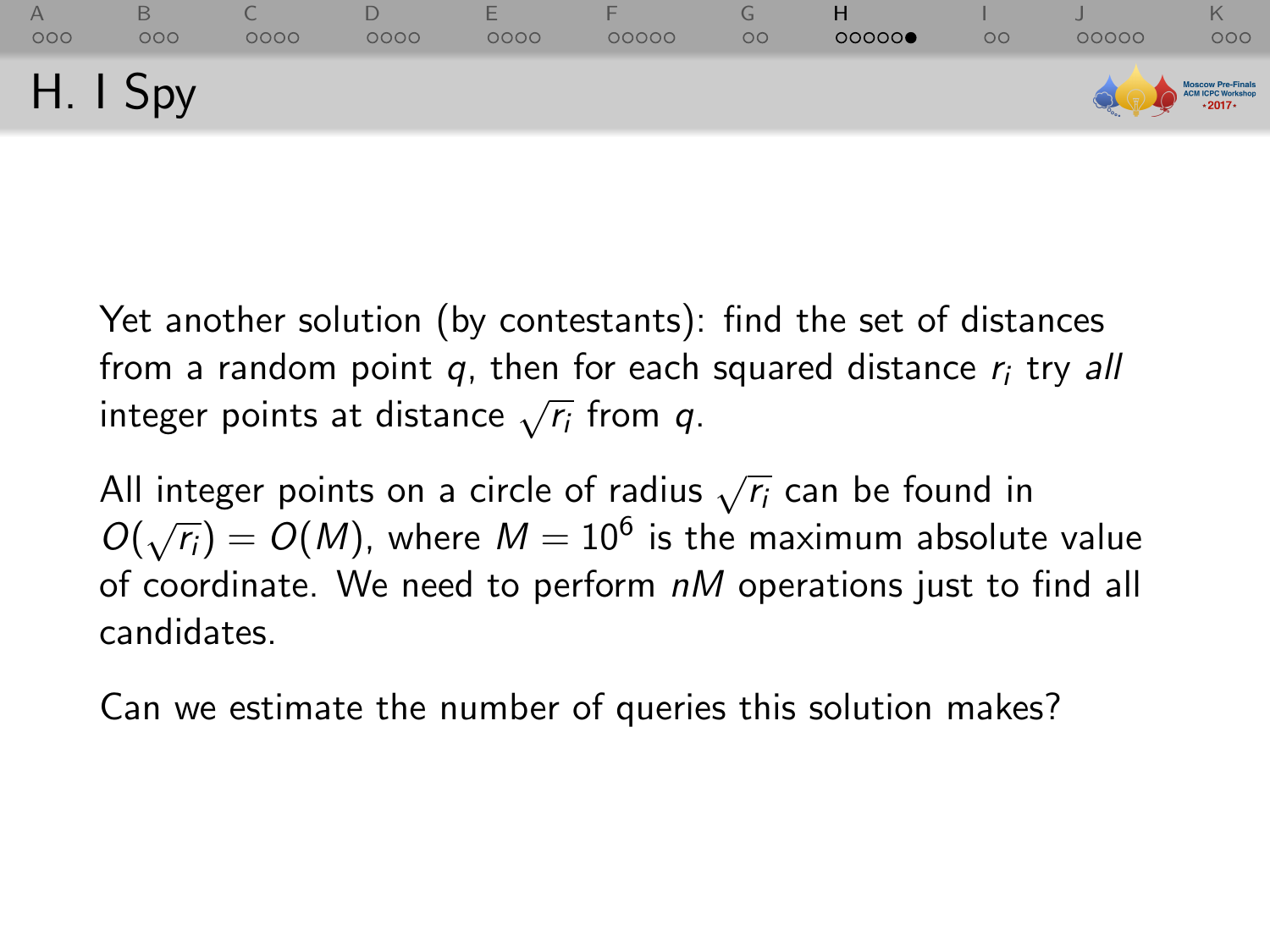## H. I Spy

Yet another solution (by contestants): find the set of distances from a random point $q$, then for each squared distance $r_i$ try *all* integer points at distance $\sqrt{r_i}$ from $q$.

All integer points on a circle of radius $\sqrt{r_i}$ can be found in $O(\sqrt{r_i}) = O(M)$, where $M = 10^6$ is the maximum absolute value of coordinate. We need to perform $nM$ operations just to find all candidates.

Can we estimate the number of queries this solution makes?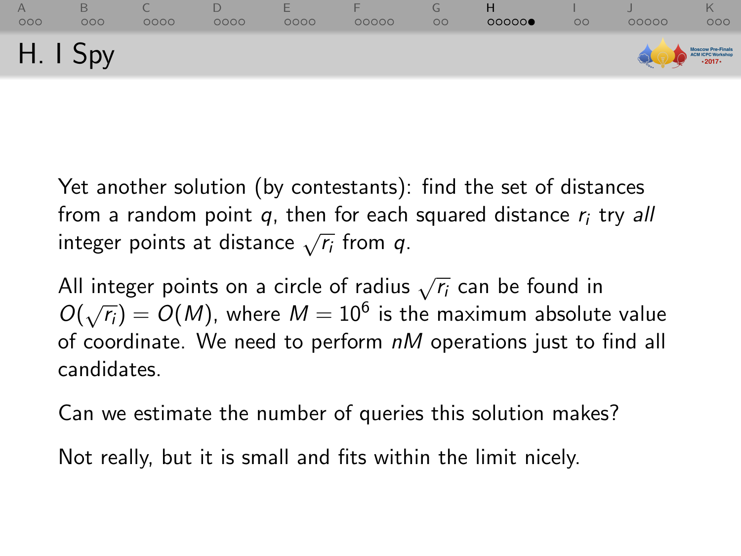# H. I Spy

Yet another solution (by contestants): find the set of distances from a random point $q$, then for each squared distance $r_i$ try *all* integer points at distance $\sqrt{r_i}$ from $q$.

All integer points on a circle of radius $\sqrt{r_i}$ can be found in $O(\sqrt{r_i}) = O(M)$, where $M = 10^6$ is the maximum absolute value of coordinate. We need to perform $nM$ operations just to find all candidates.

Can we estimate the number of queries this solution makes?

Not really, but it is small and fits within the limit nicely.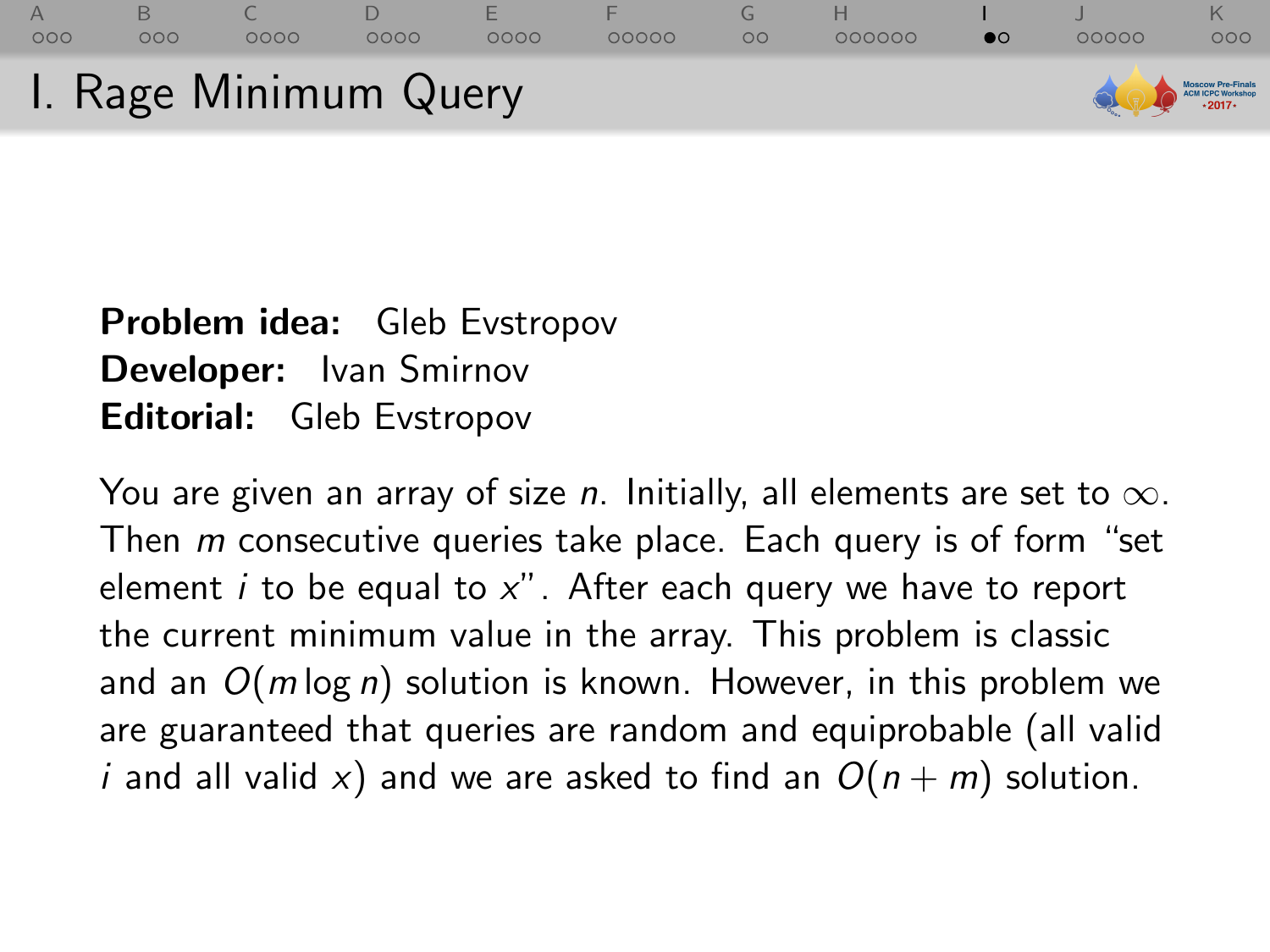# I. Rage Minimum Query

**Problem idea:** Gleb Evstropov
**Developer:** Ivan Smirnov
**Editorial:** Gleb Evstropov

You are given an array of size $n$. Initially, all elements are set to $\infty$. Then $m$ consecutive queries take place. Each query is of form "set element $i$ to be equal to $x$". After each query we have to report the current minimum value in the array. This problem is classic and an $O(m \log n)$ solution is known. However, in this problem we are guaranteed that queries are random and equiprobable (all valid $i$ and all valid $x$) and we are asked to find an $O(n + m)$ solution.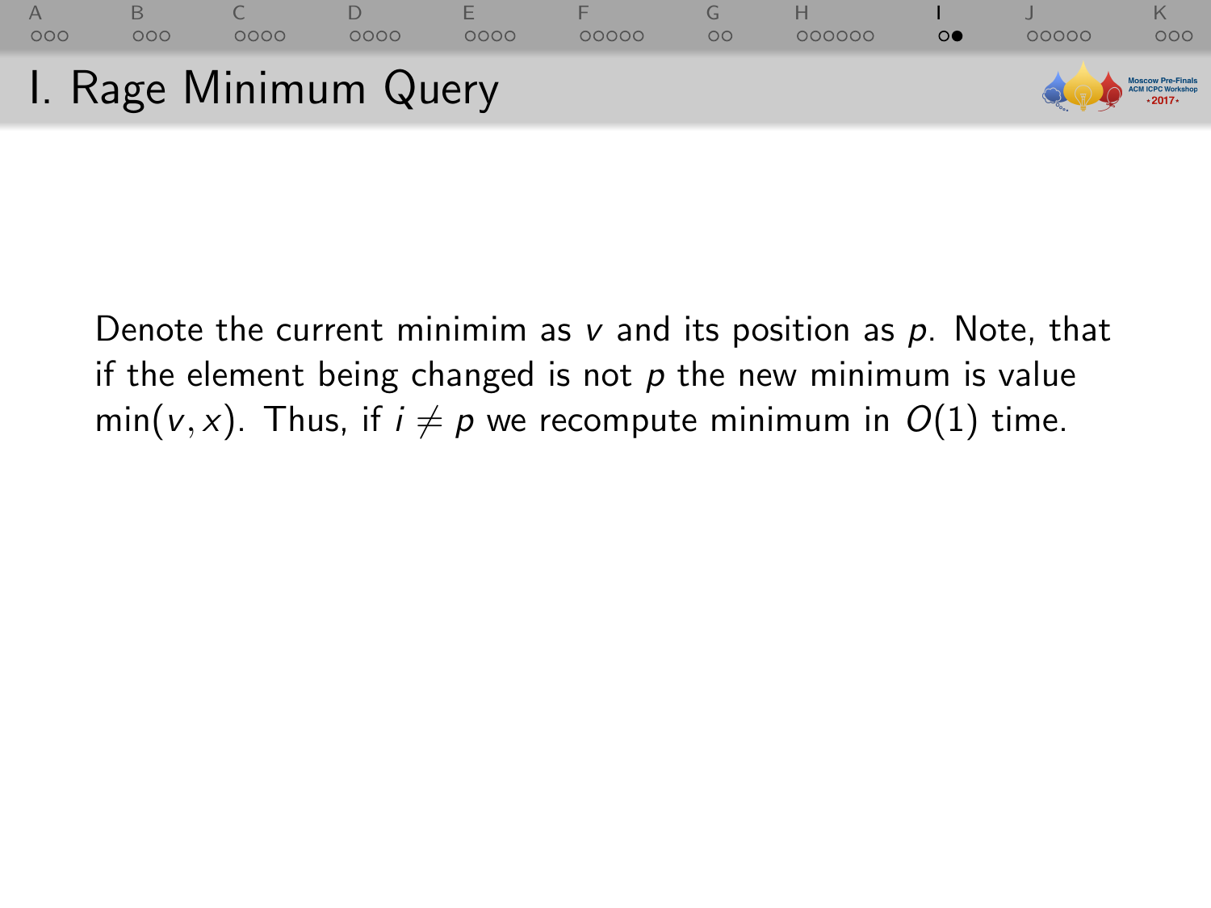# I. Rage Minimum Query

Denote the current minimim as $v$ and its position as $p$. Note, that if the element being changed is not $p$ the new minimum is value $\min(v, x)$. Thus, if $i \neq p$ we recompute minimum in $O(1)$ time.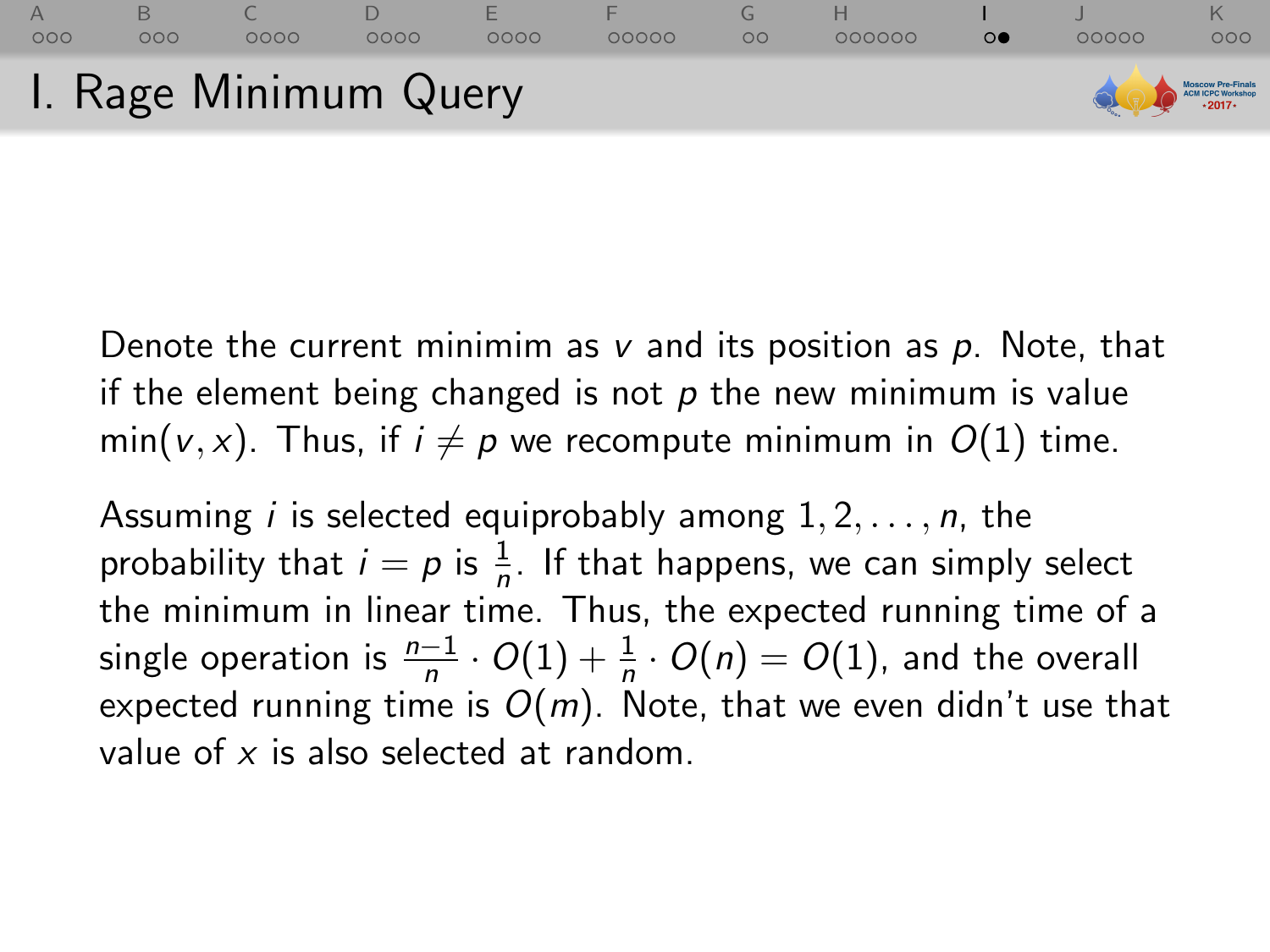# I. Rage Minimum Query

Denote the current minimim as $v$ and its position as $p$. Note, that if the element being changed is not $p$ the new minimum is value $\min(v, x)$. Thus, if $i \neq p$ we recompute minimum in $O(1)$ time.

Assuming $i$ is selected equiprobably among $1, 2, \ldots, n$, the probability that $i = p$ is $\frac{1}{n}$. If that happens, we can simply select the minimum in linear time. Thus, the expected running time of a single operation is $\frac{n-1}{n} \cdot O(1) + \frac{1}{n} \cdot O(n) = O(1)$, and the overall expected running time is $O(m)$. Note, that we even didn't use that value of $x$ is also selected at random.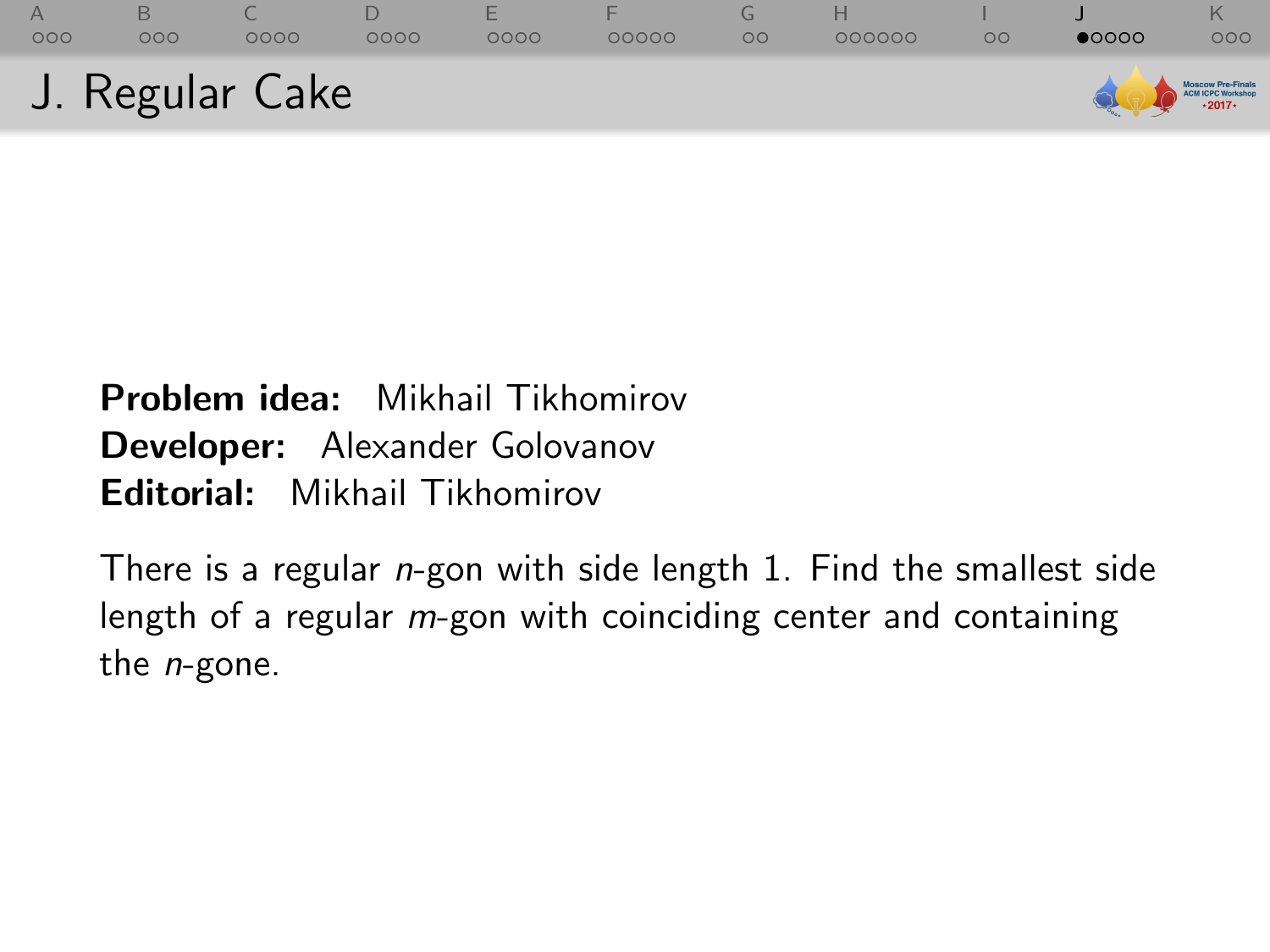# J. Regular Cake

**Problem idea:** Mikhail Tikhomirov
**Developer:** Alexander Golovanov
**Editorial:** Mikhail Tikhomirov

There is a regular $n$-gon with side length 1. Find the smallest side length of a regular $m$-gon with coinciding center and containing the $n$-gone.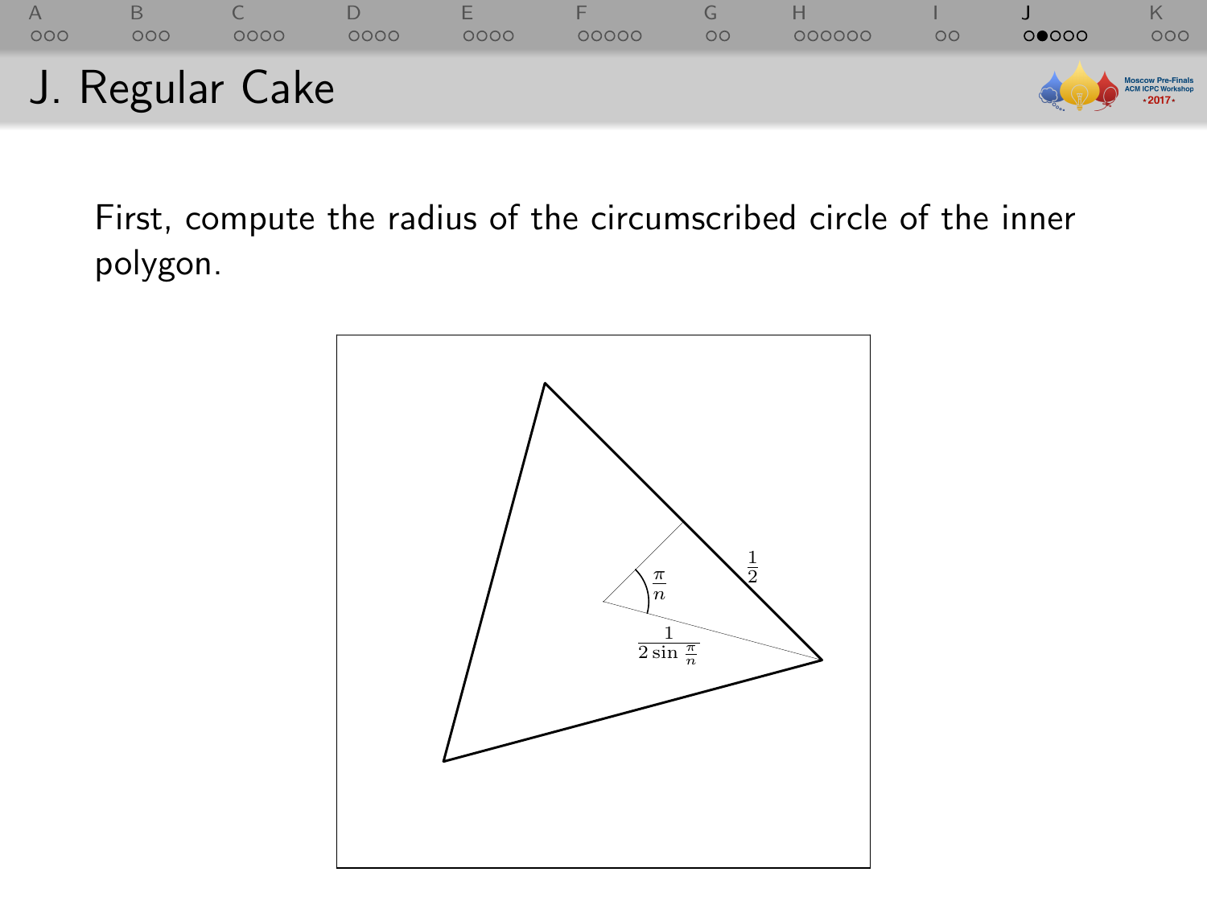# J. Regular Cake

First, compute the radius of the circumscribed circle of the inner polygon.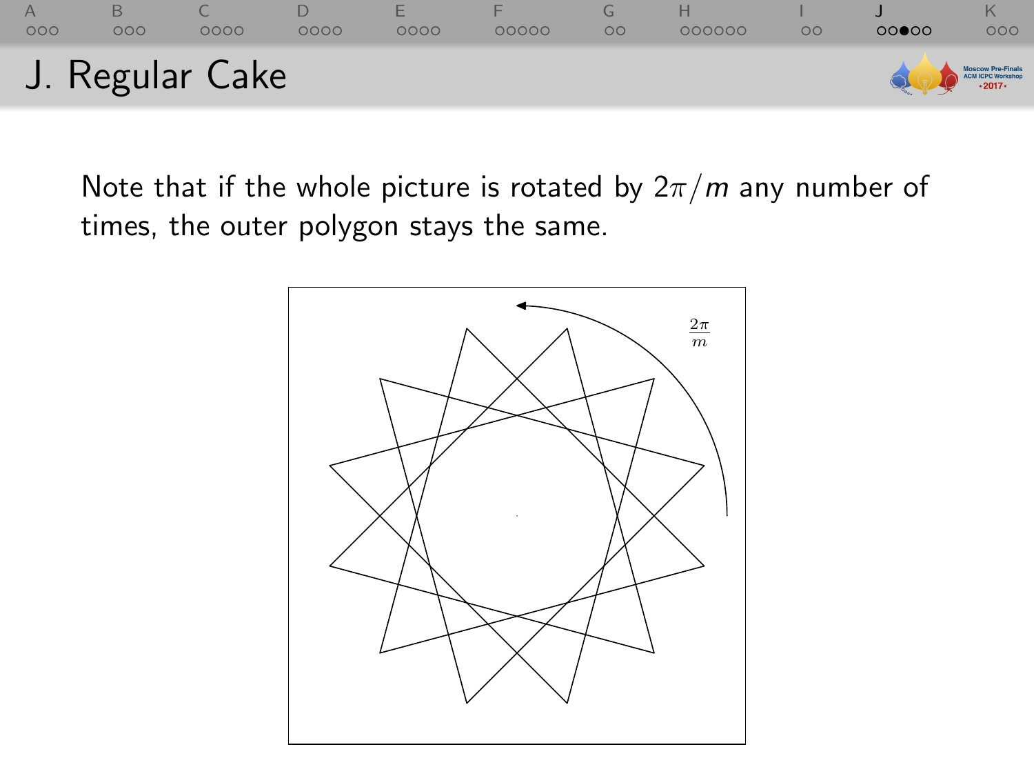# J. Regular Cake

Note that if the whole picture is rotated by $2\pi/m$ any number of times, the outer polygon stays the same.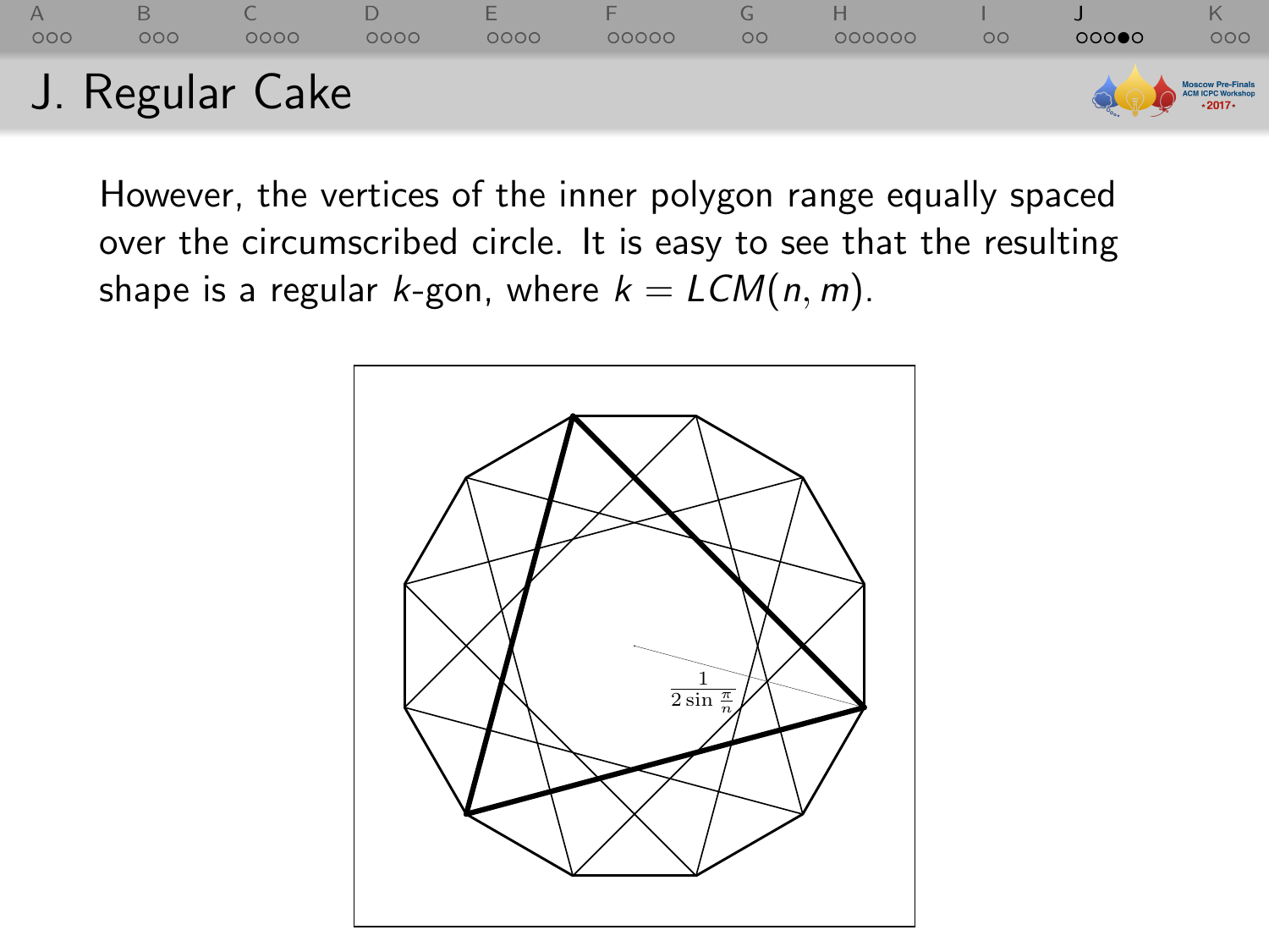## J. Regular Cake

However, the vertices of the inner polygon range equally spaced over the circumscribed circle. It is easy to see that the resulting shape is a regular $k$-gon, where $k = LCM(n, m)$.

$$\frac{1}{2\sin\frac{\pi}{n}}$$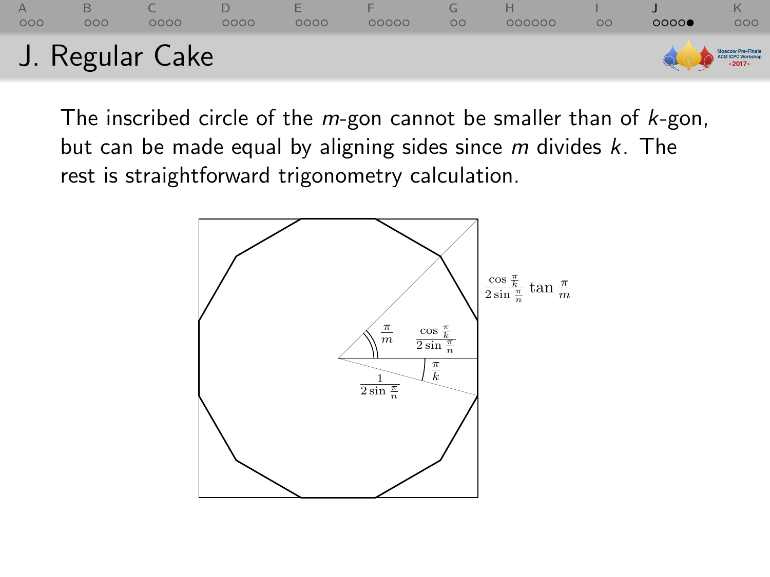# J. Regular Cake

The inscribed circle of the $m$-gon cannot be smaller than of $k$-gon, but can be made equal by aligning sides since $m$ divides $k$. The rest is straightforward trigonometry calculation.

$\frac{\cos \frac{\pi}{k}}{2 \sin \frac{\pi}{n}} \tan \frac{\pi}{m}$

$\frac{\pi}{m}$

$\frac{\cos \frac{\pi}{k}}{2 \sin \frac{\pi}{n}}$

$\frac{\pi}{k}$

$\frac{1}{2 \sin \frac{\pi}{n}}$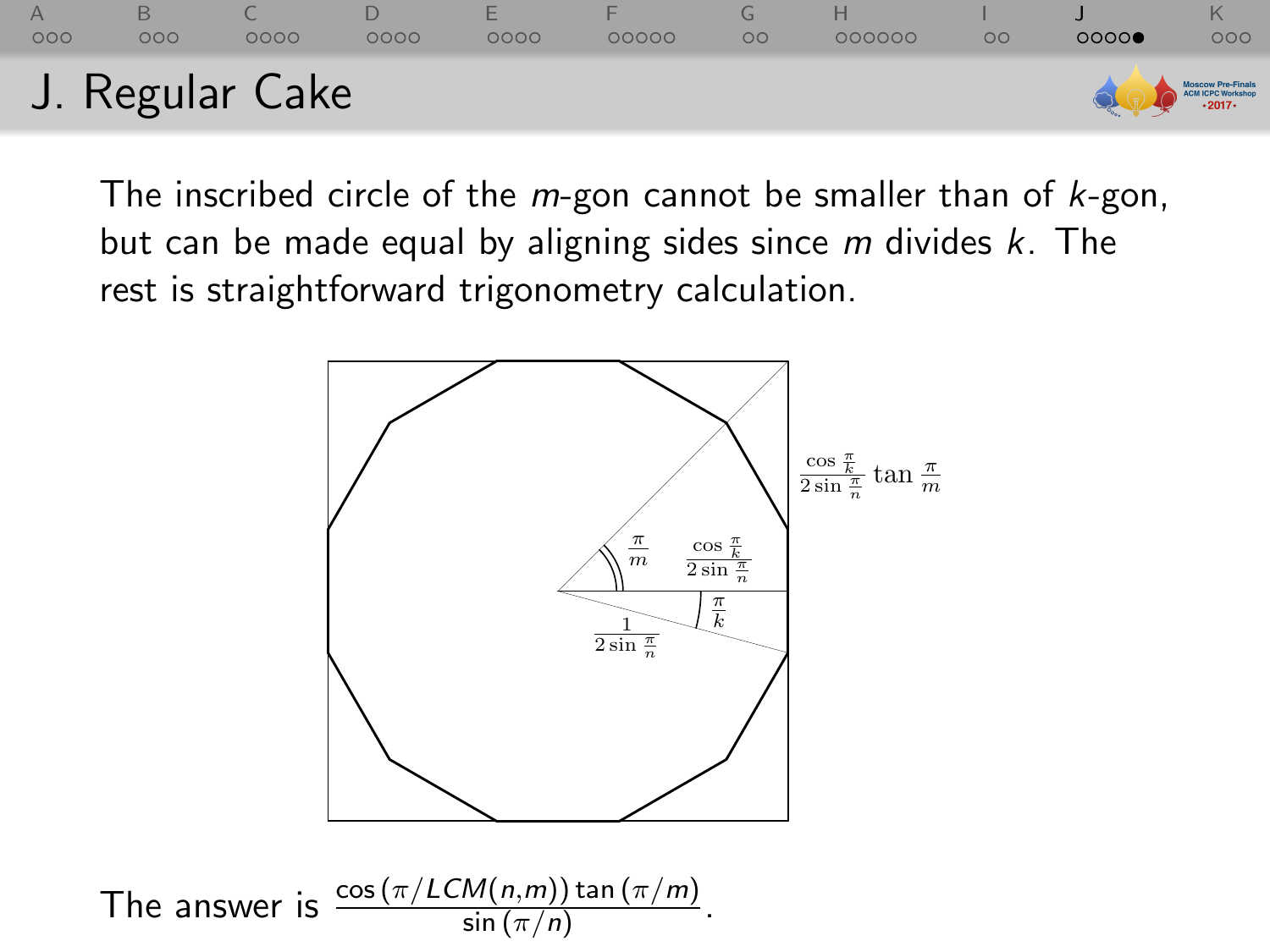# J. Regular Cake

The inscribed circle of the $m$-gon cannot be smaller than of $k$-gon, but can be made equal by aligning sides since $m$ divides $k$. The rest is straightforward trigonometry calculation.

The answer is $\frac{\cos(\pi/LCM(n,m))\tan(\pi/m)}{\sin(\pi/n)}$.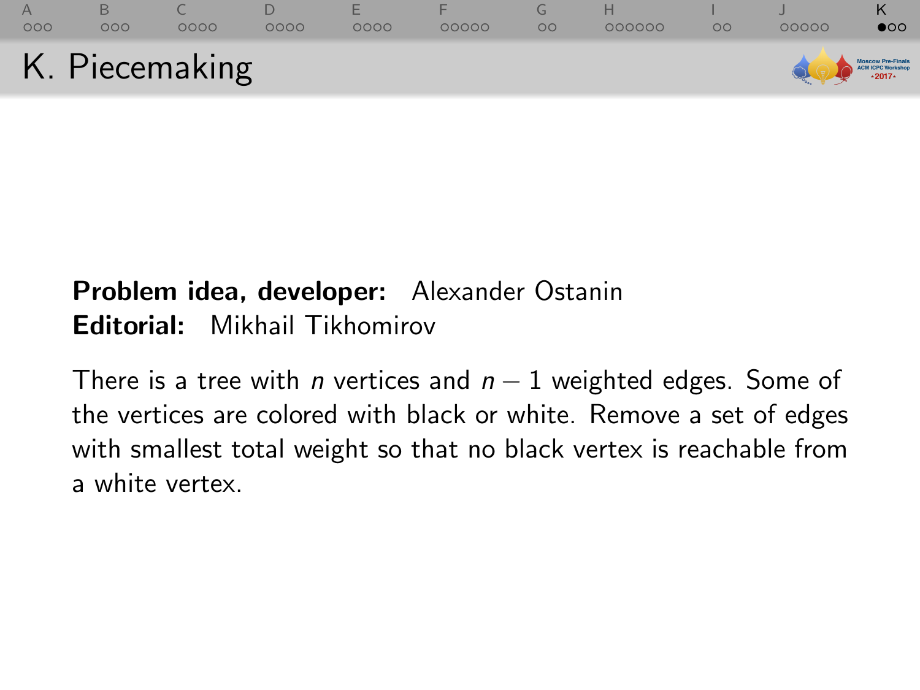# K. Piecemaking

**Problem idea, developer:** Alexander Ostanin
**Editorial:** Mikhail Tikhomirov

There is a tree with $n$ vertices and $n - 1$ weighted edges. Some of the vertices are colored with black or white. Remove a set of edges with smallest total weight so that no black vertex is reachable from a white vertex.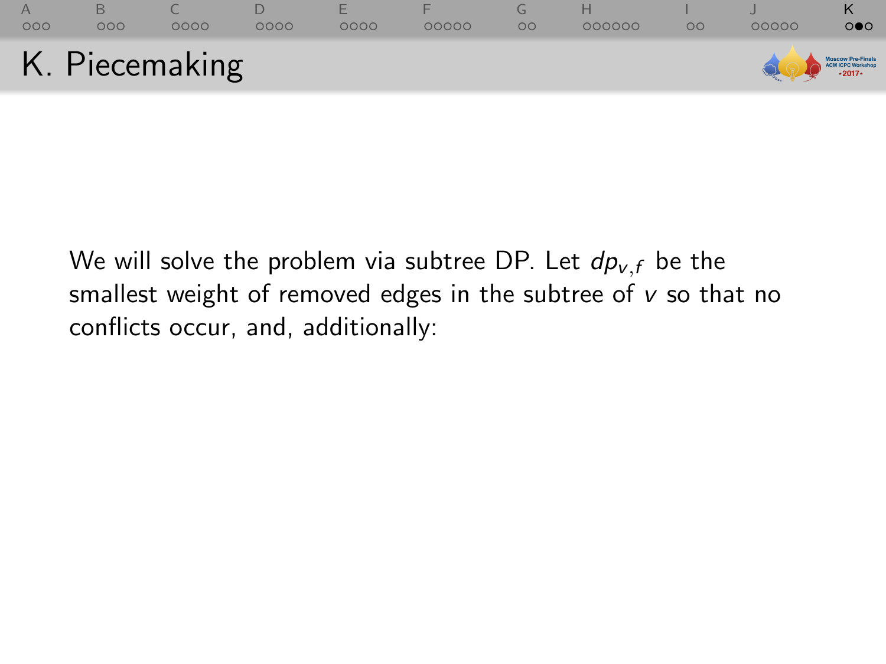# K. Piecemaking

We will solve the problem via subtree DP. Let $dp_{v,f}$ be the smallest weight of removed edges in the subtree of $v$ so that no conflicts occur, and, additionally: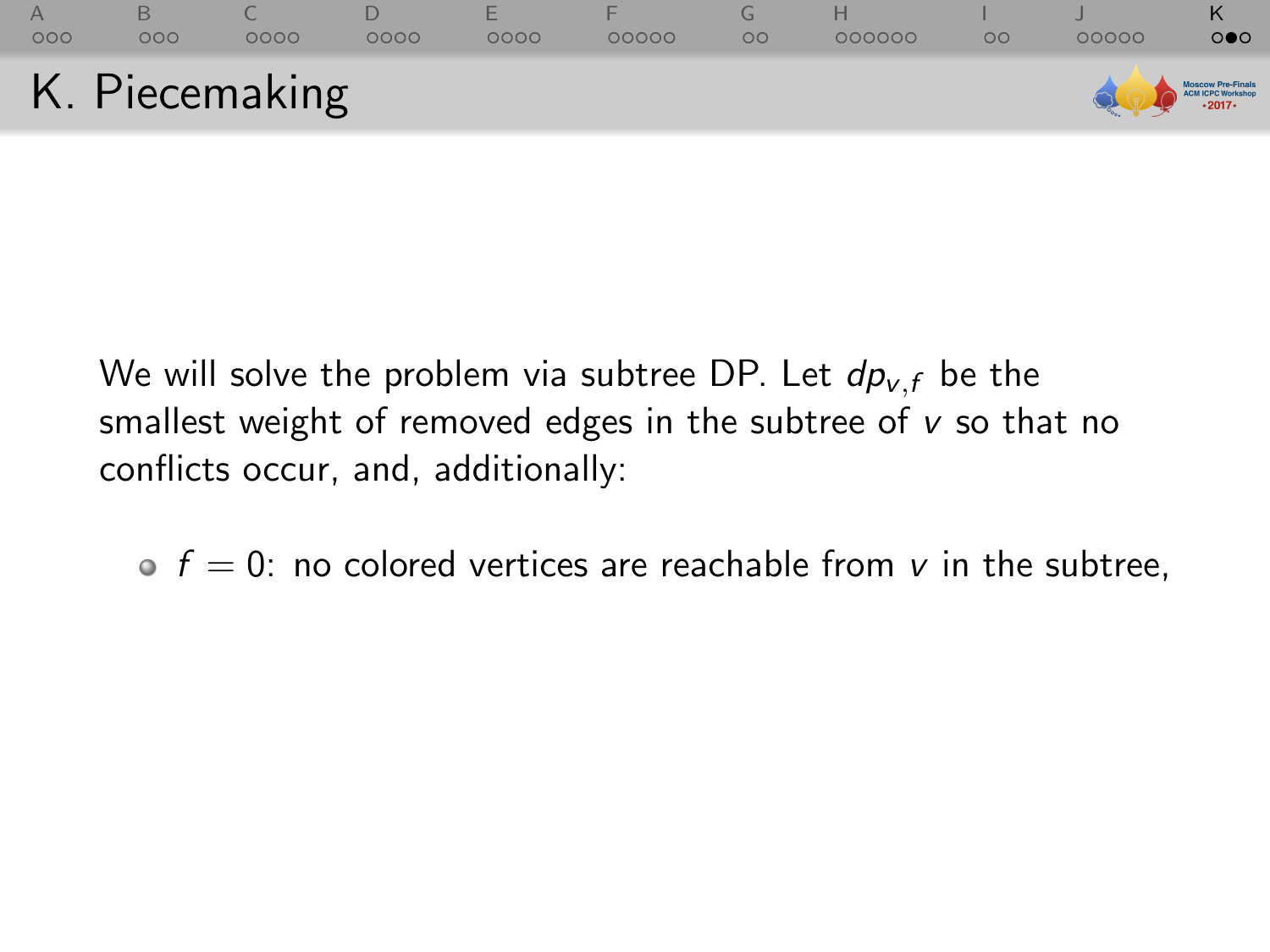# K. Piecemaking

We will solve the problem via subtree DP. Let $dp_{v,f}$ be the smallest weight of removed edges in the subtree of $v$ so that no conflicts occur, and, additionally:

- $f = 0$: no colored vertices are reachable from $v$ in the subtree,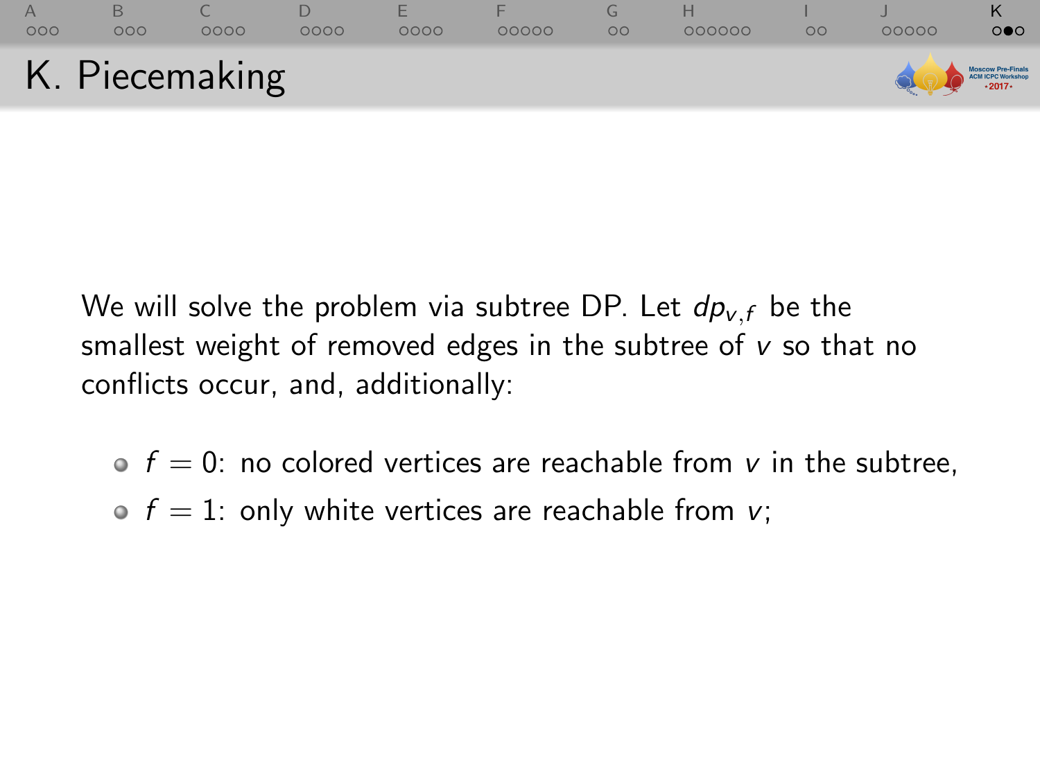# K. Piecemaking

We will solve the problem via subtree DP. Let $dp_{v,f}$ be the smallest weight of removed edges in the subtree of $v$ so that no conflicts occur, and, additionally:

- $f = 0$: no colored vertices are reachable from $v$ in the subtree,
- $f = 1$: only white vertices are reachable from $v$;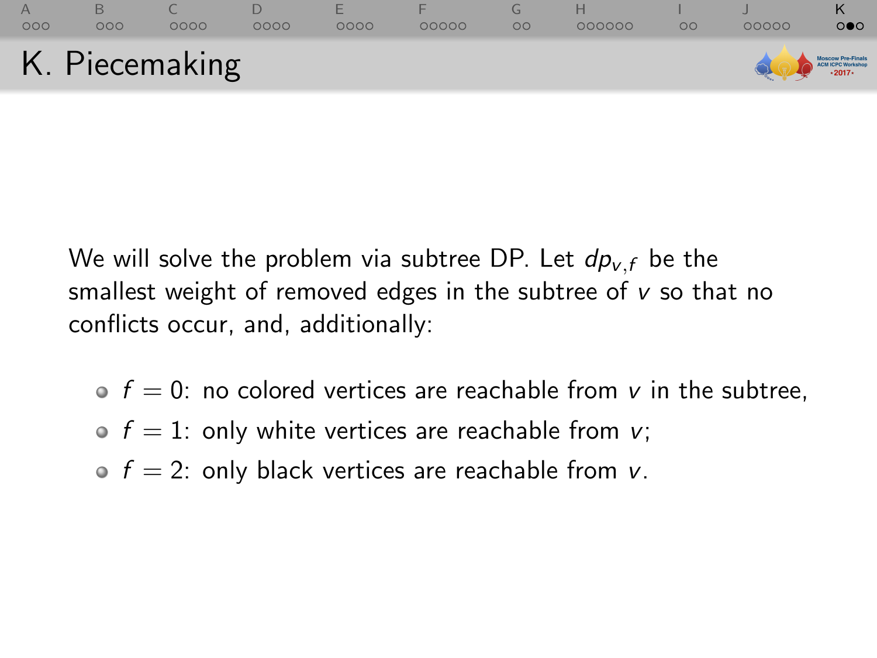# K. Piecemaking

We will solve the problem via subtree DP. Let $dp_{v,f}$ be the smallest weight of removed edges in the subtree of $v$ so that no conflicts occur, and, additionally:

- $f = 0$: no colored vertices are reachable from $v$ in the subtree,
- $f = 1$: only white vertices are reachable from $v$;
- $f = 2$: only black vertices are reachable from $v$.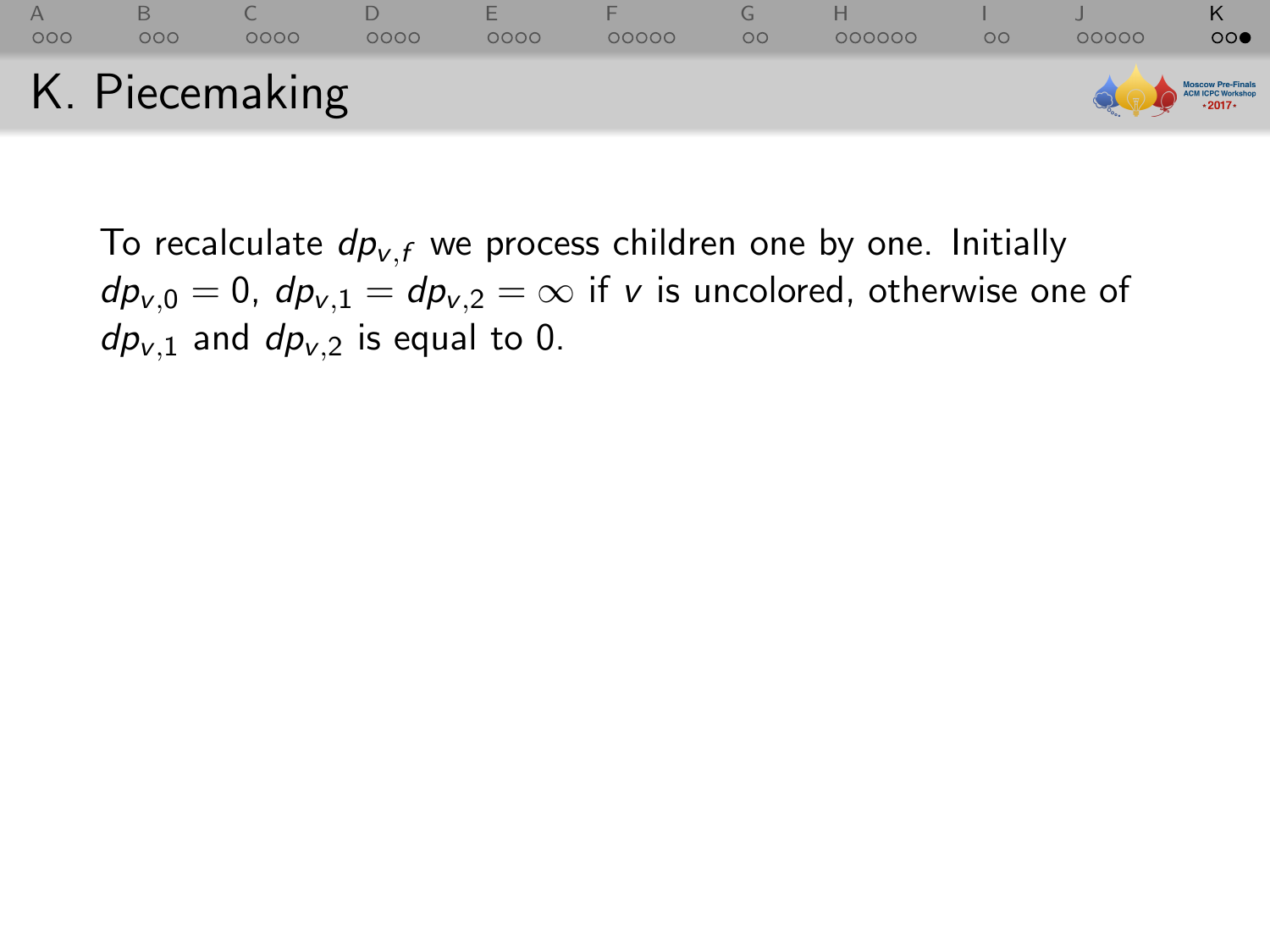# K. Piecemaking

To recalculate $dp_{v,f}$ we process children one by one. Initially $dp_{v,0} = 0$, $dp_{v,1} = dp_{v,2} = \infty$ if $v$ is uncolored, otherwise one of $dp_{v,1}$ and $dp_{v,2}$ is equal to 0.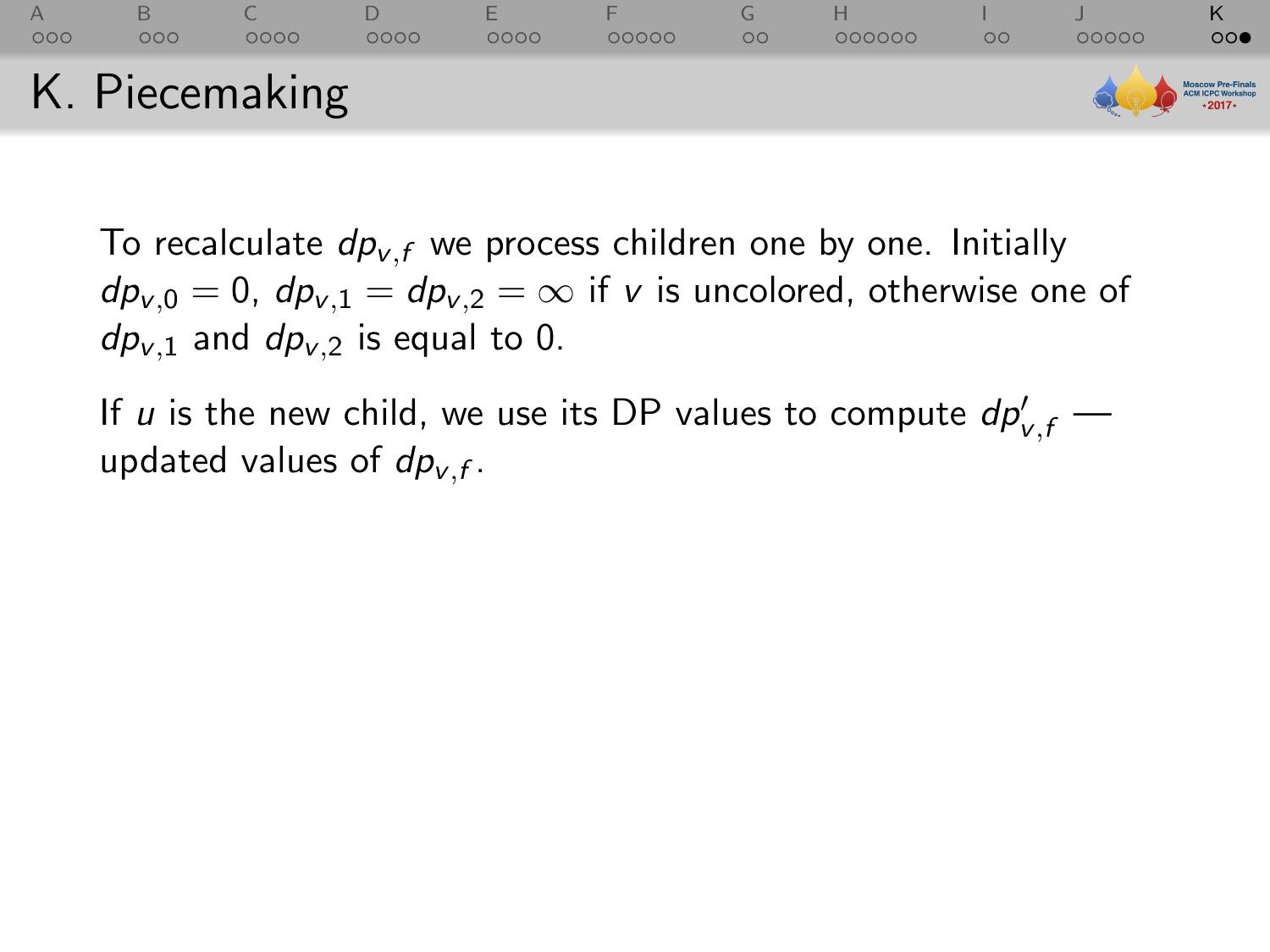# K. Piecemaking

To recalculate $dp_{v,f}$ we process children one by one. Initially $dp_{v,0} = 0$, $dp_{v,1} = dp_{v,2} = \infty$ if $v$ is uncolored, otherwise one of $dp_{v,1}$ and $dp_{v,2}$ is equal to 0.

If $u$ is the new child, we use its DP values to compute $dp'_{v,f}$ — updated values of $dp_{v,f}$.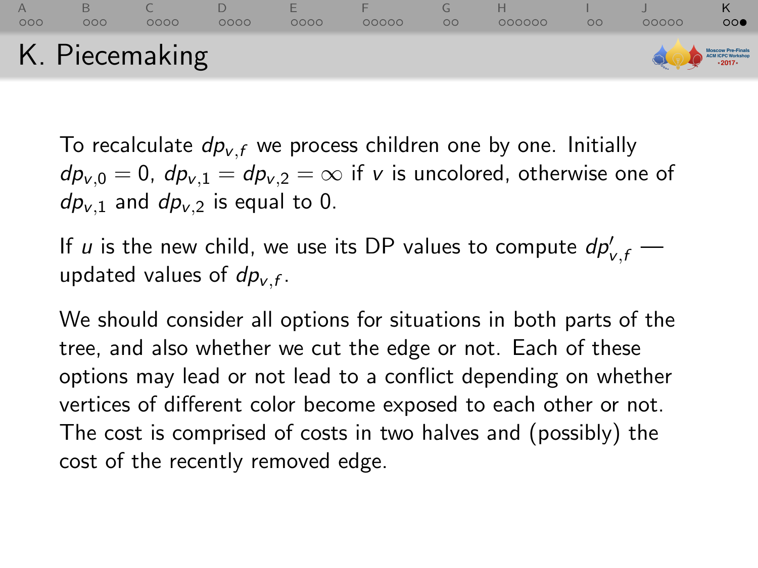# K. Piecemaking

To recalculate $dp_{v,f}$ we process children one by one. Initially $dp_{v,0} = 0$, $dp_{v,1} = dp_{v,2} = \infty$ if $v$ is uncolored, otherwise one of $dp_{v,1}$ and $dp_{v,2}$ is equal to 0.

If $u$ is the new child, we use its DP values to compute $dp'_{v,f}$ — updated values of $dp_{v,f}$.

We should consider all options for situations in both parts of the tree, and also whether we cut the edge or not. Each of these options may lead or not lead to a conflict depending on whether vertices of different color become exposed to each other or not. The cost is comprised of costs in two halves and (possibly) the cost of the recently removed edge.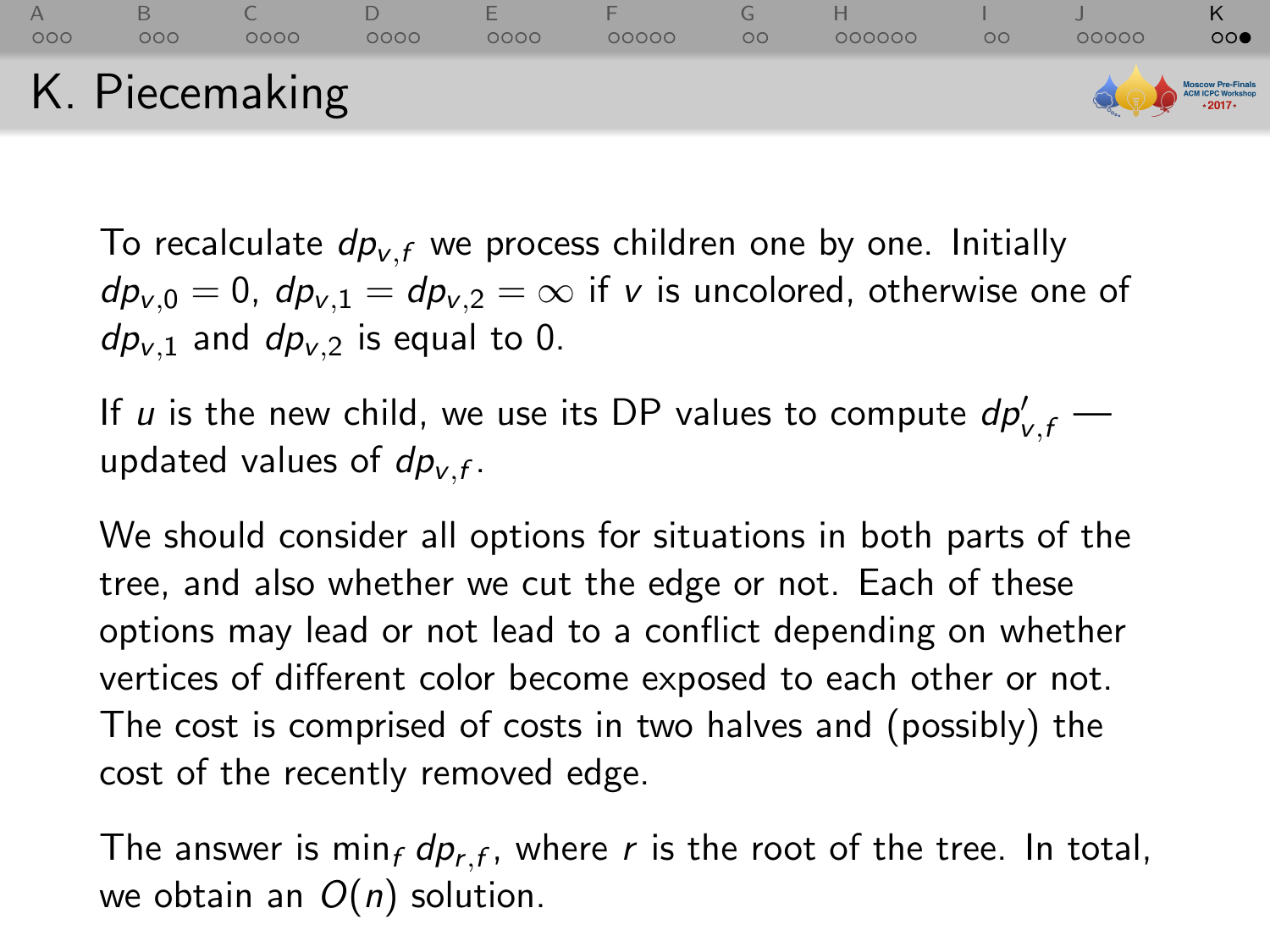# K. Piecemaking

To recalculate $dp_{v,f}$ we process children one by one. Initially $dp_{v,0} = 0$, $dp_{v,1} = dp_{v,2} = \infty$ if $v$ is uncolored, otherwise one of $dp_{v,1}$ and $dp_{v,2}$ is equal to 0.

If $u$ is the new child, we use its DP values to compute $dp'_{v,f}$ — updated values of $dp_{v,f}$.

We should consider all options for situations in both parts of the tree, and also whether we cut the edge or not. Each of these options may lead or not lead to a conflict depending on whether vertices of different color become exposed to each other or not. The cost is comprised of costs in two halves and (possibly) the cost of the recently removed edge.

The answer is $\min_f dp_{r,f}$, where $r$ is the root of the tree. In total, we obtain an $O(n)$ solution.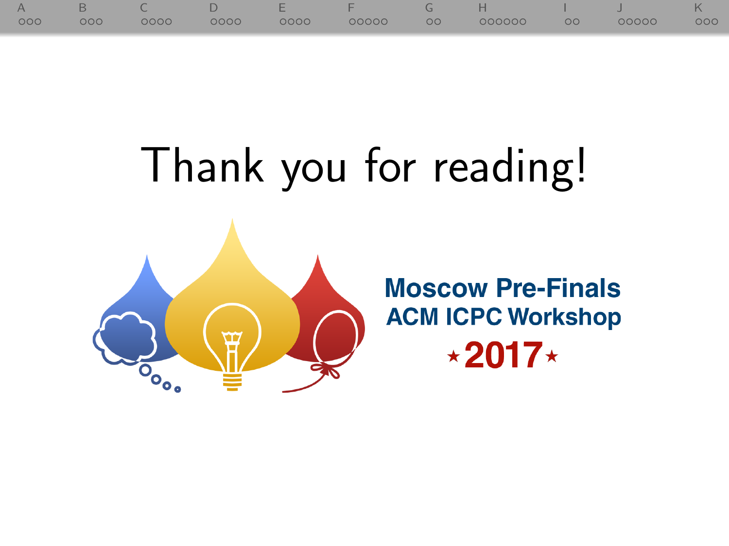# Thank you for reading!

Moscow Pre-Finals
ACM ICPC Workshop
⋆2017⋆